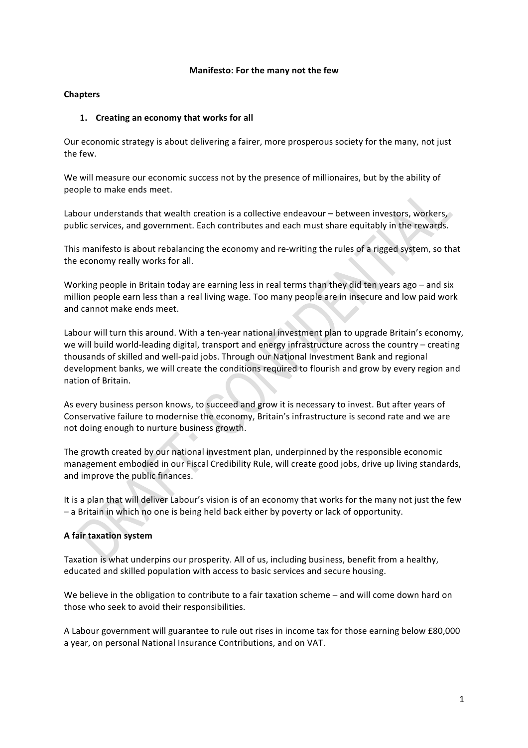**Manifesto: For the many not the few**

**Chapters**

1. **Creating an economy that works for all**

Our economic strategy is about delivering a fairer, more prosperous society for the many, not just the few.

We will measure our economic success not by the presence of millionaires, but by the ability of people to make ends meet.

Labour understands that wealth creation is a collective endeavour – between investors, workers, public services, and government. Each contributes and each must share equitably in the rewards.

This manifesto is about rebalancing the economy and re-writing the rules of a rigged system, so that the economy really works for all.

Working people in Britain today are earning less in real terms than they did ten years ago – and six million people earn less than a real living wage. Too many people are in insecure and low paid work and cannot make ends meet.

Labour will turn this around. With a ten-year national investment plan to upgrade Britain's economy, we will build world-leading digital, transport and energy infrastructure across the country – creating thousands of skilled and well-paid jobs. Through our National Investment Bank and regional development banks, we will create the conditions required to flourish and grow by every region and nation of Britain.

As every business person knows, to succeed and grow it is necessary to invest. But after years of Conservative failure to modernise the economy, Britain's infrastructure is second rate and we are not doing enough to nurture business growth.

The growth created by our national investment plan, underpinned by the responsible economic management embodied in our Fiscal Credibility Rule, will create good jobs, drive up living standards, and improve the public finances.

It is a plan that will deliver Labour's vision is of an economy that works for the many not just the few – a Britain in which no one is being held back either by poverty or lack of opportunity.

**A fair taxation system**

Taxation is what underpins our prosperity. All of us, including business, benefit from a healthy, educated and skilled population with access to basic services and secure housing.

We believe in the obligation to contribute to a fair taxation scheme – and will come down hard on those who seek to avoid their responsibilities.

A Labour government will guarantee to rule out rises in income tax for those earning below £80,000 a year, on personal National Insurance Contributions, and on VAT.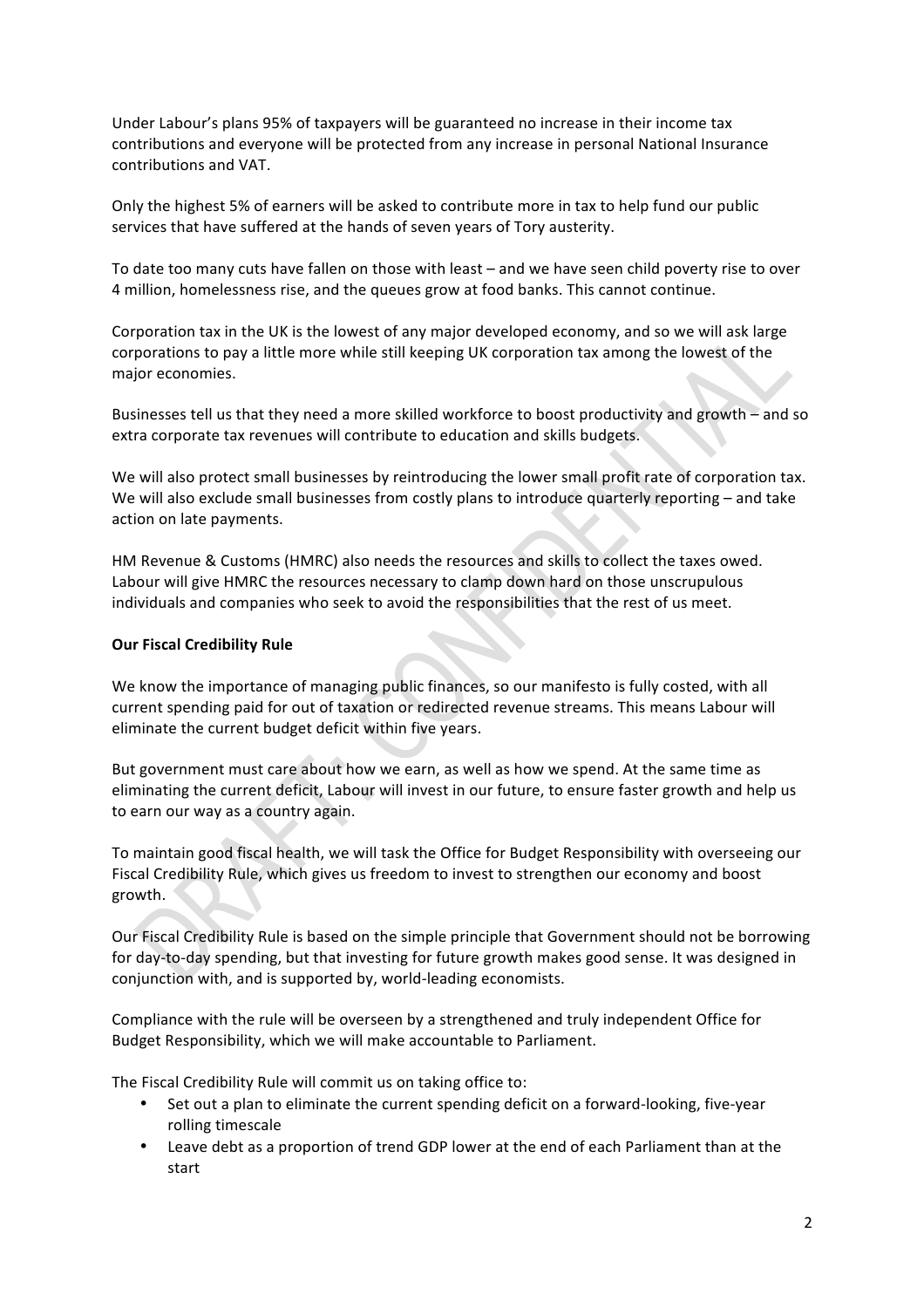Under Labour's plans 95% of taxpayers will be guaranteed no increase in their income tax contributions and everyone will be protected from any increase in personal National Insurance contributions and VAT.

Only the highest 5% of earners will be asked to contribute more in tax to help fund our public services that have suffered at the hands of seven years of Tory austerity.

To date too many cuts have fallen on those with least – and we have seen child poverty rise to over 4 million, homelessness rise, and the queues grow at food banks. This cannot continue.

Corporation tax in the UK is the lowest of any major developed economy, and so we will ask large corporations to pay a little more while still keeping UK corporation tax among the lowest of the major economies.

Businesses tell us that they need a more skilled workforce to boost productivity and growth – and so extra corporate tax revenues will contribute to education and skills budgets.

We will also protect small businesses by reintroducing the lower small profit rate of corporation tax. We will also exclude small businesses from costly plans to introduce quarterly reporting – and take action on late payments.

HM Revenue & Customs (HMRC) also needs the resources and skills to collect the taxes owed. Labour will give HMRC the resources necessary to clamp down hard on those unscrupulous individuals and companies who seek to avoid the responsibilities that the rest of us meet.

**Our Fiscal Credibility Rule**

We know the importance of managing public finances, so our manifesto is fully costed, with all current spending paid for out of taxation or redirected revenue streams. This means Labour will eliminate the current budget deficit within five years.

But government must care about how we earn, as well as how we spend. At the same time as eliminating the current deficit, Labour will invest in our future, to ensure faster growth and help us to earn our way as a country again.

To maintain good fiscal health, we will task the Office for Budget Responsibility with overseeing our Fiscal Credibility Rule, which gives us freedom to invest to strengthen our economy and boost growth.

Our Fiscal Credibility Rule is based on the simple principle that Government should not be borrowing for day-to-day spending, but that investing for future growth makes good sense. It was designed in conjunction with, and is supported by, world-leading economists.

Compliance with the rule will be overseen by a strengthened and truly independent Office for Budget Responsibility, which we will make accountable to Parliament.

The Fiscal Credibility Rule will commit us on taking office to:

- Set out a plan to eliminate the current spending deficit on a forward-looking, five-year rolling timescale
- Leave debt as a proportion of trend GDP lower at the end of each Parliament than at the start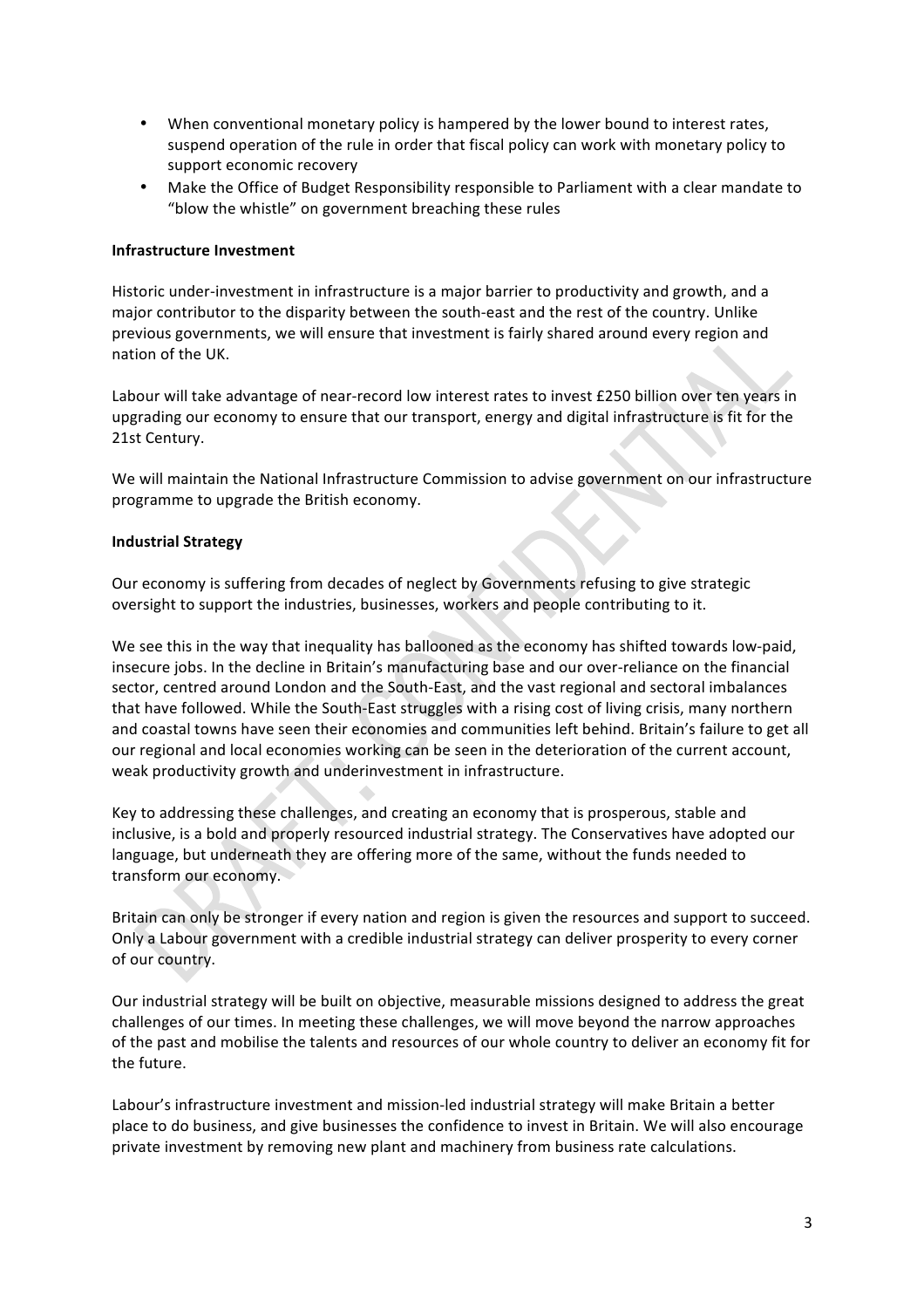- When conventional monetary policy is hampered by the lower bound to interest rates, suspend operation of the rule in order that fiscal policy can work with monetary policy to support economic recovery
- Make the Office of Budget Responsibility responsible to Parliament with a clear mandate to "blow the whistle" on government breaching these rules

**Infrastructure Investment**

Historic under-investment in infrastructure is a major barrier to productivity and growth, and a major contributor to the disparity between the south-east and the rest of the country. Unlike previous governments, we will ensure that investment is fairly shared around every region and nation of the UK.

Labour will take advantage of near-record low interest rates to invest £250 billion over ten years in upgrading our economy to ensure that our transport, energy and digital infrastructure is fit for the 21st Century.

We will maintain the National Infrastructure Commission to advise government on our infrastructure programme to upgrade the British economy.

**Industrial Strategy**

Our economy is suffering from decades of neglect by Governments refusing to give strategic oversight to support the industries, businesses, workers and people contributing to it.

We see this in the way that inequality has ballooned as the economy has shifted towards low-paid, insecure jobs. In the decline in Britain's manufacturing base and our over-reliance on the financial sector, centred around London and the South-East, and the vast regional and sectoral imbalances that have followed. While the South-East struggles with a rising cost of living crisis, many northern and coastal towns have seen their economies and communities left behind. Britain's failure to get all our regional and local economies working can be seen in the deterioration of the current account, weak productivity growth and underinvestment in infrastructure.

Key to addressing these challenges, and creating an economy that is prosperous, stable and inclusive, is a bold and properly resourced industrial strategy. The Conservatives have adopted our language, but underneath they are offering more of the same, without the funds needed to transform our economy.

Britain can only be stronger if every nation and region is given the resources and support to succeed. Only a Labour government with a credible industrial strategy can deliver prosperity to every corner of our country.

Our industrial strategy will be built on objective, measurable missions designed to address the great challenges of our times. In meeting these challenges, we will move beyond the narrow approaches of the past and mobilise the talents and resources of our whole country to deliver an economy fit for the future.

Labour's infrastructure investment and mission-led industrial strategy will make Britain a better place to do business, and give businesses the confidence to invest in Britain. We will also encourage private investment by removing new plant and machinery from business rate calculations.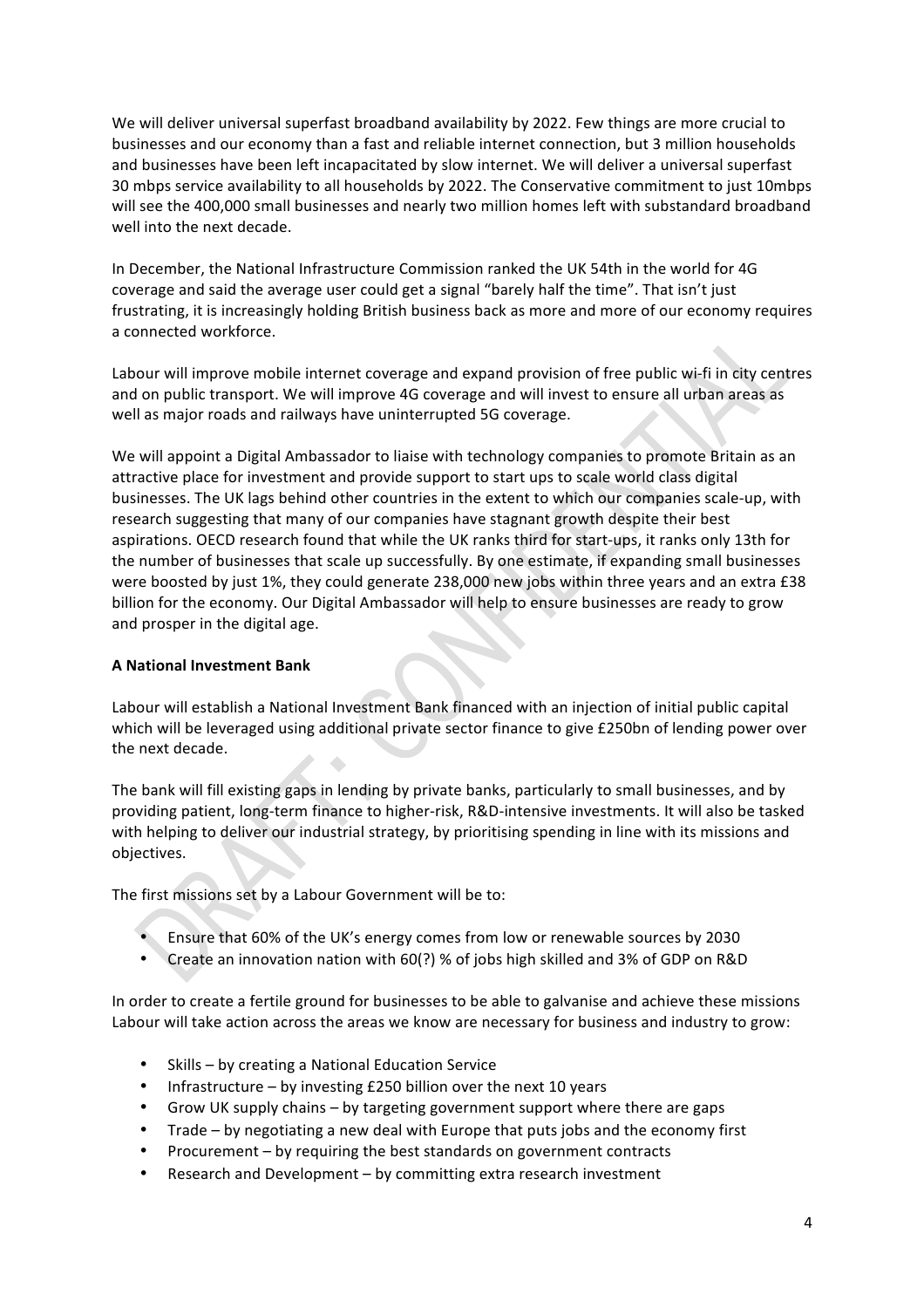We will deliver universal superfast broadband availability by 2022. Few things are more crucial to businesses and our economy than a fast and reliable internet connection, but 3 million households and businesses have been left incapacitated by slow internet. We will deliver a universal superfast 30 mbps service availability to all households by 2022. The Conservative commitment to just 10mbps will see the 400,000 small businesses and nearly two million homes left with substandard broadband well into the next decade.

In December, the National Infrastructure Commission ranked the UK 54th in the world for 4G coverage and said the average user could get a signal "barely half the time". That isn't just frustrating, it is increasingly holding British business back as more and more of our economy requires a connected workforce.

Labour will improve mobile internet coverage and expand provision of free public wi-fi in city centres and on public transport. We will improve 4G coverage and will invest to ensure all urban areas as well as major roads and railways have uninterrupted 5G coverage.

We will appoint a Digital Ambassador to liaise with technology companies to promote Britain as an attractive place for investment and provide support to start ups to scale world class digital businesses. The UK lags behind other countries in the extent to which our companies scale-up, with research suggesting that many of our companies have stagnant growth despite their best aspirations. OECD research found that while the UK ranks third for start-ups, it ranks only 13th for the number of businesses that scale up successfully. By one estimate, if expanding small businesses were boosted by just 1%, they could generate 238,000 new jobs within three years and an extra £38 billion for the economy. Our Digital Ambassador will help to ensure businesses are ready to grow and prosper in the digital age.

**A National Investment Bank**

Labour will establish a National Investment Bank financed with an injection of initial public capital which will be leveraged using additional private sector finance to give £250bn of lending power over the next decade.

The bank will fill existing gaps in lending by private banks, particularly to small businesses, and by providing patient, long-term finance to higher-risk, R&D-intensive investments. It will also be tasked with helping to deliver our industrial strategy, by prioritising spending in line with its missions and objectives.

The first missions set by a Labour Government will be to:

- Ensure that 60% of the UK's energy comes from low or renewable sources by 2030
- Create an innovation nation with 60(?) % of jobs high skilled and 3% of GDP on R&D

In order to create a fertile ground for businesses to be able to galvanise and achieve these missions Labour will take action across the areas we know are necessary for business and industry to grow:

- Skills – by creating a National Education Service
- Infrastructure – by investing £250 billion over the next 10 years
- Grow UK supply chains – by targeting government support where there are gaps
- Trade – by negotiating a new deal with Europe that puts jobs and the economy first
- Procurement – by requiring the best standards on government contracts
- Research and Development – by committing extra research investment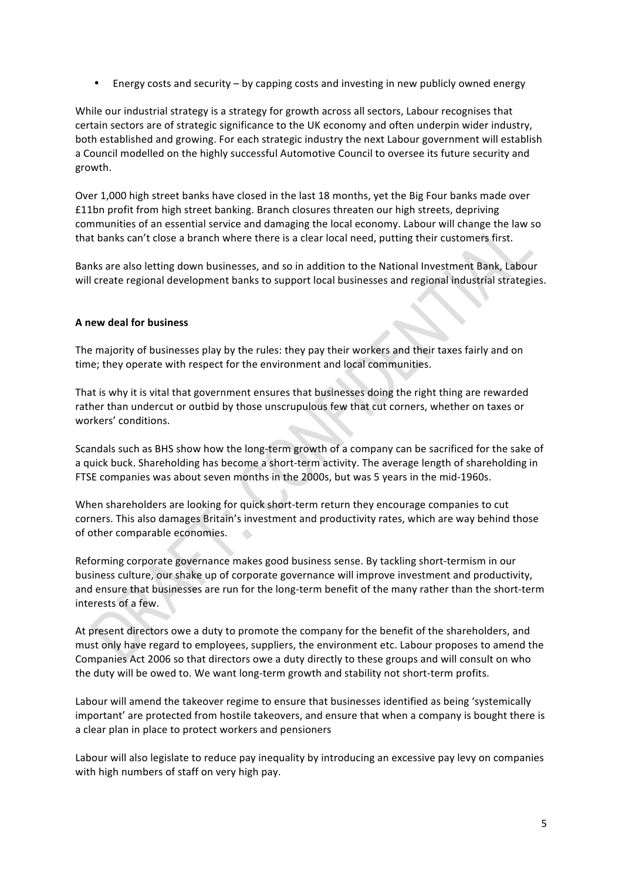- Energy costs and security – by capping costs and investing in new publicly owned energy

While our industrial strategy is a strategy for growth across all sectors, Labour recognises that certain sectors are of strategic significance to the UK economy and often underpin wider industry, both established and growing. For each strategic industry the next Labour government will establish a Council modelled on the highly successful Automotive Council to oversee its future security and growth.

Over 1,000 high street banks have closed in the last 18 months, yet the Big Four banks made over £11bn profit from high street banking. Branch closures threaten our high streets, depriving communities of an essential service and damaging the local economy. Labour will change the law so that banks can't close a branch where there is a clear local need, putting their customers first.

Banks are also letting down businesses, and so in addition to the National Investment Bank, Labour will create regional development banks to support local businesses and regional industrial strategies.

**A new deal for business**

The majority of businesses play by the rules: they pay their workers and their taxes fairly and on time; they operate with respect for the environment and local communities.

That is why it is vital that government ensures that businesses doing the right thing are rewarded rather than undercut or outbid by those unscrupulous few that cut corners, whether on taxes or workers' conditions.

Scandals such as BHS show how the long-term growth of a company can be sacrificed for the sake of a quick buck. Shareholding has become a short-term activity. The average length of shareholding in FTSE companies was about seven months in the 2000s, but was 5 years in the mid-1960s.

When shareholders are looking for quick short-term return they encourage companies to cut corners. This also damages Britain's investment and productivity rates, which are way behind those of other comparable economies.

Reforming corporate governance makes good business sense. By tackling short-termism in our business culture, our shake up of corporate governance will improve investment and productivity, and ensure that businesses are run for the long-term benefit of the many rather than the short-term interests of a few.

At present directors owe a duty to promote the company for the benefit of the shareholders, and must only have regard to employees, suppliers, the environment etc. Labour proposes to amend the Companies Act 2006 so that directors owe a duty directly to these groups and will consult on who the duty will be owed to. We want long-term growth and stability not short-term profits.

Labour will amend the takeover regime to ensure that businesses identified as being 'systemically important' are protected from hostile takeovers, and ensure that when a company is bought there is a clear plan in place to protect workers and pensioners

Labour will also legislate to reduce pay inequality by introducing an excessive pay levy on companies with high numbers of staff on very high pay.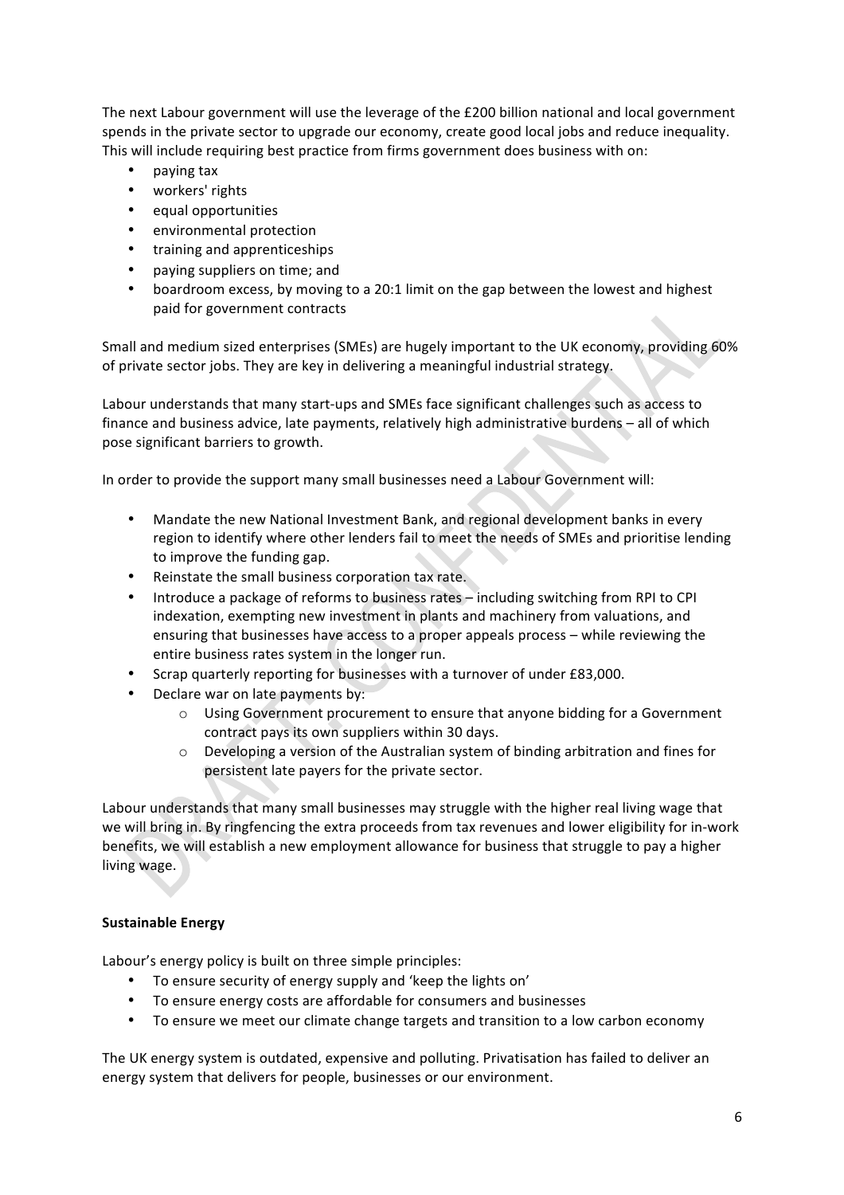The next Labour government will use the leverage of the £200 billion national and local government spends in the private sector to upgrade our economy, create good local jobs and reduce inequality. This will include requiring best practice from firms government does business with on:

- paying tax
- workers' rights
- equal opportunities
- environmental protection
- training and apprenticeships
- paying suppliers on time; and
- boardroom excess, by moving to a 20:1 limit on the gap between the lowest and highest paid for government contracts

Small and medium sized enterprises (SMEs) are hugely important to the UK economy, providing 60% of private sector jobs. They are key in delivering a meaningful industrial strategy.

Labour understands that many start-ups and SMEs face significant challenges such as access to finance and business advice, late payments, relatively high administrative burdens – all of which pose significant barriers to growth.

In order to provide the support many small businesses need a Labour Government will:

- Mandate the new National Investment Bank, and regional development banks in every region to identify where other lenders fail to meet the needs of SMEs and prioritise lending to improve the funding gap.
- Reinstate the small business corporation tax rate.
- Introduce a package of reforms to business rates – including switching from RPI to CPI indexation, exempting new investment in plants and machinery from valuations, and ensuring that businesses have access to a proper appeals process – while reviewing the entire business rates system in the longer run.
- Scrap quarterly reporting for businesses with a turnover of under £83,000.
- Declare war on late payments by:
    - Using Government procurement to ensure that anyone bidding for a Government contract pays its own suppliers within 30 days.
    - Developing a version of the Australian system of binding arbitration and fines for persistent late payers for the private sector.

Labour understands that many small businesses may struggle with the higher real living wage that we will bring in. By ringfencing the extra proceeds from tax revenues and lower eligibility for in-work benefits, we will establish a new employment allowance for business that struggle to pay a higher living wage.

**Sustainable Energy**

Labour's energy policy is built on three simple principles:

- To ensure security of energy supply and 'keep the lights on'
- To ensure energy costs are affordable for consumers and businesses
- To ensure we meet our climate change targets and transition to a low carbon economy

The UK energy system is outdated, expensive and polluting. Privatisation has failed to deliver an energy system that delivers for people, businesses or our environment.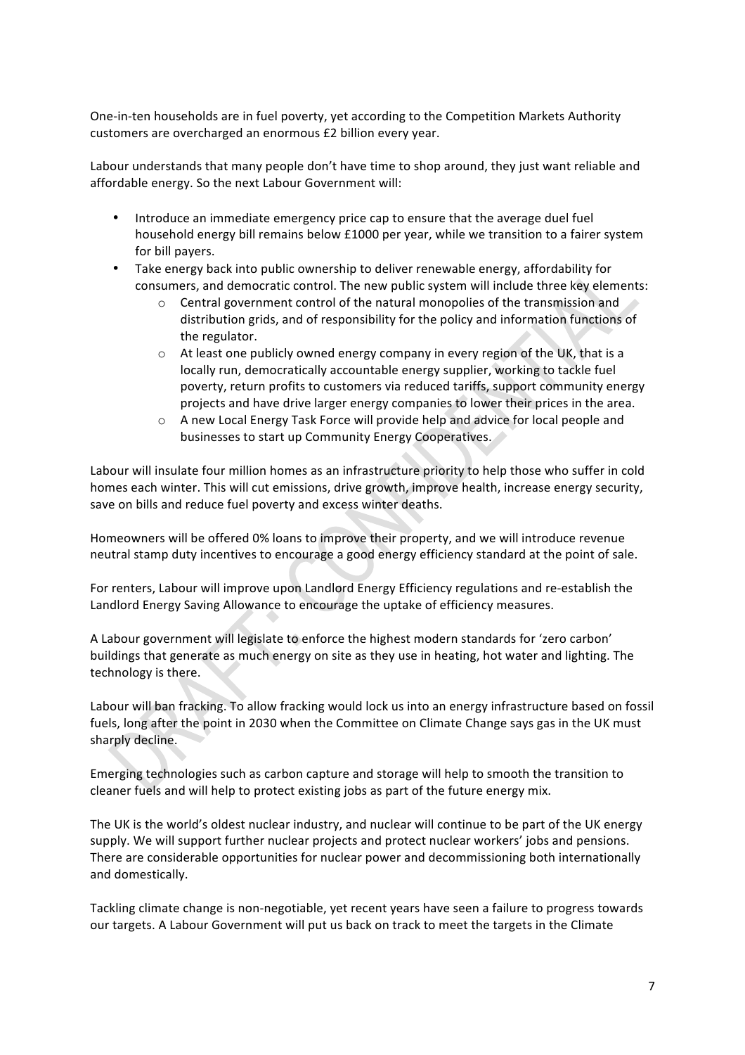One-in-ten households are in fuel poverty, yet according to the Competition Markets Authority customers are overcharged an enormous £2 billion every year.

Labour understands that many people don't have time to shop around, they just want reliable and affordable energy. So the next Labour Government will:

- Introduce an immediate emergency price cap to ensure that the average duel fuel household energy bill remains below £1000 per year, while we transition to a fairer system for bill payers.
- Take energy back into public ownership to deliver renewable energy, affordability for consumers, and democratic control. The new public system will include three key elements:
    - Central government control of the natural monopolies of the transmission and distribution grids, and of responsibility for the policy and information functions of the regulator.
    - At least one publicly owned energy company in every region of the UK, that is a locally run, democratically accountable energy supplier, working to tackle fuel poverty, return profits to customers via reduced tariffs, support community energy projects and have drive larger energy companies to lower their prices in the area.
    - A new Local Energy Task Force will provide help and advice for local people and businesses to start up Community Energy Cooperatives.

Labour will insulate four million homes as an infrastructure priority to help those who suffer in cold homes each winter. This will cut emissions, drive growth, improve health, increase energy security, save on bills and reduce fuel poverty and excess winter deaths.

Homeowners will be offered 0% loans to improve their property, and we will introduce revenue neutral stamp duty incentives to encourage a good energy efficiency standard at the point of sale.

For renters, Labour will improve upon Landlord Energy Efficiency regulations and re-establish the Landlord Energy Saving Allowance to encourage the uptake of efficiency measures.

A Labour government will legislate to enforce the highest modern standards for 'zero carbon' buildings that generate as much energy on site as they use in heating, hot water and lighting. The technology is there.

Labour will ban fracking. To allow fracking would lock us into an energy infrastructure based on fossil fuels, long after the point in 2030 when the Committee on Climate Change says gas in the UK must sharply decline.

Emerging technologies such as carbon capture and storage will help to smooth the transition to cleaner fuels and will help to protect existing jobs as part of the future energy mix.

The UK is the world's oldest nuclear industry, and nuclear will continue to be part of the UK energy supply. We will support further nuclear projects and protect nuclear workers' jobs and pensions. There are considerable opportunities for nuclear power and decommissioning both internationally and domestically.

Tackling climate change is non-negotiable, yet recent years have seen a failure to progress towards our targets. A Labour Government will put us back on track to meet the targets in the Climate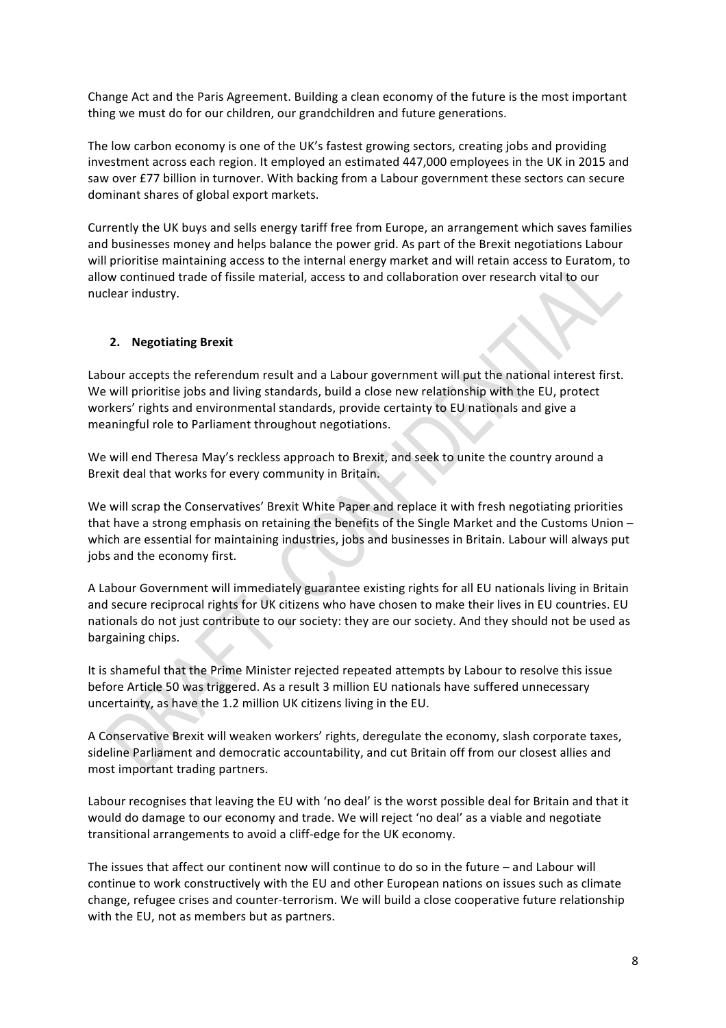Change Act and the Paris Agreement. Building a clean economy of the future is the most important thing we must do for our children, our grandchildren and future generations.

The low carbon economy is one of the UK's fastest growing sectors, creating jobs and providing investment across each region. It employed an estimated 447,000 employees in the UK in 2015 and saw over £77 billion in turnover. With backing from a Labour government these sectors can secure dominant shares of global export markets.

Currently the UK buys and sells energy tariff free from Europe, an arrangement which saves families and businesses money and helps balance the power grid. As part of the Brexit negotiations Labour will prioritise maintaining access to the internal energy market and will retain access to Euratom, to allow continued trade of fissile material, access to and collaboration over research vital to our nuclear industry.

## 2. Negotiating Brexit

Labour accepts the referendum result and a Labour government will put the national interest first. We will prioritise jobs and living standards, build a close new relationship with the EU, protect workers' rights and environmental standards, provide certainty to EU nationals and give a meaningful role to Parliament throughout negotiations.

We will end Theresa May's reckless approach to Brexit, and seek to unite the country around a Brexit deal that works for every community in Britain.

We will scrap the Conservatives' Brexit White Paper and replace it with fresh negotiating priorities that have a strong emphasis on retaining the benefits of the Single Market and the Customs Union – which are essential for maintaining industries, jobs and businesses in Britain. Labour will always put jobs and the economy first.

A Labour Government will immediately guarantee existing rights for all EU nationals living in Britain and secure reciprocal rights for UK citizens who have chosen to make their lives in EU countries. EU nationals do not just contribute to our society: they are our society. And they should not be used as bargaining chips.

It is shameful that the Prime Minister rejected repeated attempts by Labour to resolve this issue before Article 50 was triggered. As a result 3 million EU nationals have suffered unnecessary uncertainty, as have the 1.2 million UK citizens living in the EU.

A Conservative Brexit will weaken workers' rights, deregulate the economy, slash corporate taxes, sideline Parliament and democratic accountability, and cut Britain off from our closest allies and most important trading partners.

Labour recognises that leaving the EU with 'no deal' is the worst possible deal for Britain and that it would do damage to our economy and trade. We will reject 'no deal' as a viable and negotiate transitional arrangements to avoid a cliff-edge for the UK economy.

The issues that affect our continent now will continue to do so in the future – and Labour will continue to work constructively with the EU and other European nations on issues such as climate change, refugee crises and counter-terrorism. We will build a close cooperative future relationship with the EU, not as members but as partners.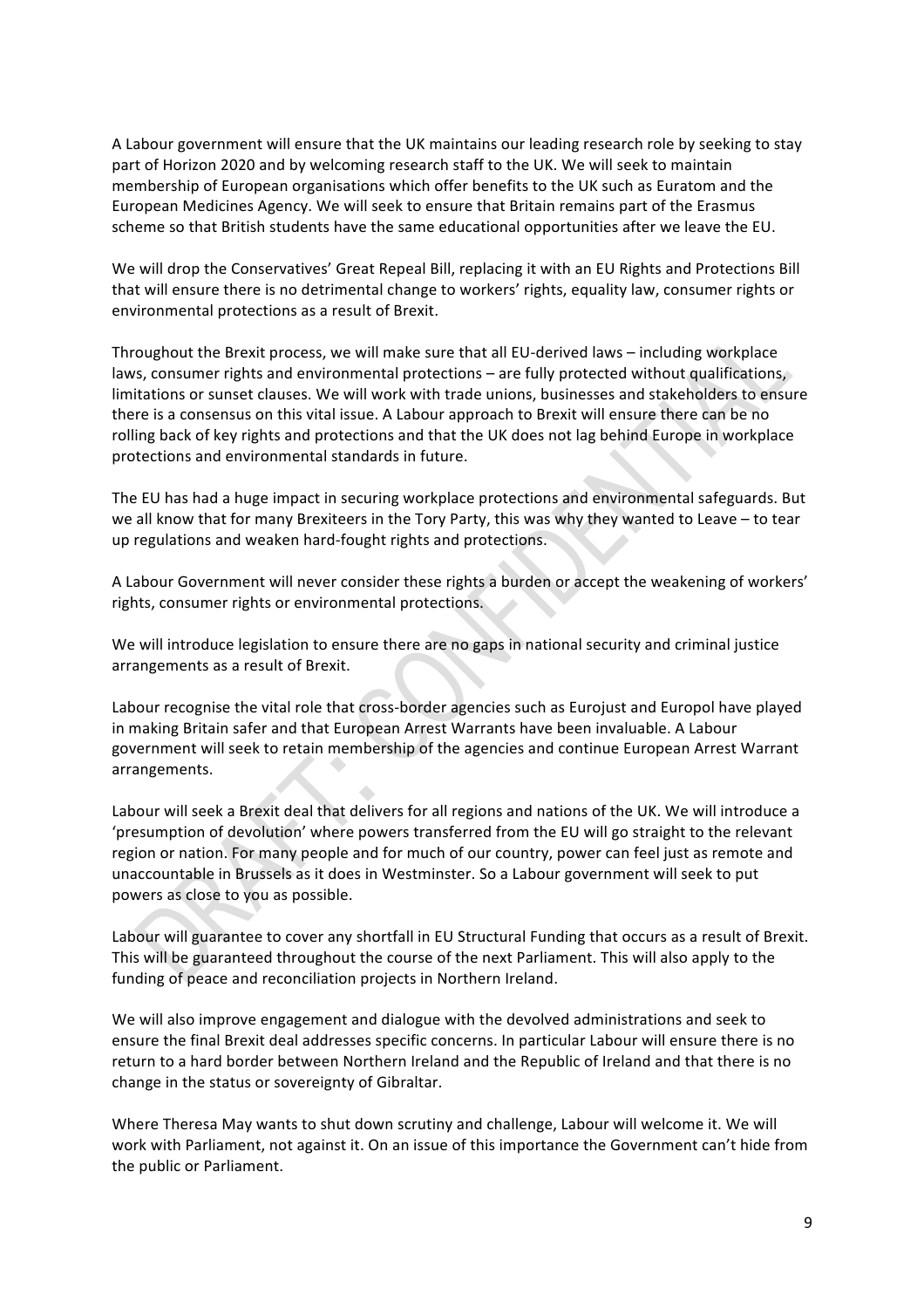A Labour government will ensure that the UK maintains our leading research role by seeking to stay part of Horizon 2020 and by welcoming research staff to the UK. We will seek to maintain membership of European organisations which offer benefits to the UK such as Euratom and the European Medicines Agency. We will seek to ensure that Britain remains part of the Erasmus scheme so that British students have the same educational opportunities after we leave the EU.

We will drop the Conservatives' Great Repeal Bill, replacing it with an EU Rights and Protections Bill that will ensure there is no detrimental change to workers' rights, equality law, consumer rights or environmental protections as a result of Brexit.

Throughout the Brexit process, we will make sure that all EU-derived laws – including workplace laws, consumer rights and environmental protections – are fully protected without qualifications, limitations or sunset clauses. We will work with trade unions, businesses and stakeholders to ensure there is a consensus on this vital issue. A Labour approach to Brexit will ensure there can be no rolling back of key rights and protections and that the UK does not lag behind Europe in workplace protections and environmental standards in future.

The EU has had a huge impact in securing workplace protections and environmental safeguards. But we all know that for many Brexiteers in the Tory Party, this was why they wanted to Leave – to tear up regulations and weaken hard-fought rights and protections.

A Labour Government will never consider these rights a burden or accept the weakening of workers' rights, consumer rights or environmental protections.

We will introduce legislation to ensure there are no gaps in national security and criminal justice arrangements as a result of Brexit.

Labour recognise the vital role that cross-border agencies such as Eurojust and Europol have played in making Britain safer and that European Arrest Warrants have been invaluable. A Labour government will seek to retain membership of the agencies and continue European Arrest Warrant arrangements.

Labour will seek a Brexit deal that delivers for all regions and nations of the UK. We will introduce a 'presumption of devolution' where powers transferred from the EU will go straight to the relevant region or nation. For many people and for much of our country, power can feel just as remote and unaccountable in Brussels as it does in Westminster. So a Labour government will seek to put powers as close to you as possible.

Labour will guarantee to cover any shortfall in EU Structural Funding that occurs as a result of Brexit. This will be guaranteed throughout the course of the next Parliament. This will also apply to the funding of peace and reconciliation projects in Northern Ireland.

We will also improve engagement and dialogue with the devolved administrations and seek to ensure the final Brexit deal addresses specific concerns. In particular Labour will ensure there is no return to a hard border between Northern Ireland and the Republic of Ireland and that there is no change in the status or sovereignty of Gibraltar.

Where Theresa May wants to shut down scrutiny and challenge, Labour will welcome it. We will work with Parliament, not against it. On an issue of this importance the Government can't hide from the public or Parliament.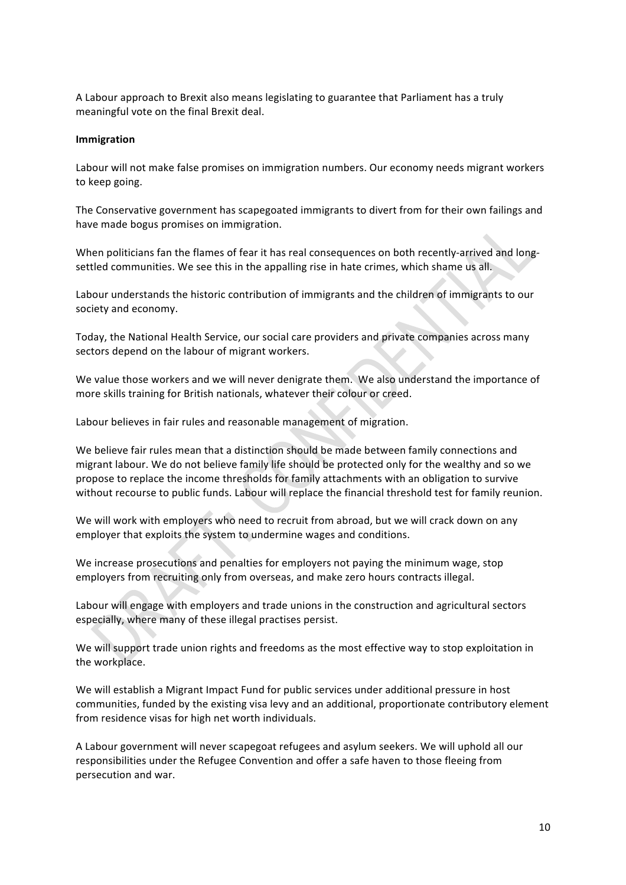A Labour approach to Brexit also means legislating to guarantee that Parliament has a truly meaningful vote on the final Brexit deal.

**Immigration**

Labour will not make false promises on immigration numbers. Our economy needs migrant workers to keep going.

The Conservative government has scapegoated immigrants to divert from for their own failings and have made bogus promises on immigration.

When politicians fan the flames of fear it has real consequences on both recently-arrived and long-settled communities. We see this in the appalling rise in hate crimes, which shame us all.

Labour understands the historic contribution of immigrants and the children of immigrants to our society and economy.

Today, the National Health Service, our social care providers and private companies across many sectors depend on the labour of migrant workers.

We value those workers and we will never denigrate them. We also understand the importance of more skills training for British nationals, whatever their colour or creed.

Labour believes in fair rules and reasonable management of migration.

We believe fair rules mean that a distinction should be made between family connections and migrant labour. We do not believe family life should be protected only for the wealthy and so we propose to replace the income thresholds for family attachments with an obligation to survive without recourse to public funds. Labour will replace the financial threshold test for family reunion.

We will work with employers who need to recruit from abroad, but we will crack down on any employer that exploits the system to undermine wages and conditions.

We increase prosecutions and penalties for employers not paying the minimum wage, stop employers from recruiting only from overseas, and make zero hours contracts illegal.

Labour will engage with employers and trade unions in the construction and agricultural sectors especially, where many of these illegal practises persist.

We will support trade union rights and freedoms as the most effective way to stop exploitation in the workplace.

We will establish a Migrant Impact Fund for public services under additional pressure in host communities, funded by the existing visa levy and an additional, proportionate contributory element from residence visas for high net worth individuals.

A Labour government will never scapegoat refugees and asylum seekers. We will uphold all our responsibilities under the Refugee Convention and offer a safe haven to those fleeing from persecution and war.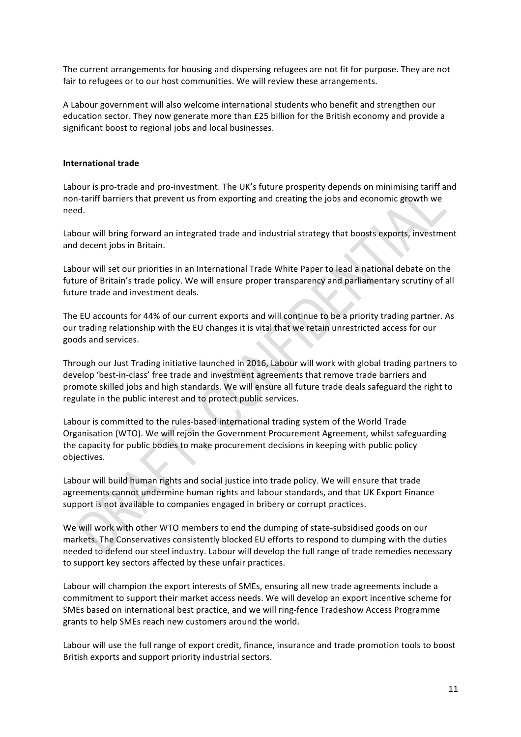The current arrangements for housing and dispersing refugees are not fit for purpose. They are not fair to refugees or to our host communities. We will review these arrangements.

A Labour government will also welcome international students who benefit and strengthen our education sector. They now generate more than £25 billion for the British economy and provide a significant boost to regional jobs and local businesses.

**International trade**

Labour is pro-trade and pro-investment. The UK's future prosperity depends on minimising tariff and non-tariff barriers that prevent us from exporting and creating the jobs and economic growth we need.

Labour will bring forward an integrated trade and industrial strategy that boosts exports, investment and decent jobs in Britain.

Labour will set our priorities in an International Trade White Paper to lead a national debate on the future of Britain's trade policy. We will ensure proper transparency and parliamentary scrutiny of all future trade and investment deals.

The EU accounts for 44% of our current exports and will continue to be a priority trading partner. As our trading relationship with the EU changes it is vital that we retain unrestricted access for our goods and services.

Through our Just Trading initiative launched in 2016, Labour will work with global trading partners to develop 'best-in-class' free trade and investment agreements that remove trade barriers and promote skilled jobs and high standards. We will ensure all future trade deals safeguard the right to regulate in the public interest and to protect public services.

Labour is committed to the rules-based international trading system of the World Trade Organisation (WTO). We will rejoin the Government Procurement Agreement, whilst safeguarding the capacity for public bodies to make procurement decisions in keeping with public policy objectives.

Labour will build human rights and social justice into trade policy. We will ensure that trade agreements cannot undermine human rights and labour standards, and that UK Export Finance support is not available to companies engaged in bribery or corrupt practices.

We will work with other WTO members to end the dumping of state-subsidised goods on our markets. The Conservatives consistently blocked EU efforts to respond to dumping with the duties needed to defend our steel industry. Labour will develop the full range of trade remedies necessary to support key sectors affected by these unfair practices.

Labour will champion the export interests of SMEs, ensuring all new trade agreements include a commitment to support their market access needs. We will develop an export incentive scheme for SMEs based on international best practice, and we will ring-fence Tradeshow Access Programme grants to help SMEs reach new customers around the world.

Labour will use the full range of export credit, finance, insurance and trade promotion tools to boost British exports and support priority industrial sectors.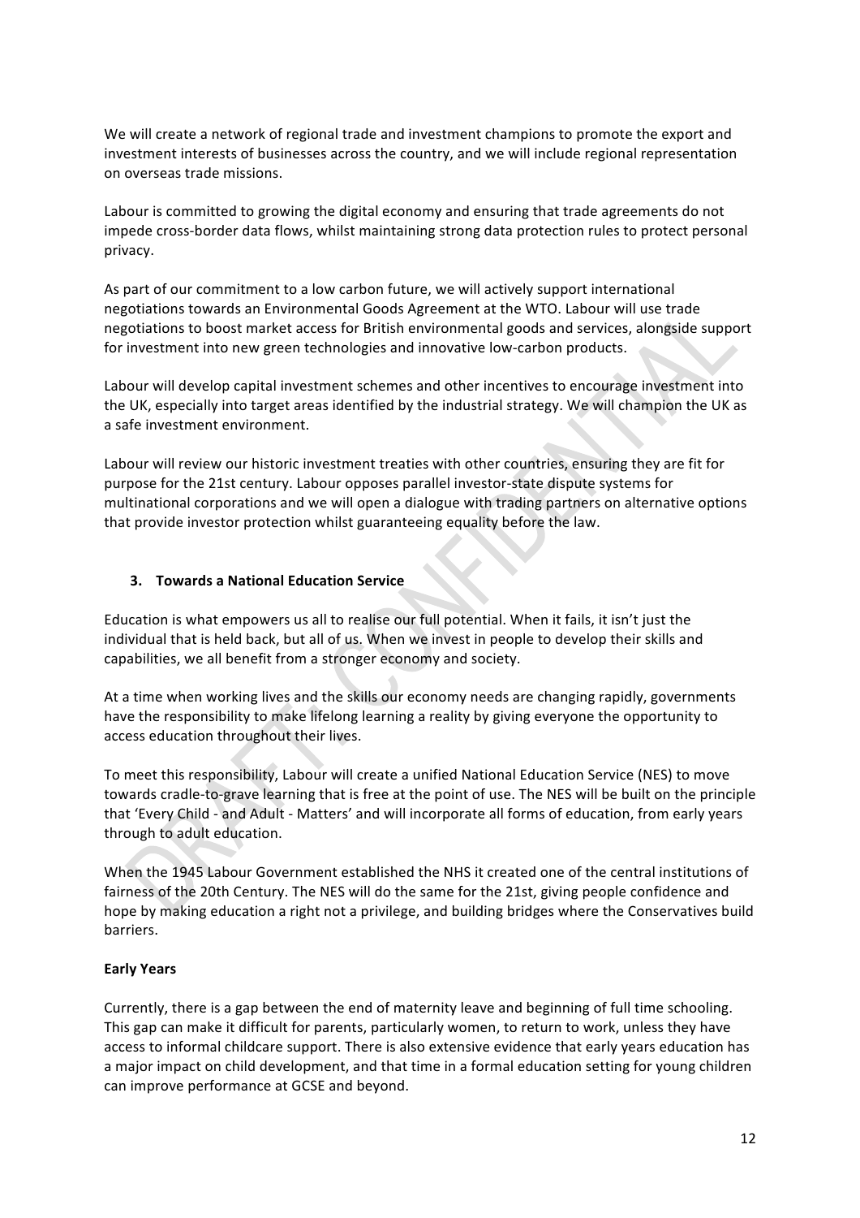We will create a network of regional trade and investment champions to promote the export and investment interests of businesses across the country, and we will include regional representation on overseas trade missions.

Labour is committed to growing the digital economy and ensuring that trade agreements do not impede cross-border data flows, whilst maintaining strong data protection rules to protect personal privacy.

As part of our commitment to a low carbon future, we will actively support international negotiations towards an Environmental Goods Agreement at the WTO. Labour will use trade negotiations to boost market access for British environmental goods and services, alongside support for investment into new green technologies and innovative low-carbon products.

Labour will develop capital investment schemes and other incentives to encourage investment into the UK, especially into target areas identified by the industrial strategy. We will champion the UK as a safe investment environment.

Labour will review our historic investment treaties with other countries, ensuring they are fit for purpose for the 21st century. Labour opposes parallel investor-state dispute systems for multinational corporations and we will open a dialogue with trading partners on alternative options that provide investor protection whilst guaranteeing equality before the law.

## 3. Towards a National Education Service

Education is what empowers us all to realise our full potential. When it fails, it isn't just the individual that is held back, but all of us. When we invest in people to develop their skills and capabilities, we all benefit from a stronger economy and society.

At a time when working lives and the skills our economy needs are changing rapidly, governments have the responsibility to make lifelong learning a reality by giving everyone the opportunity to access education throughout their lives.

To meet this responsibility, Labour will create a unified National Education Service (NES) to move towards cradle-to-grave learning that is free at the point of use. The NES will be built on the principle that 'Every Child - and Adult - Matters' and will incorporate all forms of education, from early years through to adult education.

When the 1945 Labour Government established the NHS it created one of the central institutions of fairness of the 20th Century. The NES will do the same for the 21st, giving people confidence and hope by making education a right not a privilege, and building bridges where the Conservatives build barriers.

### Early Years

Currently, there is a gap between the end of maternity leave and beginning of full time schooling. This gap can make it difficult for parents, particularly women, to return to work, unless they have access to informal childcare support. There is also extensive evidence that early years education has a major impact on child development, and that time in a formal education setting for young children can improve performance at GCSE and beyond.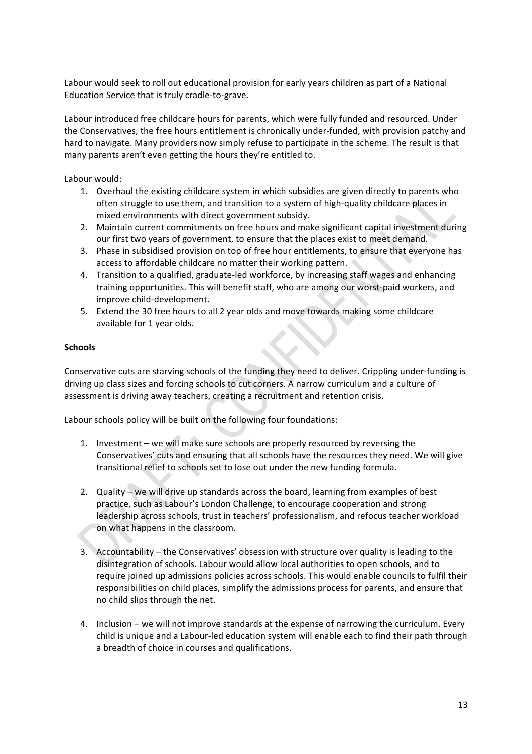Labour would seek to roll out educational provision for early years children as part of a National Education Service that is truly cradle-to-grave.

Labour introduced free childcare hours for parents, which were fully funded and resourced. Under the Conservatives, the free hours entitlement is chronically under-funded, with provision patchy and hard to navigate. Many providers now simply refuse to participate in the scheme. The result is that many parents aren't even getting the hours they're entitled to.

Labour would:

1. Overhaul the existing childcare system in which subsidies are given directly to parents who often struggle to use them, and transition to a system of high-quality childcare places in mixed environments with direct government subsidy.
2. Maintain current commitments on free hours and make significant capital investment during our first two years of government, to ensure that the places exist to meet demand.
3. Phase in subsidised provision on top of free hour entitlements, to ensure that everyone has access to affordable childcare no matter their working pattern.
4. Transition to a qualified, graduate-led workforce, by increasing staff wages and enhancing training opportunities. This will benefit staff, who are among our worst-paid workers, and improve child-development.
5. Extend the 30 free hours to all 2 year olds and move towards making some childcare available for 1 year olds.

**Schools**

Conservative cuts are starving schools of the funding they need to deliver. Crippling under-funding is driving up class sizes and forcing schools to cut corners. A narrow curriculum and a culture of assessment is driving away teachers, creating a recruitment and retention crisis.

Labour schools policy will be built on the following four foundations:

1. Investment – we will make sure schools are properly resourced by reversing the Conservatives' cuts and ensuring that all schools have the resources they need. We will give transitional relief to schools set to lose out under the new funding formula.

2. Quality – we will drive up standards across the board, learning from examples of best practice, such as Labour's London Challenge, to encourage cooperation and strong leadership across schools, trust in teachers' professionalism, and refocus teacher workload on what happens in the classroom.

3. Accountability – the Conservatives' obsession with structure over quality is leading to the disintegration of schools. Labour would allow local authorities to open schools, and to require joined up admissions policies across schools. This would enable councils to fulfil their responsibilities on child places, simplify the admissions process for parents, and ensure that no child slips through the net.

4. Inclusion – we will not improve standards at the expense of narrowing the curriculum. Every child is unique and a Labour-led education system will enable each to find their path through a breadth of choice in courses and qualifications.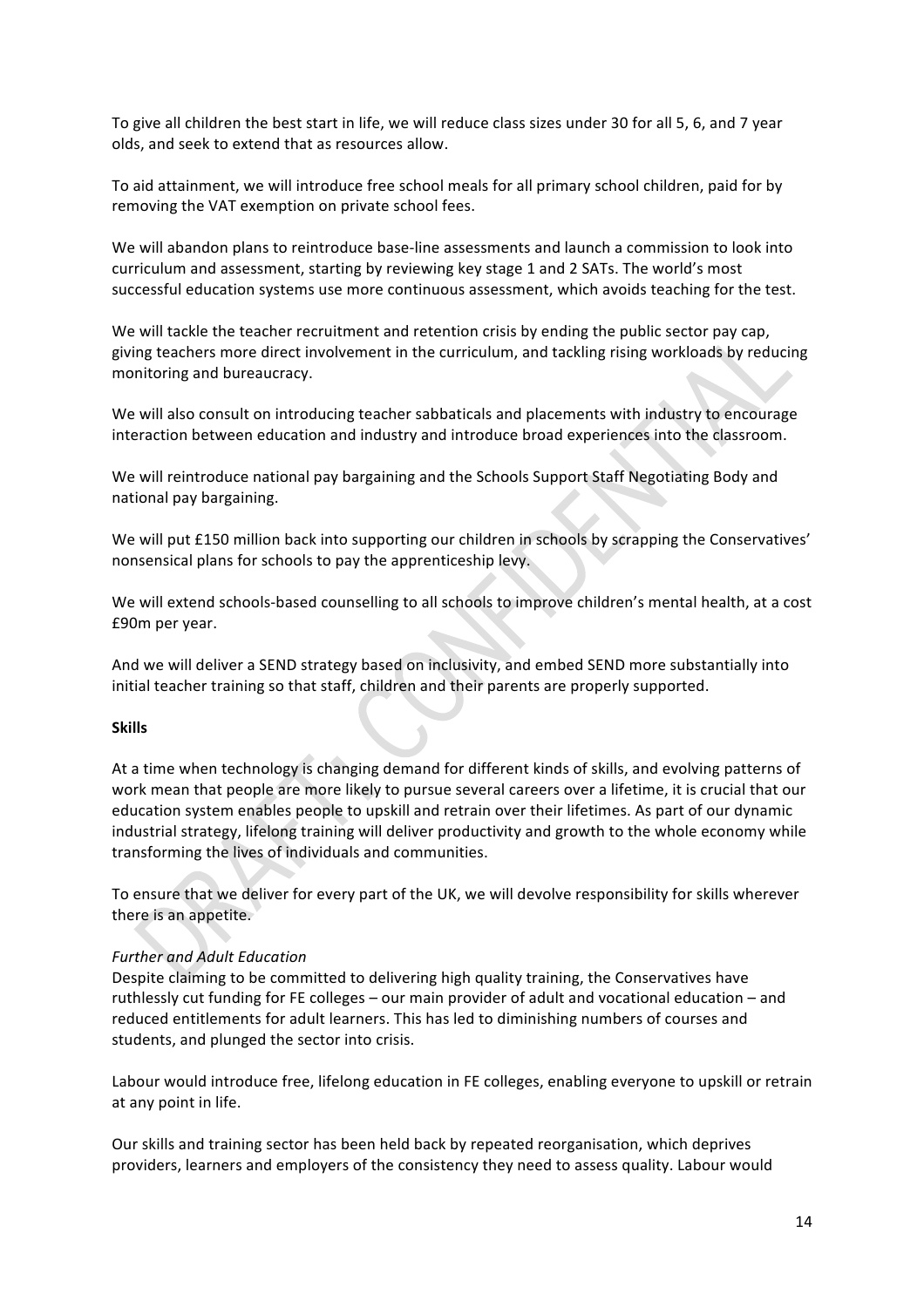To give all children the best start in life, we will reduce class sizes under 30 for all 5, 6, and 7 year olds, and seek to extend that as resources allow.

To aid attainment, we will introduce free school meals for all primary school children, paid for by removing the VAT exemption on private school fees.

We will abandon plans to reintroduce base-line assessments and launch a commission to look into curriculum and assessment, starting by reviewing key stage 1 and 2 SATs. The world's most successful education systems use more continuous assessment, which avoids teaching for the test.

We will tackle the teacher recruitment and retention crisis by ending the public sector pay cap, giving teachers more direct involvement in the curriculum, and tackling rising workloads by reducing monitoring and bureaucracy.

We will also consult on introducing teacher sabbaticals and placements with industry to encourage interaction between education and industry and introduce broad experiences into the classroom.

We will reintroduce national pay bargaining and the Schools Support Staff Negotiating Body and national pay bargaining.

We will put £150 million back into supporting our children in schools by scrapping the Conservatives' nonsensical plans for schools to pay the apprenticeship levy.

We will extend schools-based counselling to all schools to improve children's mental health, at a cost £90m per year.

And we will deliver a SEND strategy based on inclusivity, and embed SEND more substantially into initial teacher training so that staff, children and their parents are properly supported.

**Skills**

At a time when technology is changing demand for different kinds of skills, and evolving patterns of work mean that people are more likely to pursue several careers over a lifetime, it is crucial that our education system enables people to upskill and retrain over their lifetimes. As part of our dynamic industrial strategy, lifelong training will deliver productivity and growth to the whole economy while transforming the lives of individuals and communities.

To ensure that we deliver for every part of the UK, we will devolve responsibility for skills wherever there is an appetite.

*Further and Adult Education*

Despite claiming to be committed to delivering high quality training, the Conservatives have ruthlessly cut funding for FE colleges – our main provider of adult and vocational education – and reduced entitlements for adult learners. This has led to diminishing numbers of courses and students, and plunged the sector into crisis.

Labour would introduce free, lifelong education in FE colleges, enabling everyone to upskill or retrain at any point in life.

Our skills and training sector has been held back by repeated reorganisation, which deprives providers, learners and employers of the consistency they need to assess quality. Labour would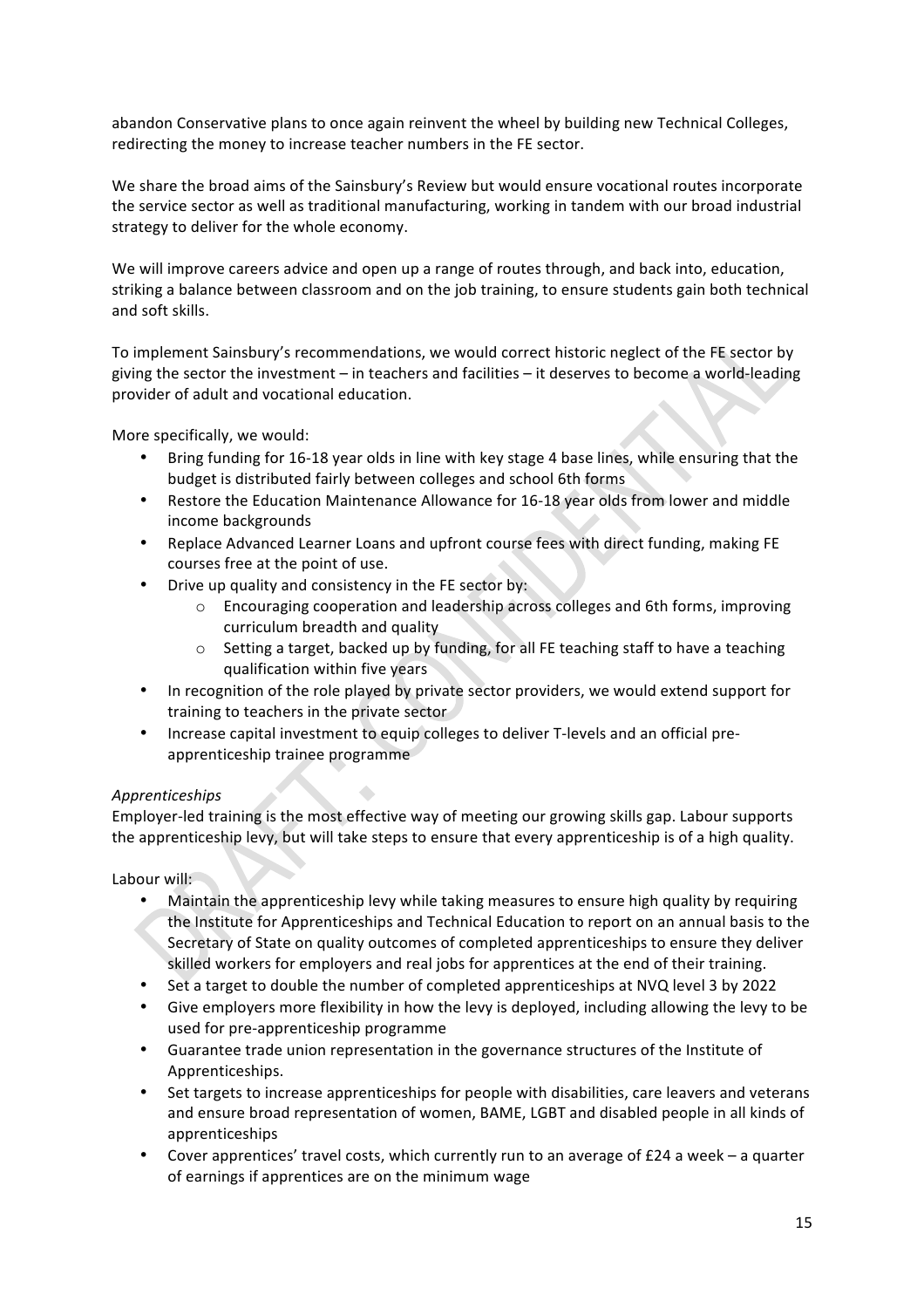abandon Conservative plans to once again reinvent the wheel by building new Technical Colleges, redirecting the money to increase teacher numbers in the FE sector.

We share the broad aims of the Sainsbury's Review but would ensure vocational routes incorporate the service sector as well as traditional manufacturing, working in tandem with our broad industrial strategy to deliver for the whole economy.

We will improve careers advice and open up a range of routes through, and back into, education, striking a balance between classroom and on the job training, to ensure students gain both technical and soft skills.

To implement Sainsbury's recommendations, we would correct historic neglect of the FE sector by giving the sector the investment – in teachers and facilities – it deserves to become a world-leading provider of adult and vocational education.

More specifically, we would:

- Bring funding for 16-18 year olds in line with key stage 4 base lines, while ensuring that the budget is distributed fairly between colleges and school 6th forms
- Restore the Education Maintenance Allowance for 16-18 year olds from lower and middle income backgrounds
- Replace Advanced Learner Loans and upfront course fees with direct funding, making FE courses free at the point of use.
- Drive up quality and consistency in the FE sector by:
    - Encouraging cooperation and leadership across colleges and 6th forms, improving curriculum breadth and quality
    - Setting a target, backed up by funding, for all FE teaching staff to have a teaching qualification within five years
- In recognition of the role played by private sector providers, we would extend support for training to teachers in the private sector
- Increase capital investment to equip colleges to deliver T-levels and an official pre-apprenticeship trainee programme

*Apprenticeships*

Employer-led training is the most effective way of meeting our growing skills gap. Labour supports the apprenticeship levy, but will take steps to ensure that every apprenticeship is of a high quality.

Labour will:

- Maintain the apprenticeship levy while taking measures to ensure high quality by requiring the Institute for Apprenticeships and Technical Education to report on an annual basis to the Secretary of State on quality outcomes of completed apprenticeships to ensure they deliver skilled workers for employers and real jobs for apprentices at the end of their training.
- Set a target to double the number of completed apprenticeships at NVQ level 3 by 2022
- Give employers more flexibility in how the levy is deployed, including allowing the levy to be used for pre-apprenticeship programme
- Guarantee trade union representation in the governance structures of the Institute of Apprenticeships.
- Set targets to increase apprenticeships for people with disabilities, care leavers and veterans and ensure broad representation of women, BAME, LGBT and disabled people in all kinds of apprenticeships
- Cover apprentices' travel costs, which currently run to an average of £24 a week – a quarter of earnings if apprentices are on the minimum wage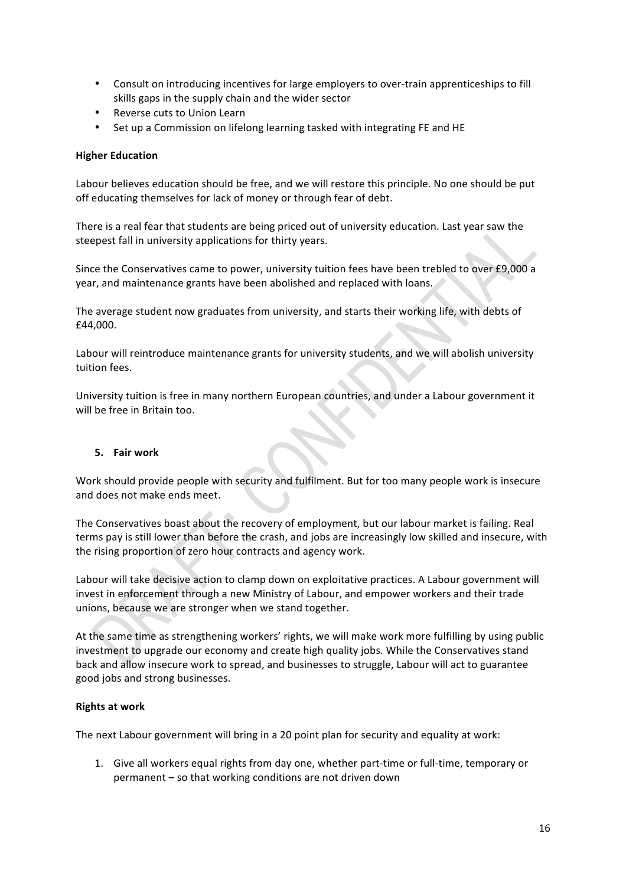- Consult on introducing incentives for large employers to over-train apprenticeships to fill skills gaps in the supply chain and the wider sector
- Reverse cuts to Union Learn
- Set up a Commission on lifelong learning tasked with integrating FE and HE

**Higher Education**

Labour believes education should be free, and we will restore this principle. No one should be put off educating themselves for lack of money or through fear of debt.

There is a real fear that students are being priced out of university education. Last year saw the steepest fall in university applications for thirty years.

Since the Conservatives came to power, university tuition fees have been trebled to over £9,000 a year, and maintenance grants have been abolished and replaced with loans.

The average student now graduates from university, and starts their working life, with debts of £44,000.

Labour will reintroduce maintenance grants for university students, and we will abolish university tuition fees.

University tuition is free in many northern European countries, and under a Labour government it will be free in Britain too.

## 5. Fair work

Work should provide people with security and fulfilment. But for too many people work is insecure and does not make ends meet.

The Conservatives boast about the recovery of employment, but our labour market is failing. Real terms pay is still lower than before the crash, and jobs are increasingly low skilled and insecure, with the rising proportion of zero hour contracts and agency work.

Labour will take decisive action to clamp down on exploitative practices. A Labour government will invest in enforcement through a new Ministry of Labour, and empower workers and their trade unions, because we are stronger when we stand together.

At the same time as strengthening workers' rights, we will make work more fulfilling by using public investment to upgrade our economy and create high quality jobs. While the Conservatives stand back and allow insecure work to spread, and businesses to struggle, Labour will act to guarantee good jobs and strong businesses.

**Rights at work**

The next Labour government will bring in a 20 point plan for security and equality at work:

1. Give all workers equal rights from day one, whether part-time or full-time, temporary or permanent – so that working conditions are not driven down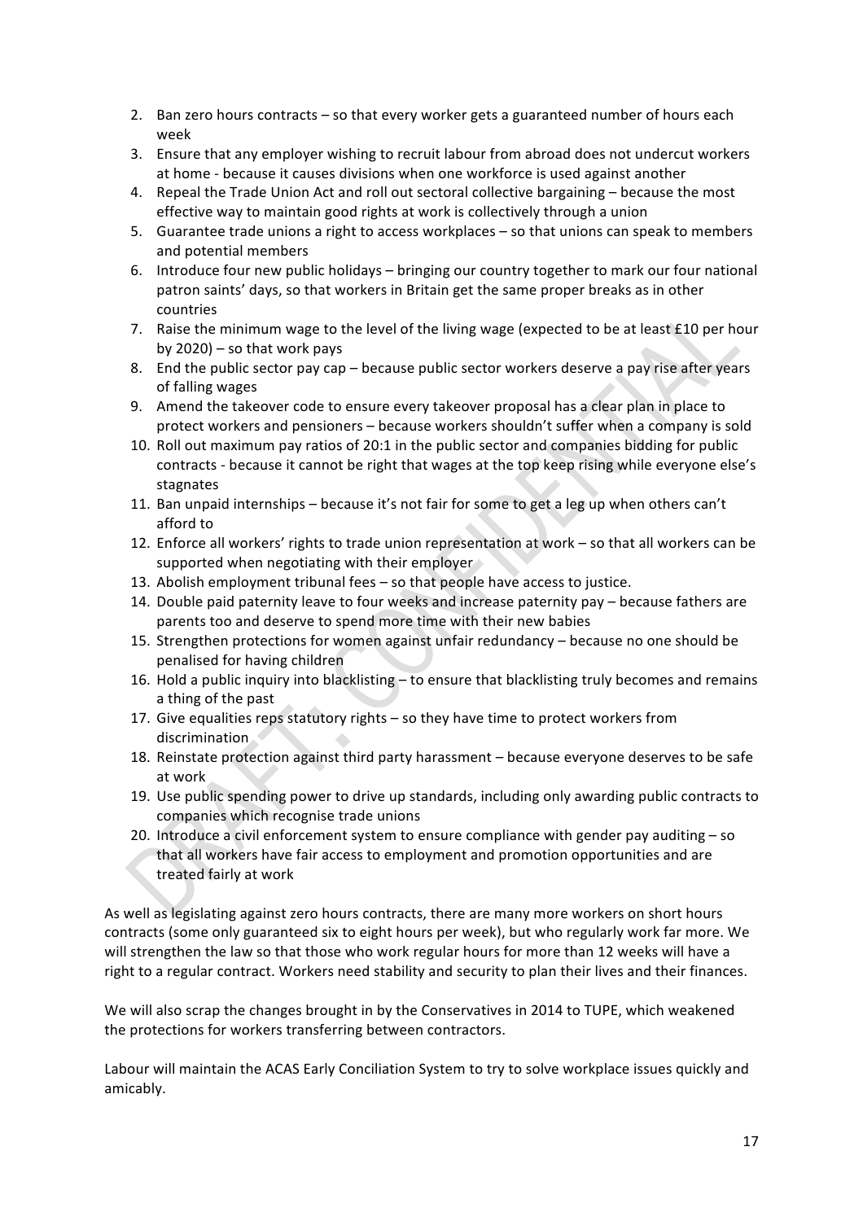2. Ban zero hours contracts – so that every worker gets a guaranteed number of hours each week
3. Ensure that any employer wishing to recruit labour from abroad does not undercut workers at home - because it causes divisions when one workforce is used against another
4. Repeal the Trade Union Act and roll out sectoral collective bargaining – because the most effective way to maintain good rights at work is collectively through a union
5. Guarantee trade unions a right to access workplaces – so that unions can speak to members and potential members
6. Introduce four new public holidays – bringing our country together to mark our four national patron saints' days, so that workers in Britain get the same proper breaks as in other countries
7. Raise the minimum wage to the level of the living wage (expected to be at least £10 per hour by 2020) – so that work pays
8. End the public sector pay cap – because public sector workers deserve a pay rise after years of falling wages
9. Amend the takeover code to ensure every takeover proposal has a clear plan in place to protect workers and pensioners – because workers shouldn't suffer when a company is sold
10. Roll out maximum pay ratios of 20:1 in the public sector and companies bidding for public contracts - because it cannot be right that wages at the top keep rising while everyone else's stagnates
11. Ban unpaid internships – because it's not fair for some to get a leg up when others can't afford to
12. Enforce all workers' rights to trade union representation at work – so that all workers can be supported when negotiating with their employer
13. Abolish employment tribunal fees – so that people have access to justice.
14. Double paid paternity leave to four weeks and increase paternity pay – because fathers are parents too and deserve to spend more time with their new babies
15. Strengthen protections for women against unfair redundancy – because no one should be penalised for having children
16. Hold a public inquiry into blacklisting – to ensure that blacklisting truly becomes and remains a thing of the past
17. Give equalities reps statutory rights – so they have time to protect workers from discrimination
18. Reinstate protection against third party harassment – because everyone deserves to be safe at work
19. Use public spending power to drive up standards, including only awarding public contracts to companies which recognise trade unions
20. Introduce a civil enforcement system to ensure compliance with gender pay auditing – so that all workers have fair access to employment and promotion opportunities and are treated fairly at work

As well as legislating against zero hours contracts, there are many more workers on short hours contracts (some only guaranteed six to eight hours per week), but who regularly work far more. We will strengthen the law so that those who work regular hours for more than 12 weeks will have a right to a regular contract. Workers need stability and security to plan their lives and their finances.

We will also scrap the changes brought in by the Conservatives in 2014 to TUPE, which weakened the protections for workers transferring between contractors.

Labour will maintain the ACAS Early Conciliation System to try to solve workplace issues quickly and amicably.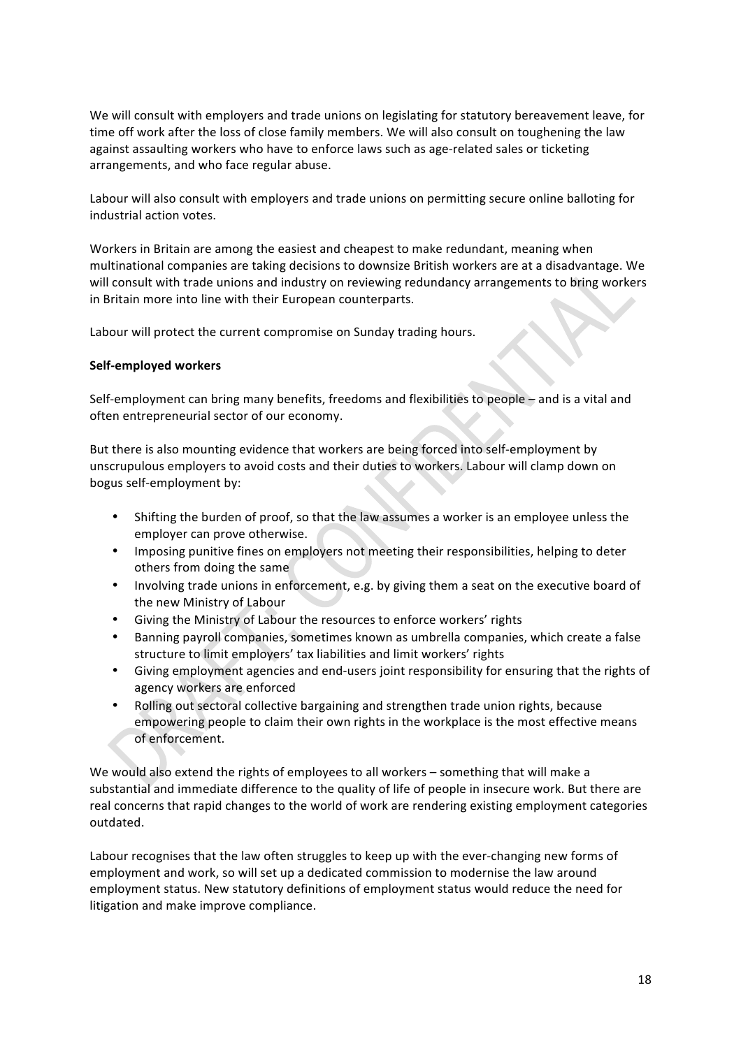We will consult with employers and trade unions on legislating for statutory bereavement leave, for time off work after the loss of close family members. We will also consult on toughening the law against assaulting workers who have to enforce laws such as age-related sales or ticketing arrangements, and who face regular abuse.

Labour will also consult with employers and trade unions on permitting secure online balloting for industrial action votes.

Workers in Britain are among the easiest and cheapest to make redundant, meaning when multinational companies are taking decisions to downsize British workers are at a disadvantage. We will consult with trade unions and industry on reviewing redundancy arrangements to bring workers in Britain more into line with their European counterparts.

Labour will protect the current compromise on Sunday trading hours.

**Self-employed workers**

Self-employment can bring many benefits, freedoms and flexibilities to people – and is a vital and often entrepreneurial sector of our economy.

But there is also mounting evidence that workers are being forced into self-employment by unscrupulous employers to avoid costs and their duties to workers. Labour will clamp down on bogus self-employment by:

- Shifting the burden of proof, so that the law assumes a worker is an employee unless the employer can prove otherwise.
- Imposing punitive fines on employers not meeting their responsibilities, helping to deter others from doing the same
- Involving trade unions in enforcement, e.g. by giving them a seat on the executive board of the new Ministry of Labour
- Giving the Ministry of Labour the resources to enforce workers' rights
- Banning payroll companies, sometimes known as umbrella companies, which create a false structure to limit employers' tax liabilities and limit workers' rights
- Giving employment agencies and end-users joint responsibility for ensuring that the rights of agency workers are enforced
- Rolling out sectoral collective bargaining and strengthen trade union rights, because empowering people to claim their own rights in the workplace is the most effective means of enforcement.

We would also extend the rights of employees to all workers – something that will make a substantial and immediate difference to the quality of life of people in insecure work. But there are real concerns that rapid changes to the world of work are rendering existing employment categories outdated.

Labour recognises that the law often struggles to keep up with the ever-changing new forms of employment and work, so will set up a dedicated commission to modernise the law around employment status. New statutory definitions of employment status would reduce the need for litigation and make improve compliance.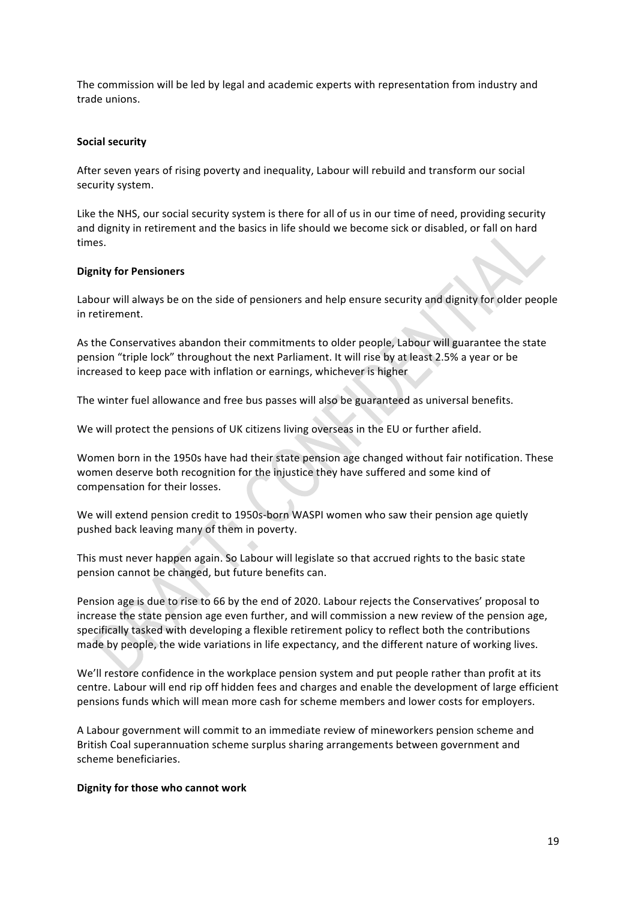The commission will be led by legal and academic experts with representation from industry and trade unions.

**Social security**

After seven years of rising poverty and inequality, Labour will rebuild and transform our social security system.

Like the NHS, our social security system is there for all of us in our time of need, providing security and dignity in retirement and the basics in life should we become sick or disabled, or fall on hard times.

**Dignity for Pensioners**

Labour will always be on the side of pensioners and help ensure security and dignity for older people in retirement.

As the Conservatives abandon their commitments to older people, Labour will guarantee the state pension "triple lock" throughout the next Parliament. It will rise by at least 2.5% a year or be increased to keep pace with inflation or earnings, whichever is higher

The winter fuel allowance and free bus passes will also be guaranteed as universal benefits.

We will protect the pensions of UK citizens living overseas in the EU or further afield.

Women born in the 1950s have had their state pension age changed without fair notification. These women deserve both recognition for the injustice they have suffered and some kind of compensation for their losses.

We will extend pension credit to 1950s-born WASPI women who saw their pension age quietly pushed back leaving many of them in poverty.

This must never happen again. So Labour will legislate so that accrued rights to the basic state pension cannot be changed, but future benefits can.

Pension age is due to rise to 66 by the end of 2020. Labour rejects the Conservatives' proposal to increase the state pension age even further, and will commission a new review of the pension age, specifically tasked with developing a flexible retirement policy to reflect both the contributions made by people, the wide variations in life expectancy, and the different nature of working lives.

We'll restore confidence in the workplace pension system and put people rather than profit at its centre. Labour will end rip off hidden fees and charges and enable the development of large efficient pensions funds which will mean more cash for scheme members and lower costs for employers.

A Labour government will commit to an immediate review of mineworkers pension scheme and British Coal superannuation scheme surplus sharing arrangements between government and scheme beneficiaries.

**Dignity for those who cannot work**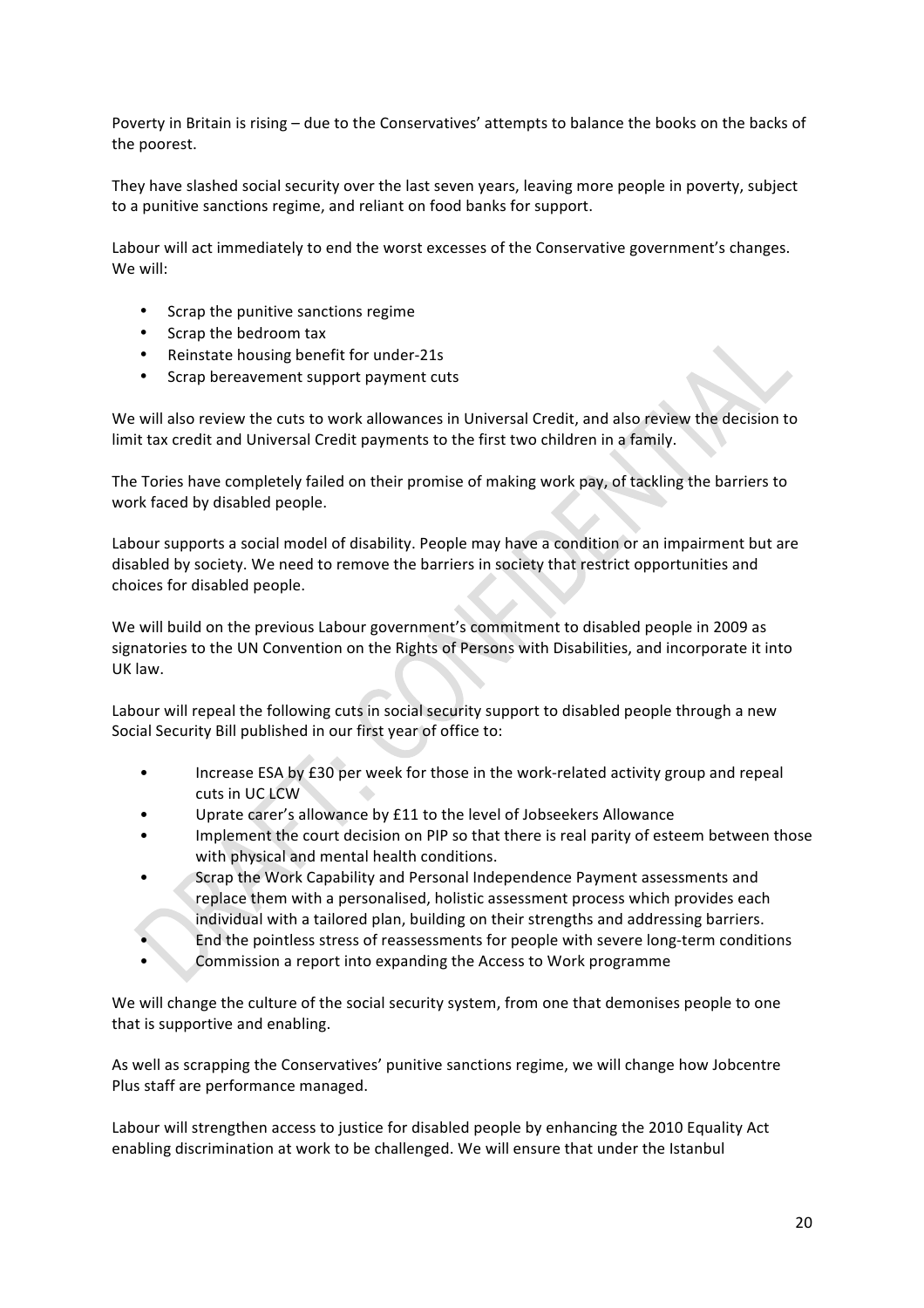Poverty in Britain is rising – due to the Conservatives' attempts to balance the books on the backs of the poorest.

They have slashed social security over the last seven years, leaving more people in poverty, subject to a punitive sanctions regime, and reliant on food banks for support.

Labour will act immediately to end the worst excesses of the Conservative government's changes. We will:

- Scrap the punitive sanctions regime
- Scrap the bedroom tax
- Reinstate housing benefit for under-21s
- Scrap bereavement support payment cuts

We will also review the cuts to work allowances in Universal Credit, and also review the decision to limit tax credit and Universal Credit payments to the first two children in a family.

The Tories have completely failed on their promise of making work pay, of tackling the barriers to work faced by disabled people.

Labour supports a social model of disability. People may have a condition or an impairment but are disabled by society. We need to remove the barriers in society that restrict opportunities and choices for disabled people.

We will build on the previous Labour government's commitment to disabled people in 2009 as signatories to the UN Convention on the Rights of Persons with Disabilities, and incorporate it into UK law.

Labour will repeal the following cuts in social security support to disabled people through a new Social Security Bill published in our first year of office to:

- Increase ESA by £30 per week for those in the work-related activity group and repeal cuts in UC LCW
- Uprate carer's allowance by £11 to the level of Jobseekers Allowance
- Implement the court decision on PIP so that there is real parity of esteem between those with physical and mental health conditions.
- Scrap the Work Capability and Personal Independence Payment assessments and replace them with a personalised, holistic assessment process which provides each individual with a tailored plan, building on their strengths and addressing barriers.
- End the pointless stress of reassessments for people with severe long-term conditions
- Commission a report into expanding the Access to Work programme

We will change the culture of the social security system, from one that demonises people to one that is supportive and enabling.

As well as scrapping the Conservatives' punitive sanctions regime, we will change how Jobcentre Plus staff are performance managed.

Labour will strengthen access to justice for disabled people by enhancing the 2010 Equality Act enabling discrimination at work to be challenged. We will ensure that under the Istanbul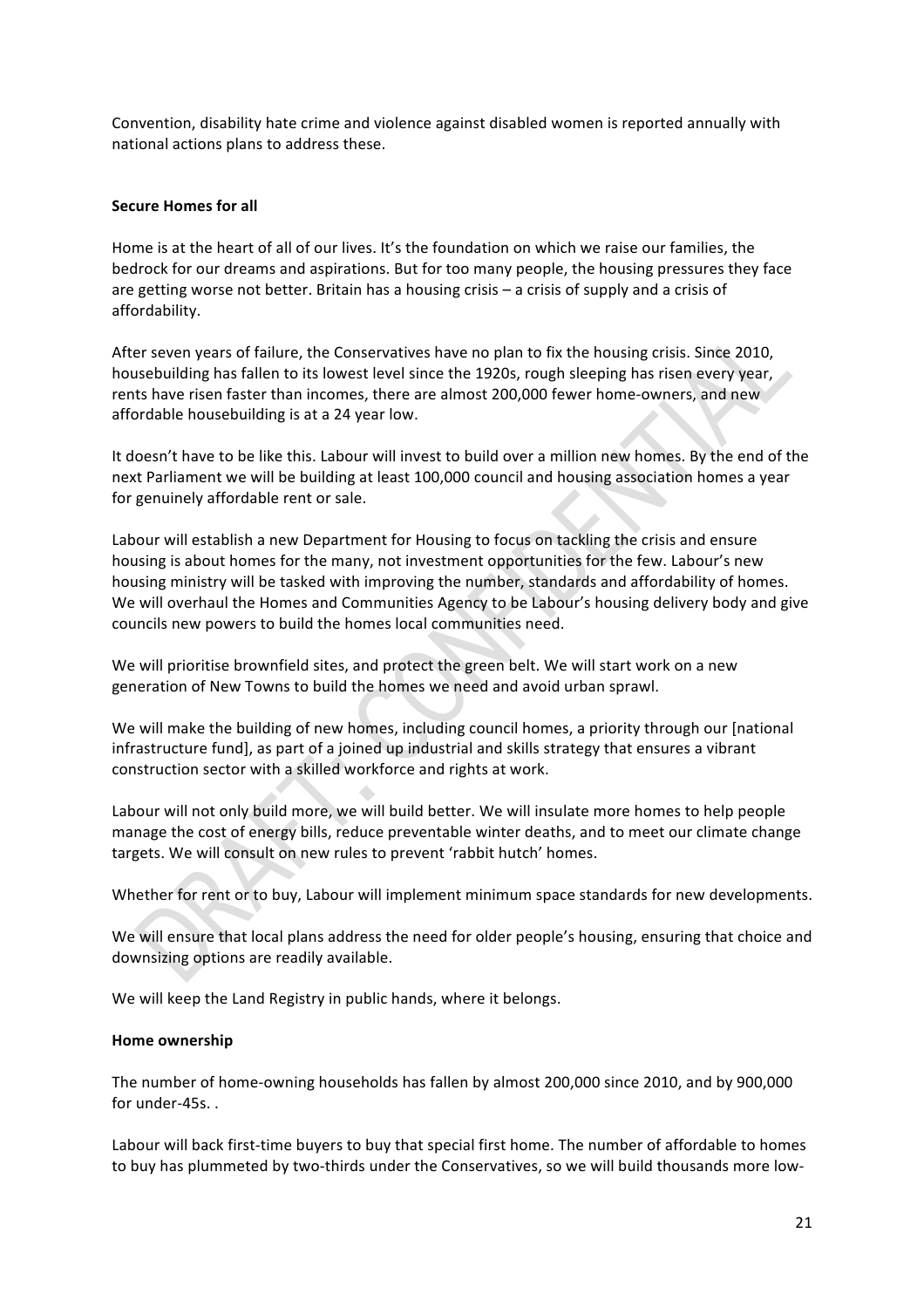Convention, disability hate crime and violence against disabled women is reported annually with national actions plans to address these.

**Secure Homes for all**

Home is at the heart of all of our lives. It's the foundation on which we raise our families, the bedrock for our dreams and aspirations. But for too many people, the housing pressures they face are getting worse not better. Britain has a housing crisis – a crisis of supply and a crisis of affordability.

After seven years of failure, the Conservatives have no plan to fix the housing crisis. Since 2010, housebuilding has fallen to its lowest level since the 1920s, rough sleeping has risen every year, rents have risen faster than incomes, there are almost 200,000 fewer home-owners, and new affordable housebuilding is at a 24 year low.

It doesn't have to be like this. Labour will invest to build over a million new homes. By the end of the next Parliament we will be building at least 100,000 council and housing association homes a year for genuinely affordable rent or sale.

Labour will establish a new Department for Housing to focus on tackling the crisis and ensure housing is about homes for the many, not investment opportunities for the few. Labour's new housing ministry will be tasked with improving the number, standards and affordability of homes. We will overhaul the Homes and Communities Agency to be Labour's housing delivery body and give councils new powers to build the homes local communities need.

We will prioritise brownfield sites, and protect the green belt. We will start work on a new generation of New Towns to build the homes we need and avoid urban sprawl.

We will make the building of new homes, including council homes, a priority through our [national infrastructure fund], as part of a joined up industrial and skills strategy that ensures a vibrant construction sector with a skilled workforce and rights at work.

Labour will not only build more, we will build better. We will insulate more homes to help people manage the cost of energy bills, reduce preventable winter deaths, and to meet our climate change targets. We will consult on new rules to prevent 'rabbit hutch' homes.

Whether for rent or to buy, Labour will implement minimum space standards for new developments.

We will ensure that local plans address the need for older people's housing, ensuring that choice and downsizing options are readily available.

We will keep the Land Registry in public hands, where it belongs.

**Home ownership**

The number of home-owning households has fallen by almost 200,000 since 2010, and by 900,000 for under-45s. .

Labour will back first-time buyers to buy that special first home. The number of affordable to homes to buy has plummeted by two-thirds under the Conservatives, so we will build thousands more low-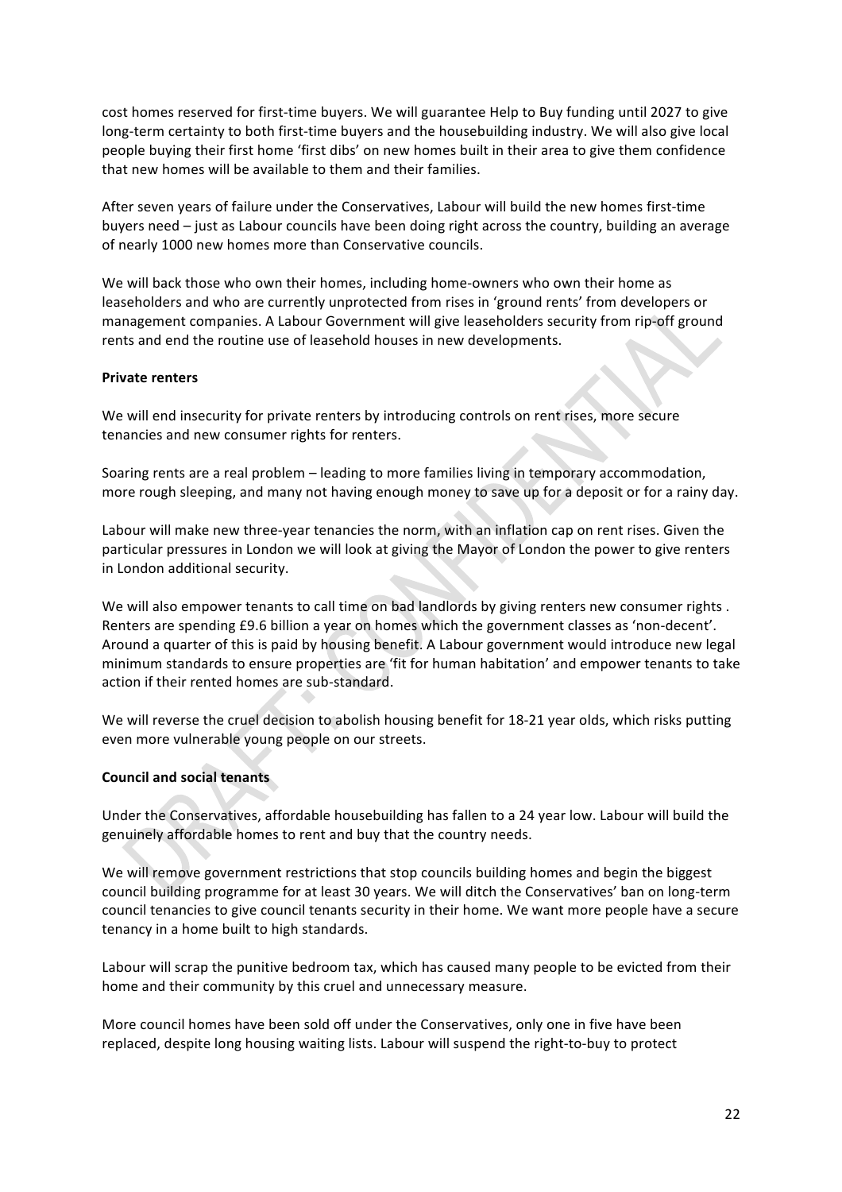cost homes reserved for first-time buyers. We will guarantee Help to Buy funding until 2027 to give long-term certainty to both first-time buyers and the housebuilding industry. We will also give local people buying their first home 'first dibs' on new homes built in their area to give them confidence that new homes will be available to them and their families.

After seven years of failure under the Conservatives, Labour will build the new homes first-time buyers need – just as Labour councils have been doing right across the country, building an average of nearly 1000 new homes more than Conservative councils.

We will back those who own their homes, including home-owners who own their home as leaseholders and who are currently unprotected from rises in 'ground rents' from developers or management companies. A Labour Government will give leaseholders security from rip-off ground rents and end the routine use of leasehold houses in new developments.

**Private renters**

We will end insecurity for private renters by introducing controls on rent rises, more secure tenancies and new consumer rights for renters.

Soaring rents are a real problem – leading to more families living in temporary accommodation, more rough sleeping, and many not having enough money to save up for a deposit or for a rainy day.

Labour will make new three-year tenancies the norm, with an inflation cap on rent rises. Given the particular pressures in London we will look at giving the Mayor of London the power to give renters in London additional security.

We will also empower tenants to call time on bad landlords by giving renters new consumer rights . Renters are spending £9.6 billion a year on homes which the government classes as 'non-decent'. Around a quarter of this is paid by housing benefit. A Labour government would introduce new legal minimum standards to ensure properties are 'fit for human habitation' and empower tenants to take action if their rented homes are sub-standard.

We will reverse the cruel decision to abolish housing benefit for 18-21 year olds, which risks putting even more vulnerable young people on our streets.

**Council and social tenants**

Under the Conservatives, affordable housebuilding has fallen to a 24 year low. Labour will build the genuinely affordable homes to rent and buy that the country needs.

We will remove government restrictions that stop councils building homes and begin the biggest council building programme for at least 30 years. We will ditch the Conservatives' ban on long-term council tenancies to give council tenants security in their home. We want more people have a secure tenancy in a home built to high standards.

Labour will scrap the punitive bedroom tax, which has caused many people to be evicted from their home and their community by this cruel and unnecessary measure.

More council homes have been sold off under the Conservatives, only one in five have been replaced, despite long housing waiting lists. Labour will suspend the right-to-buy to protect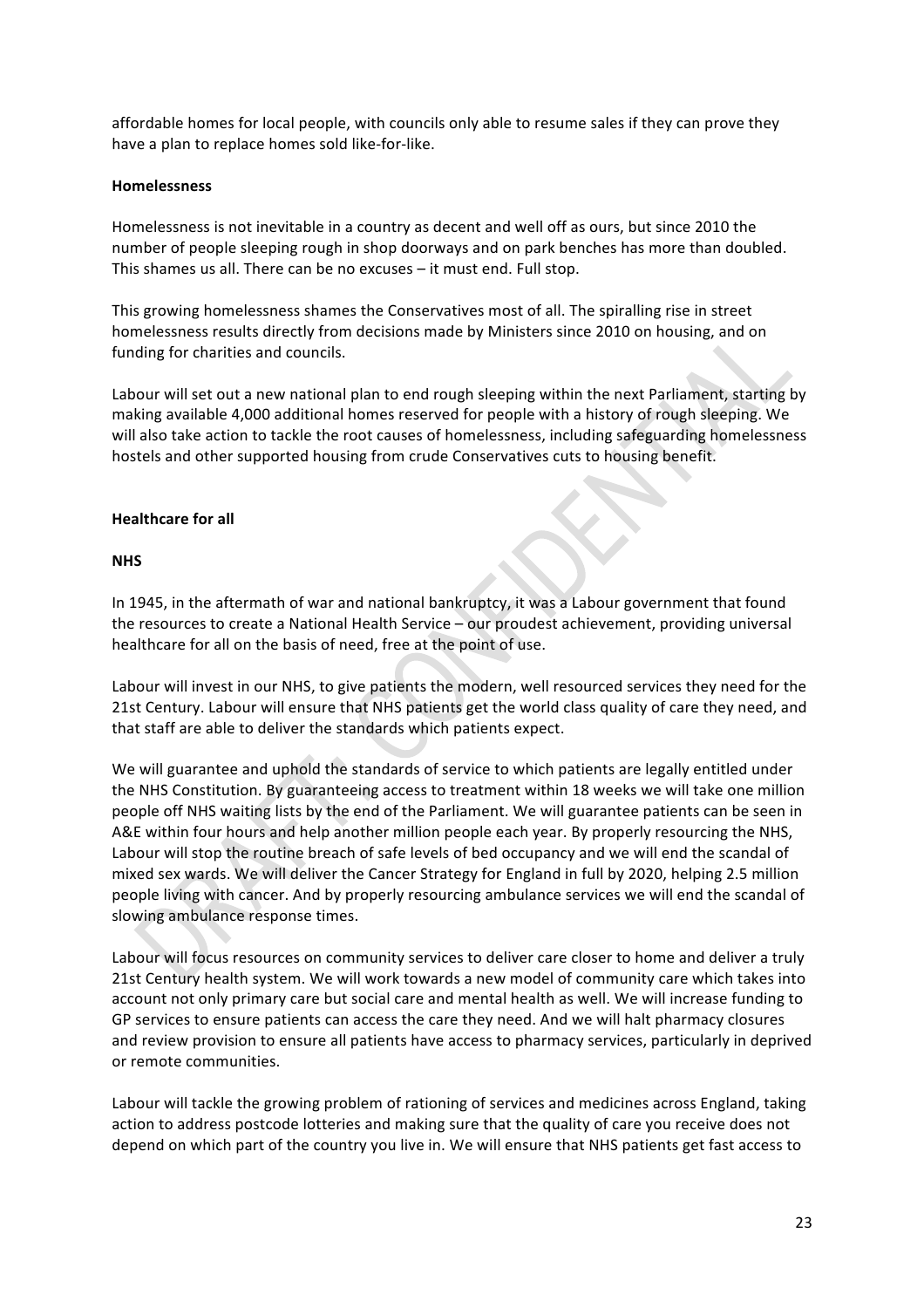affordable homes for local people, with councils only able to resume sales if they can prove they have a plan to replace homes sold like-for-like.

**Homelessness**

Homelessness is not inevitable in a country as decent and well off as ours, but since 2010 the number of people sleeping rough in shop doorways and on park benches has more than doubled. This shames us all. There can be no excuses – it must end. Full stop.

This growing homelessness shames the Conservatives most of all. The spiralling rise in street homelessness results directly from decisions made by Ministers since 2010 on housing, and on funding for charities and councils.

Labour will set out a new national plan to end rough sleeping within the next Parliament, starting by making available 4,000 additional homes reserved for people with a history of rough sleeping. We will also take action to tackle the root causes of homelessness, including safeguarding homelessness hostels and other supported housing from crude Conservatives cuts to housing benefit.

**Healthcare for all**

**NHS**

In 1945, in the aftermath of war and national bankruptcy, it was a Labour government that found the resources to create a National Health Service – our proudest achievement, providing universal healthcare for all on the basis of need, free at the point of use.

Labour will invest in our NHS, to give patients the modern, well resourced services they need for the 21st Century. Labour will ensure that NHS patients get the world class quality of care they need, and that staff are able to deliver the standards which patients expect.

We will guarantee and uphold the standards of service to which patients are legally entitled under the NHS Constitution. By guaranteeing access to treatment within 18 weeks we will take one million people off NHS waiting lists by the end of the Parliament. We will guarantee patients can be seen in A&E within four hours and help another million people each year. By properly resourcing the NHS, Labour will stop the routine breach of safe levels of bed occupancy and we will end the scandal of mixed sex wards. We will deliver the Cancer Strategy for England in full by 2020, helping 2.5 million people living with cancer. And by properly resourcing ambulance services we will end the scandal of slowing ambulance response times.

Labour will focus resources on community services to deliver care closer to home and deliver a truly 21st Century health system. We will work towards a new model of community care which takes into account not only primary care but social care and mental health as well. We will increase funding to GP services to ensure patients can access the care they need. And we will halt pharmacy closures and review provision to ensure all patients have access to pharmacy services, particularly in deprived or remote communities.

Labour will tackle the growing problem of rationing of services and medicines across England, taking action to address postcode lotteries and making sure that the quality of care you receive does not depend on which part of the country you live in. We will ensure that NHS patients get fast access to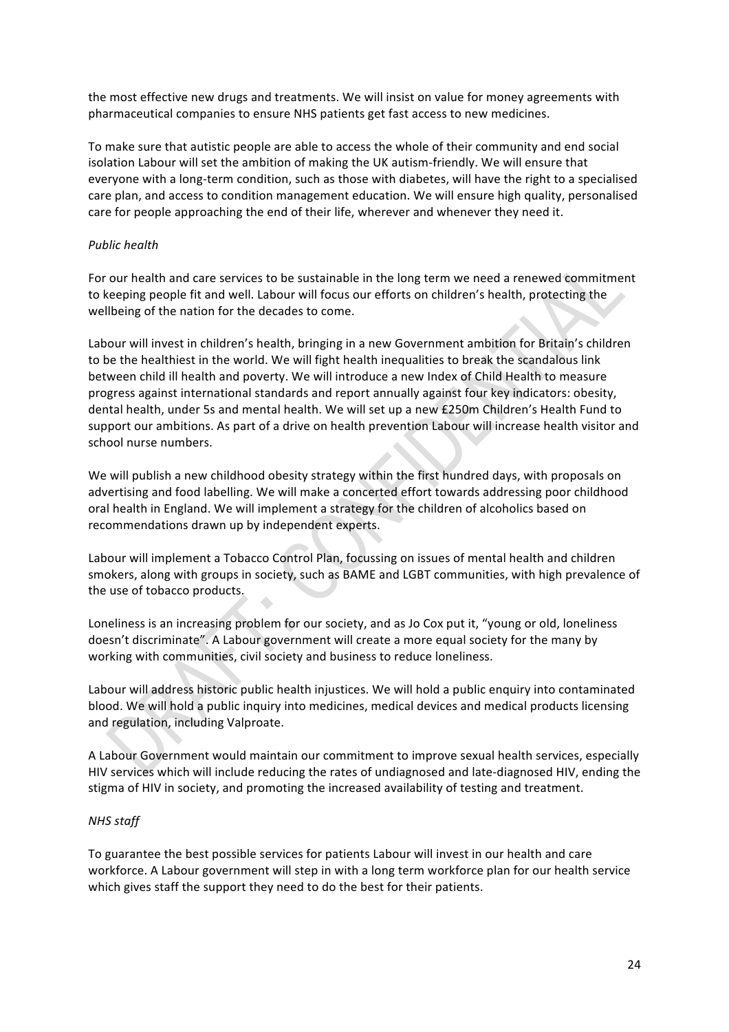the most effective new drugs and treatments. We will insist on value for money agreements with pharmaceutical companies to ensure NHS patients get fast access to new medicines.

To make sure that autistic people are able to access the whole of their community and end social isolation Labour will set the ambition of making the UK autism-friendly. We will ensure that everyone with a long-term condition, such as those with diabetes, will have the right to a specialised care plan, and access to condition management education. We will ensure high quality, personalised care for people approaching the end of their life, wherever and whenever they need it.

*Public health*

For our health and care services to be sustainable in the long term we need a renewed commitment to keeping people fit and well. Labour will focus our efforts on children's health, protecting the wellbeing of the nation for the decades to come.

Labour will invest in children's health, bringing in a new Government ambition for Britain's children to be the healthiest in the world. We will fight health inequalities to break the scandalous link between child ill health and poverty. We will introduce a new Index of Child Health to measure progress against international standards and report annually against four key indicators: obesity, dental health, under 5s and mental health. We will set up a new £250m Children's Health Fund to support our ambitions. As part of a drive on health prevention Labour will increase health visitor and school nurse numbers.

We will publish a new childhood obesity strategy within the first hundred days, with proposals on advertising and food labelling. We will make a concerted effort towards addressing poor childhood oral health in England. We will implement a strategy for the children of alcoholics based on recommendations drawn up by independent experts.

Labour will implement a Tobacco Control Plan, focussing on issues of mental health and children smokers, along with groups in society, such as BAME and LGBT communities, with high prevalence of the use of tobacco products.

Loneliness is an increasing problem for our society, and as Jo Cox put it, "young or old, loneliness doesn't discriminate". A Labour government will create a more equal society for the many by working with communities, civil society and business to reduce loneliness.

Labour will address historic public health injustices. We will hold a public enquiry into contaminated blood. We will hold a public inquiry into medicines, medical devices and medical products licensing and regulation, including Valproate.

A Labour Government would maintain our commitment to improve sexual health services, especially HIV services which will include reducing the rates of undiagnosed and late-diagnosed HIV, ending the stigma of HIV in society, and promoting the increased availability of testing and treatment.

*NHS staff*

To guarantee the best possible services for patients Labour will invest in our health and care workforce. A Labour government will step in with a long term workforce plan for our health service which gives staff the support they need to do the best for their patients.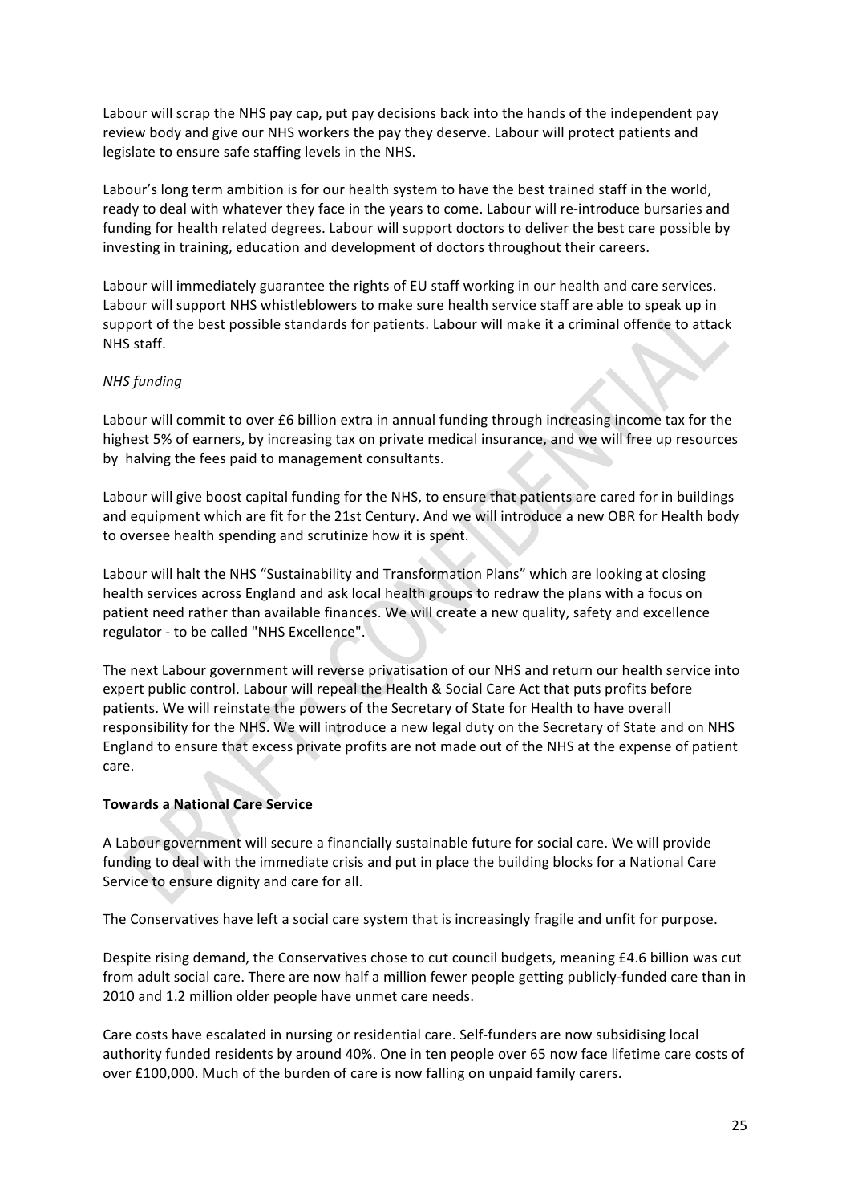Labour will scrap the NHS pay cap, put pay decisions back into the hands of the independent pay review body and give our NHS workers the pay they deserve. Labour will protect patients and legislate to ensure safe staffing levels in the NHS.

Labour's long term ambition is for our health system to have the best trained staff in the world, ready to deal with whatever they face in the years to come. Labour will re-introduce bursaries and funding for health related degrees. Labour will support doctors to deliver the best care possible by investing in training, education and development of doctors throughout their careers.

Labour will immediately guarantee the rights of EU staff working in our health and care services. Labour will support NHS whistleblowers to make sure health service staff are able to speak up in support of the best possible standards for patients. Labour will make it a criminal offence to attack NHS staff.

*NHS funding*

Labour will commit to over £6 billion extra in annual funding through increasing income tax for the highest 5% of earners, by increasing tax on private medical insurance, and we will free up resources by halving the fees paid to management consultants.

Labour will give boost capital funding for the NHS, to ensure that patients are cared for in buildings and equipment which are fit for the 21st Century. And we will introduce a new OBR for Health body to oversee health spending and scrutinize how it is spent.

Labour will halt the NHS "Sustainability and Transformation Plans" which are looking at closing health services across England and ask local health groups to redraw the plans with a focus on patient need rather than available finances. We will create a new quality, safety and excellence regulator - to be called "NHS Excellence".

The next Labour government will reverse privatisation of our NHS and return our health service into expert public control. Labour will repeal the Health & Social Care Act that puts profits before patients. We will reinstate the powers of the Secretary of State for Health to have overall responsibility for the NHS. We will introduce a new legal duty on the Secretary of State and on NHS England to ensure that excess private profits are not made out of the NHS at the expense of patient care.

**Towards a National Care Service**

A Labour government will secure a financially sustainable future for social care. We will provide funding to deal with the immediate crisis and put in place the building blocks for a National Care Service to ensure dignity and care for all.

The Conservatives have left a social care system that is increasingly fragile and unfit for purpose.

Despite rising demand, the Conservatives chose to cut council budgets, meaning £4.6 billion was cut from adult social care. There are now half a million fewer people getting publicly-funded care than in 2010 and 1.2 million older people have unmet care needs.

Care costs have escalated in nursing or residential care. Self-funders are now subsidising local authority funded residents by around 40%. One in ten people over 65 now face lifetime care costs of over £100,000. Much of the burden of care is now falling on unpaid family carers.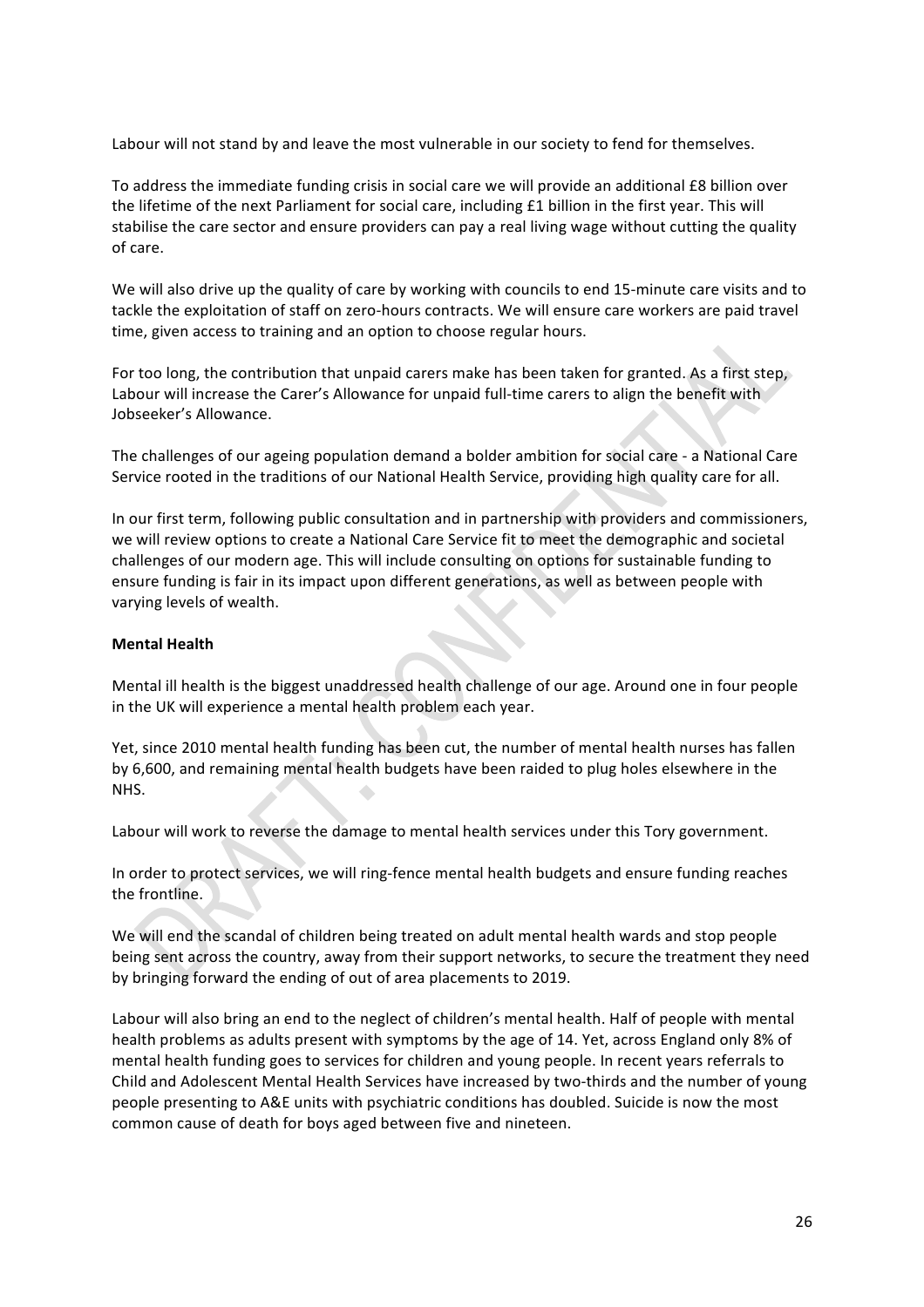Labour will not stand by and leave the most vulnerable in our society to fend for themselves.

To address the immediate funding crisis in social care we will provide an additional £8 billion over the lifetime of the next Parliament for social care, including £1 billion in the first year. This will stabilise the care sector and ensure providers can pay a real living wage without cutting the quality of care.

We will also drive up the quality of care by working with councils to end 15-minute care visits and to tackle the exploitation of staff on zero-hours contracts. We will ensure care workers are paid travel time, given access to training and an option to choose regular hours.

For too long, the contribution that unpaid carers make has been taken for granted. As a first step, Labour will increase the Carer's Allowance for unpaid full-time carers to align the benefit with Jobseeker's Allowance.

The challenges of our ageing population demand a bolder ambition for social care - a National Care Service rooted in the traditions of our National Health Service, providing high quality care for all.

In our first term, following public consultation and in partnership with providers and commissioners, we will review options to create a National Care Service fit to meet the demographic and societal challenges of our modern age. This will include consulting on options for sustainable funding to ensure funding is fair in its impact upon different generations, as well as between people with varying levels of wealth.

**Mental Health**

Mental ill health is the biggest unaddressed health challenge of our age. Around one in four people in the UK will experience a mental health problem each year.

Yet, since 2010 mental health funding has been cut, the number of mental health nurses has fallen by 6,600, and remaining mental health budgets have been raided to plug holes elsewhere in the NHS.

Labour will work to reverse the damage to mental health services under this Tory government.

In order to protect services, we will ring-fence mental health budgets and ensure funding reaches the frontline.

We will end the scandal of children being treated on adult mental health wards and stop people being sent across the country, away from their support networks, to secure the treatment they need by bringing forward the ending of out of area placements to 2019.

Labour will also bring an end to the neglect of children's mental health. Half of people with mental health problems as adults present with symptoms by the age of 14. Yet, across England only 8% of mental health funding goes to services for children and young people. In recent years referrals to Child and Adolescent Mental Health Services have increased by two-thirds and the number of young people presenting to A&E units with psychiatric conditions has doubled. Suicide is now the most common cause of death for boys aged between five and nineteen.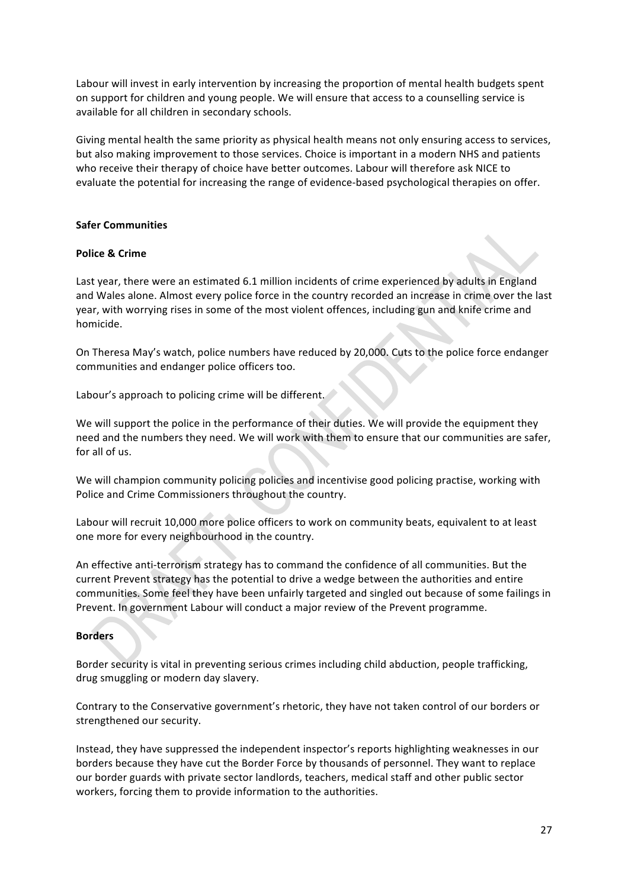Labour will invest in early intervention by increasing the proportion of mental health budgets spent on support for children and young people. We will ensure that access to a counselling service is available for all children in secondary schools.

Giving mental health the same priority as physical health means not only ensuring access to services, but also making improvement to those services. Choice is important in a modern NHS and patients who receive their therapy of choice have better outcomes. Labour will therefore ask NICE to evaluate the potential for increasing the range of evidence-based psychological therapies on offer.

## Safer Communities

### Police & Crime

Last year, there were an estimated 6.1 million incidents of crime experienced by adults in England and Wales alone. Almost every police force in the country recorded an increase in crime over the last year, with worrying rises in some of the most violent offences, including gun and knife crime and homicide.

On Theresa May's watch, police numbers have reduced by 20,000. Cuts to the police force endanger communities and endanger police officers too.

Labour's approach to policing crime will be different.

We will support the police in the performance of their duties. We will provide the equipment they need and the numbers they need. We will work with them to ensure that our communities are safer, for all of us.

We will champion community policing policies and incentivise good policing practise, working with Police and Crime Commissioners throughout the country.

Labour will recruit 10,000 more police officers to work on community beats, equivalent to at least one more for every neighbourhood in the country.

An effective anti-terrorism strategy has to command the confidence of all communities. But the current Prevent strategy has the potential to drive a wedge between the authorities and entire communities. Some feel they have been unfairly targeted and singled out because of some failings in Prevent. In government Labour will conduct a major review of the Prevent programme.

### Borders

Border security is vital in preventing serious crimes including child abduction, people trafficking, drug smuggling or modern day slavery.

Contrary to the Conservative government's rhetoric, they have not taken control of our borders or strengthened our security.

Instead, they have suppressed the independent inspector's reports highlighting weaknesses in our borders because they have cut the Border Force by thousands of personnel. They want to replace our border guards with private sector landlords, teachers, medical staff and other public sector workers, forcing them to provide information to the authorities.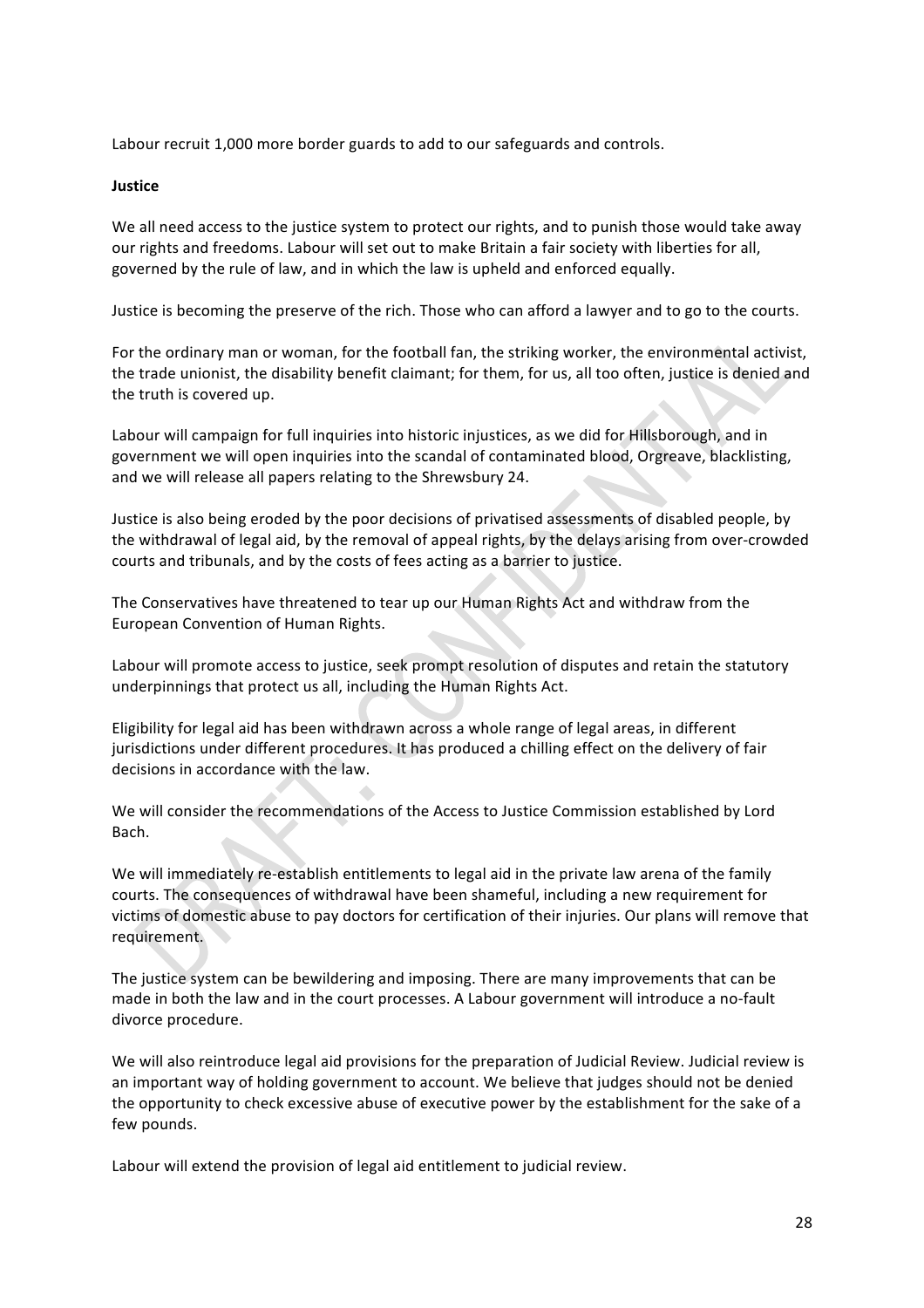Labour recruit 1,000 more border guards to add to our safeguards and controls.

**Justice**

We all need access to the justice system to protect our rights, and to punish those would take away our rights and freedoms. Labour will set out to make Britain a fair society with liberties for all, governed by the rule of law, and in which the law is upheld and enforced equally.

Justice is becoming the preserve of the rich. Those who can afford a lawyer and to go to the courts.

For the ordinary man or woman, for the football fan, the striking worker, the environmental activist, the trade unionist, the disability benefit claimant; for them, for us, all too often, justice is denied and the truth is covered up.

Labour will campaign for full inquiries into historic injustices, as we did for Hillsborough, and in government we will open inquiries into the scandal of contaminated blood, Orgreave, blacklisting, and we will release all papers relating to the Shrewsbury 24.

Justice is also being eroded by the poor decisions of privatised assessments of disabled people, by the withdrawal of legal aid, by the removal of appeal rights, by the delays arising from over-crowded courts and tribunals, and by the costs of fees acting as a barrier to justice.

The Conservatives have threatened to tear up our Human Rights Act and withdraw from the European Convention of Human Rights.

Labour will promote access to justice, seek prompt resolution of disputes and retain the statutory underpinnings that protect us all, including the Human Rights Act.

Eligibility for legal aid has been withdrawn across a whole range of legal areas, in different jurisdictions under different procedures. It has produced a chilling effect on the delivery of fair decisions in accordance with the law.

We will consider the recommendations of the Access to Justice Commission established by Lord Bach.

We will immediately re-establish entitlements to legal aid in the private law arena of the family courts. The consequences of withdrawal have been shameful, including a new requirement for victims of domestic abuse to pay doctors for certification of their injuries. Our plans will remove that requirement.

The justice system can be bewildering and imposing. There are many improvements that can be made in both the law and in the court processes. A Labour government will introduce a no-fault divorce procedure.

We will also reintroduce legal aid provisions for the preparation of Judicial Review. Judicial review is an important way of holding government to account. We believe that judges should not be denied the opportunity to check excessive abuse of executive power by the establishment for the sake of a few pounds.

Labour will extend the provision of legal aid entitlement to judicial review.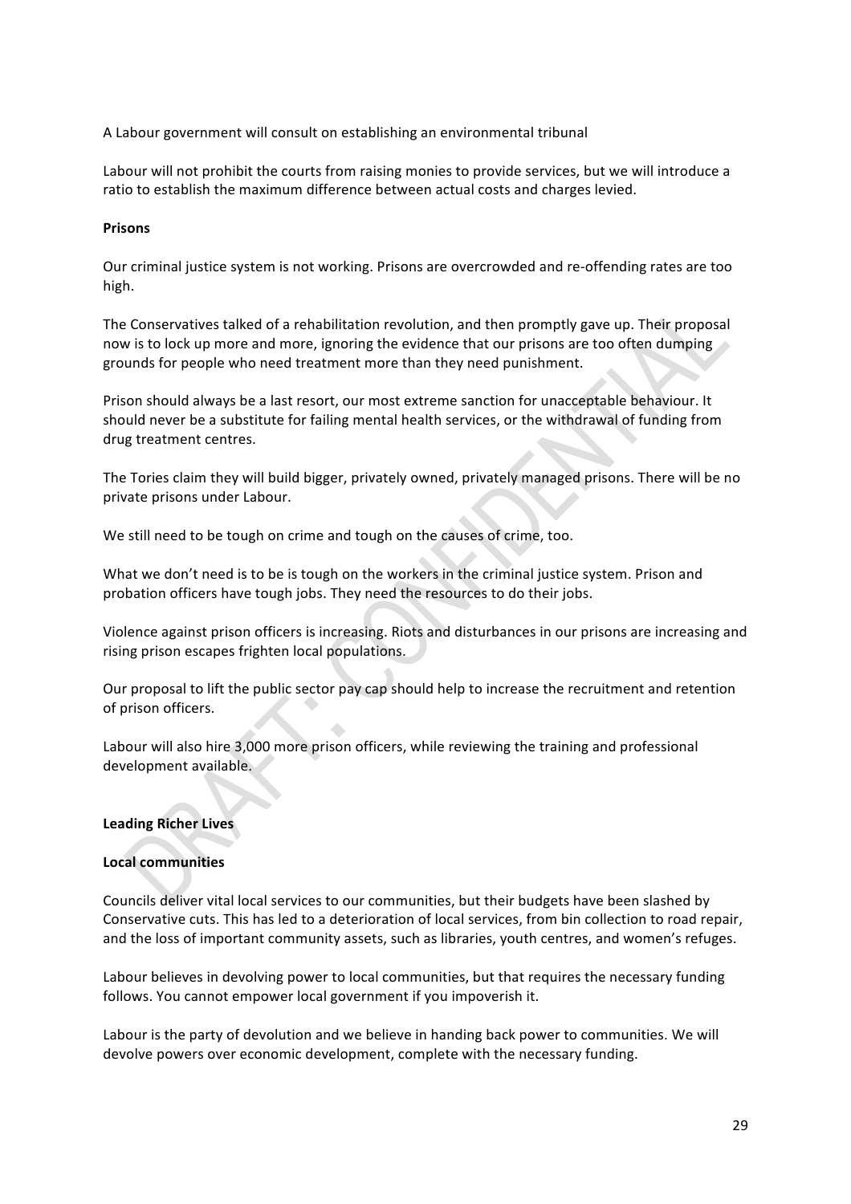A Labour government will consult on establishing an environmental tribunal

Labour will not prohibit the courts from raising monies to provide services, but we will introduce a ratio to establish the maximum difference between actual costs and charges levied.

**Prisons**

Our criminal justice system is not working. Prisons are overcrowded and re-offending rates are too high.

The Conservatives talked of a rehabilitation revolution, and then promptly gave up. Their proposal now is to lock up more and more, ignoring the evidence that our prisons are too often dumping grounds for people who need treatment more than they need punishment.

Prison should always be a last resort, our most extreme sanction for unacceptable behaviour. It should never be a substitute for failing mental health services, or the withdrawal of funding from drug treatment centres.

The Tories claim they will build bigger, privately owned, privately managed prisons. There will be no private prisons under Labour.

We still need to be tough on crime and tough on the causes of crime, too.

What we don't need is to be is tough on the workers in the criminal justice system. Prison and probation officers have tough jobs. They need the resources to do their jobs.

Violence against prison officers is increasing. Riots and disturbances in our prisons are increasing and rising prison escapes frighten local populations.

Our proposal to lift the public sector pay cap should help to increase the recruitment and retention of prison officers.

Labour will also hire 3,000 more prison officers, while reviewing the training and professional development available.

**Leading Richer Lives**

**Local communities**

Councils deliver vital local services to our communities, but their budgets have been slashed by Conservative cuts. This has led to a deterioration of local services, from bin collection to road repair, and the loss of important community assets, such as libraries, youth centres, and women's refuges.

Labour believes in devolving power to local communities, but that requires the necessary funding follows. You cannot empower local government if you impoverish it.

Labour is the party of devolution and we believe in handing back power to communities. We will devolve powers over economic development, complete with the necessary funding.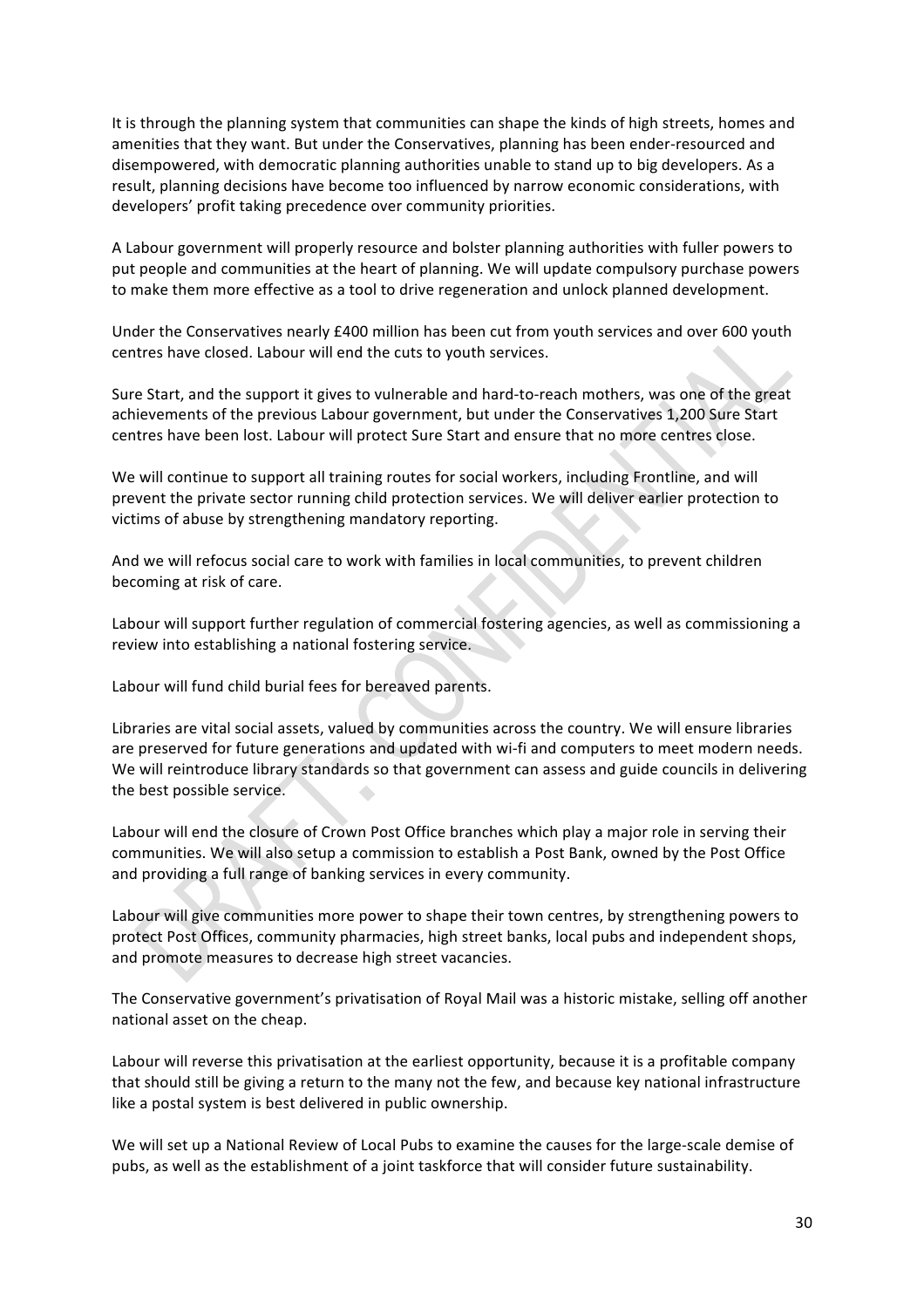It is through the planning system that communities can shape the kinds of high streets, homes and amenities that they want. But under the Conservatives, planning has been ender-resourced and disempowered, with democratic planning authorities unable to stand up to big developers. As a result, planning decisions have become too influenced by narrow economic considerations, with developers' profit taking precedence over community priorities.

A Labour government will properly resource and bolster planning authorities with fuller powers to put people and communities at the heart of planning. We will update compulsory purchase powers to make them more effective as a tool to drive regeneration and unlock planned development.

Under the Conservatives nearly £400 million has been cut from youth services and over 600 youth centres have closed. Labour will end the cuts to youth services.

Sure Start, and the support it gives to vulnerable and hard-to-reach mothers, was one of the great achievements of the previous Labour government, but under the Conservatives 1,200 Sure Start centres have been lost. Labour will protect Sure Start and ensure that no more centres close.

We will continue to support all training routes for social workers, including Frontline, and will prevent the private sector running child protection services. We will deliver earlier protection to victims of abuse by strengthening mandatory reporting.

And we will refocus social care to work with families in local communities, to prevent children becoming at risk of care.

Labour will support further regulation of commercial fostering agencies, as well as commissioning a review into establishing a national fostering service.

Labour will fund child burial fees for bereaved parents.

Libraries are vital social assets, valued by communities across the country. We will ensure libraries are preserved for future generations and updated with wi-fi and computers to meet modern needs. We will reintroduce library standards so that government can assess and guide councils in delivering the best possible service.

Labour will end the closure of Crown Post Office branches which play a major role in serving their communities. We will also setup a commission to establish a Post Bank, owned by the Post Office and providing a full range of banking services in every community.

Labour will give communities more power to shape their town centres, by strengthening powers to protect Post Offices, community pharmacies, high street banks, local pubs and independent shops, and promote measures to decrease high street vacancies.

The Conservative government's privatisation of Royal Mail was a historic mistake, selling off another national asset on the cheap.

Labour will reverse this privatisation at the earliest opportunity, because it is a profitable company that should still be giving a return to the many not the few, and because key national infrastructure like a postal system is best delivered in public ownership.

We will set up a National Review of Local Pubs to examine the causes for the large-scale demise of pubs, as well as the establishment of a joint taskforce that will consider future sustainability.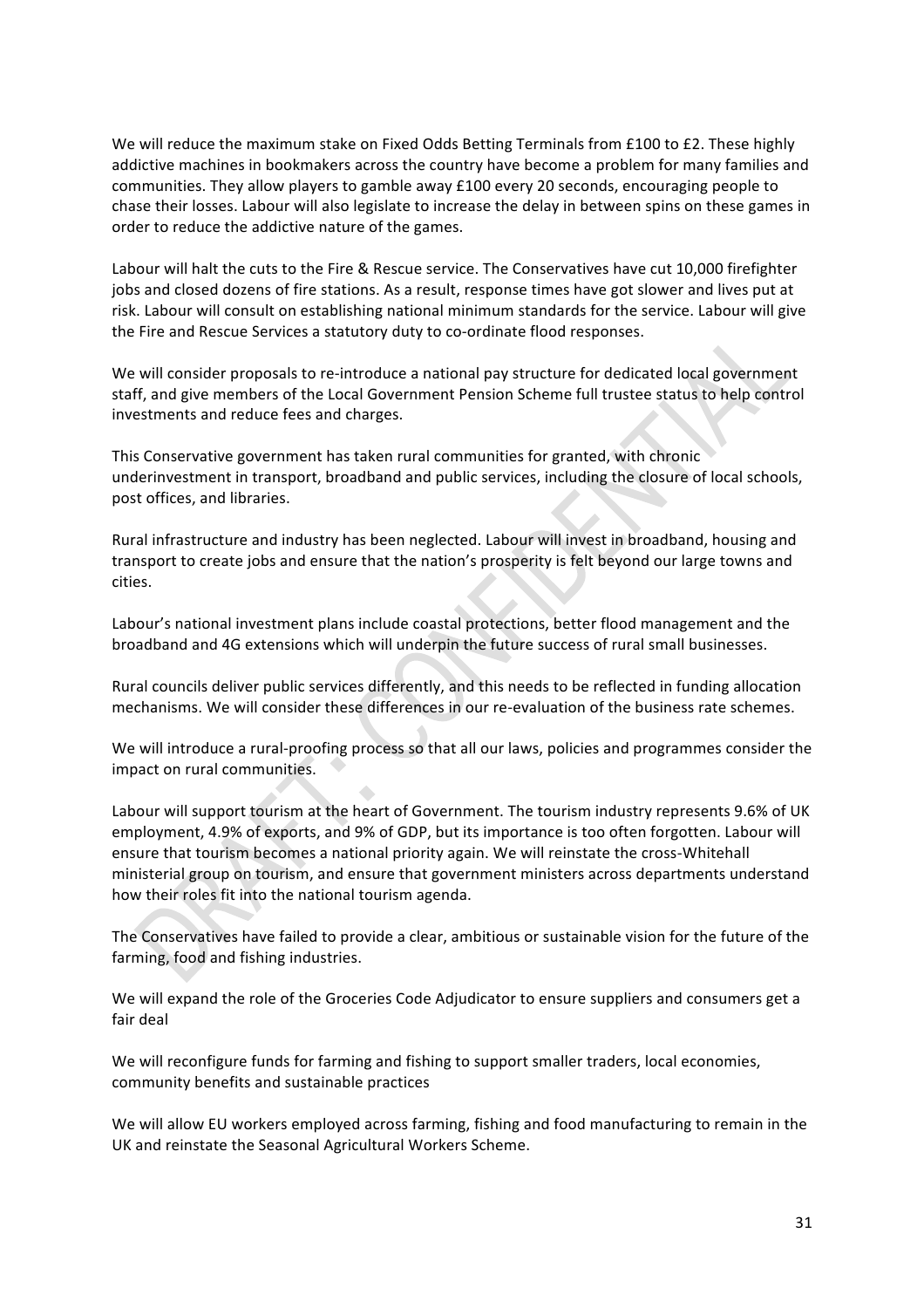We will reduce the maximum stake on Fixed Odds Betting Terminals from £100 to £2. These highly addictive machines in bookmakers across the country have become a problem for many families and communities. They allow players to gamble away £100 every 20 seconds, encouraging people to chase their losses. Labour will also legislate to increase the delay in between spins on these games in order to reduce the addictive nature of the games.

Labour will halt the cuts to the Fire & Rescue service. The Conservatives have cut 10,000 firefighter jobs and closed dozens of fire stations. As a result, response times have got slower and lives put at risk. Labour will consult on establishing national minimum standards for the service. Labour will give the Fire and Rescue Services a statutory duty to co-ordinate flood responses.

We will consider proposals to re-introduce a national pay structure for dedicated local government staff, and give members of the Local Government Pension Scheme full trustee status to help control investments and reduce fees and charges.

This Conservative government has taken rural communities for granted, with chronic underinvestment in transport, broadband and public services, including the closure of local schools, post offices, and libraries.

Rural infrastructure and industry has been neglected. Labour will invest in broadband, housing and transport to create jobs and ensure that the nation's prosperity is felt beyond our large towns and cities.

Labour's national investment plans include coastal protections, better flood management and the broadband and 4G extensions which will underpin the future success of rural small businesses.

Rural councils deliver public services differently, and this needs to be reflected in funding allocation mechanisms. We will consider these differences in our re-evaluation of the business rate schemes.

We will introduce a rural-proofing process so that all our laws, policies and programmes consider the impact on rural communities.

Labour will support tourism at the heart of Government. The tourism industry represents 9.6% of UK employment, 4.9% of exports, and 9% of GDP, but its importance is too often forgotten. Labour will ensure that tourism becomes a national priority again. We will reinstate the cross-Whitehall ministerial group on tourism, and ensure that government ministers across departments understand how their roles fit into the national tourism agenda.

The Conservatives have failed to provide a clear, ambitious or sustainable vision for the future of the farming, food and fishing industries.

We will expand the role of the Groceries Code Adjudicator to ensure suppliers and consumers get a fair deal

We will reconfigure funds for farming and fishing to support smaller traders, local economies, community benefits and sustainable practices

We will allow EU workers employed across farming, fishing and food manufacturing to remain in the UK and reinstate the Seasonal Agricultural Workers Scheme.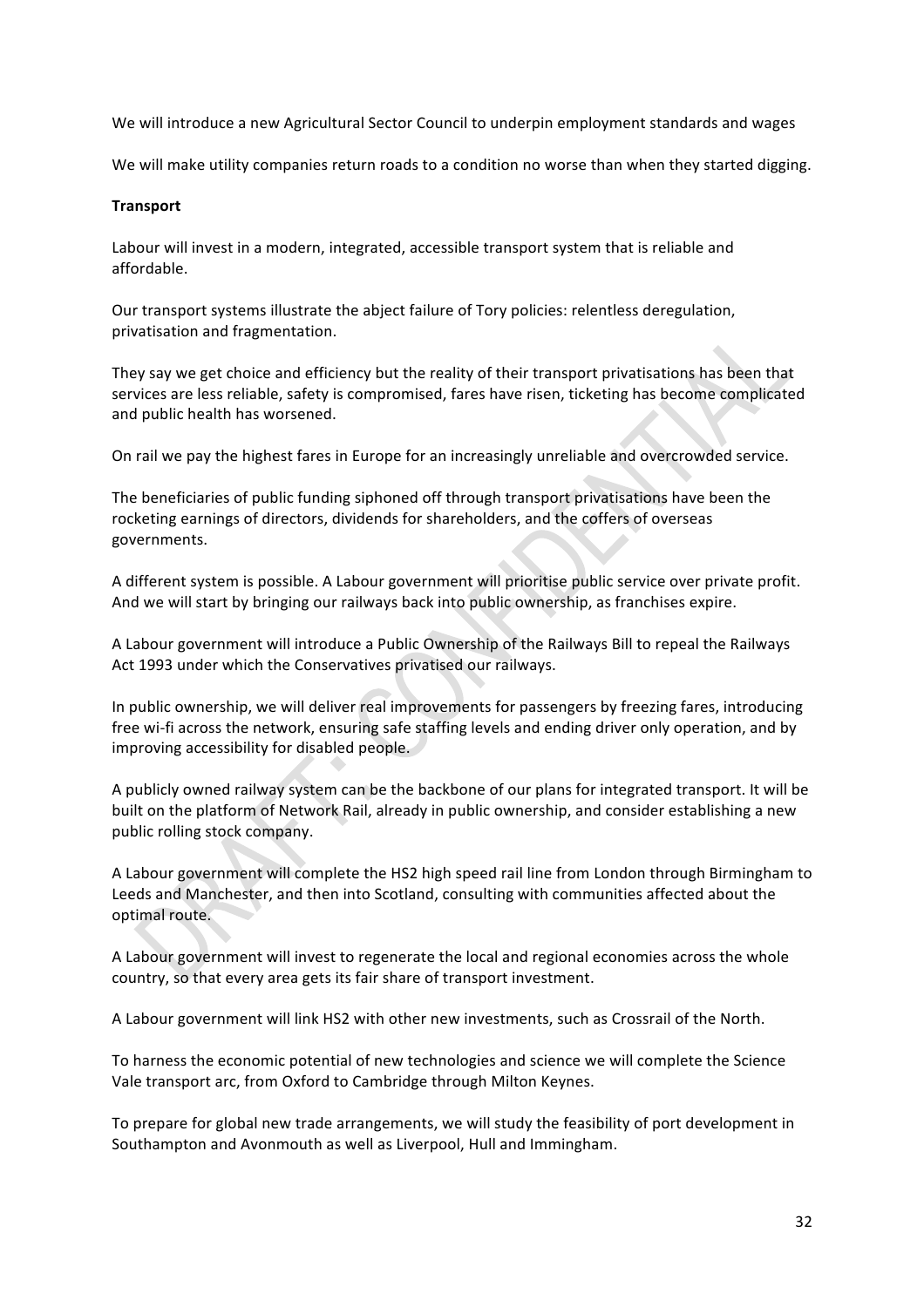We will introduce a new Agricultural Sector Council to underpin employment standards and wages

We will make utility companies return roads to a condition no worse than when they started digging.

**Transport**

Labour will invest in a modern, integrated, accessible transport system that is reliable and affordable.

Our transport systems illustrate the abject failure of Tory policies: relentless deregulation, privatisation and fragmentation.

They say we get choice and efficiency but the reality of their transport privatisations has been that services are less reliable, safety is compromised, fares have risen, ticketing has become complicated and public health has worsened.

On rail we pay the highest fares in Europe for an increasingly unreliable and overcrowded service.

The beneficiaries of public funding siphoned off through transport privatisations have been the rocketing earnings of directors, dividends for shareholders, and the coffers of overseas governments.

A different system is possible. A Labour government will prioritise public service over private profit. And we will start by bringing our railways back into public ownership, as franchises expire.

A Labour government will introduce a Public Ownership of the Railways Bill to repeal the Railways Act 1993 under which the Conservatives privatised our railways.

In public ownership, we will deliver real improvements for passengers by freezing fares, introducing free wi-fi across the network, ensuring safe staffing levels and ending driver only operation, and by improving accessibility for disabled people.

A publicly owned railway system can be the backbone of our plans for integrated transport. It will be built on the platform of Network Rail, already in public ownership, and consider establishing a new public rolling stock company.

A Labour government will complete the HS2 high speed rail line from London through Birmingham to Leeds and Manchester, and then into Scotland, consulting with communities affected about the optimal route.

A Labour government will invest to regenerate the local and regional economies across the whole country, so that every area gets its fair share of transport investment.

A Labour government will link HS2 with other new investments, such as Crossrail of the North.

To harness the economic potential of new technologies and science we will complete the Science Vale transport arc, from Oxford to Cambridge through Milton Keynes.

To prepare for global new trade arrangements, we will study the feasibility of port development in Southampton and Avonmouth as well as Liverpool, Hull and Immingham.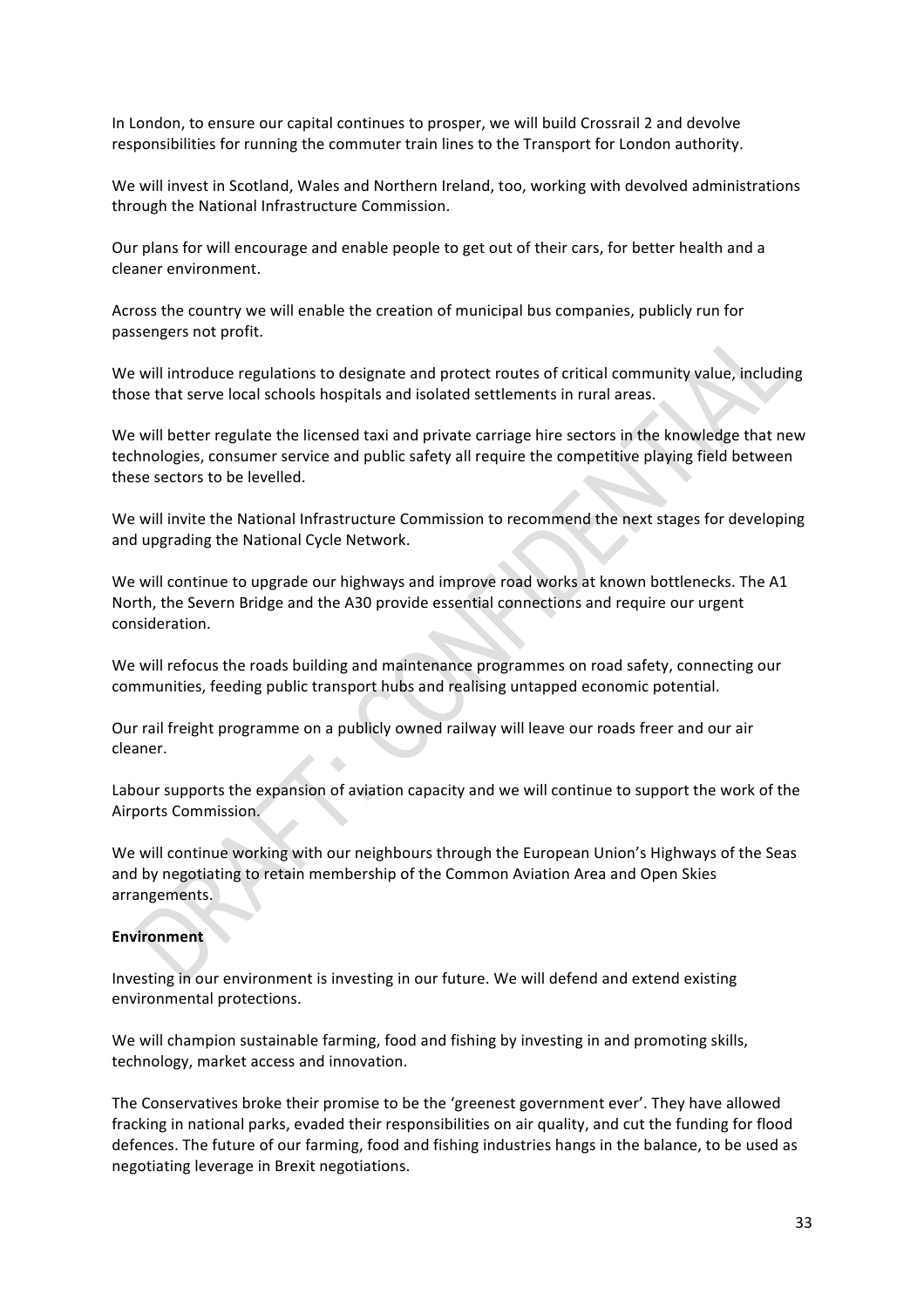In London, to ensure our capital continues to prosper, we will build Crossrail 2 and devolve responsibilities for running the commuter train lines to the Transport for London authority.

We will invest in Scotland, Wales and Northern Ireland, too, working with devolved administrations through the National Infrastructure Commission.

Our plans for will encourage and enable people to get out of their cars, for better health and a cleaner environment.

Across the country we will enable the creation of municipal bus companies, publicly run for passengers not profit.

We will introduce regulations to designate and protect routes of critical community value, including those that serve local schools hospitals and isolated settlements in rural areas.

We will better regulate the licensed taxi and private carriage hire sectors in the knowledge that new technologies, consumer service and public safety all require the competitive playing field between these sectors to be levelled.

We will invite the National Infrastructure Commission to recommend the next stages for developing and upgrading the National Cycle Network.

We will continue to upgrade our highways and improve road works at known bottlenecks. The A1 North, the Severn Bridge and the A30 provide essential connections and require our urgent consideration.

We will refocus the roads building and maintenance programmes on road safety, connecting our communities, feeding public transport hubs and realising untapped economic potential.

Our rail freight programme on a publicly owned railway will leave our roads freer and our air cleaner.

Labour supports the expansion of aviation capacity and we will continue to support the work of the Airports Commission.

We will continue working with our neighbours through the European Union's Highways of the Seas and by negotiating to retain membership of the Common Aviation Area and Open Skies arrangements.

**Environment**

Investing in our environment is investing in our future. We will defend and extend existing environmental protections.

We will champion sustainable farming, food and fishing by investing in and promoting skills, technology, market access and innovation.

The Conservatives broke their promise to be the 'greenest government ever'. They have allowed fracking in national parks, evaded their responsibilities on air quality, and cut the funding for flood defences. The future of our farming, food and fishing industries hangs in the balance, to be used as negotiating leverage in Brexit negotiations.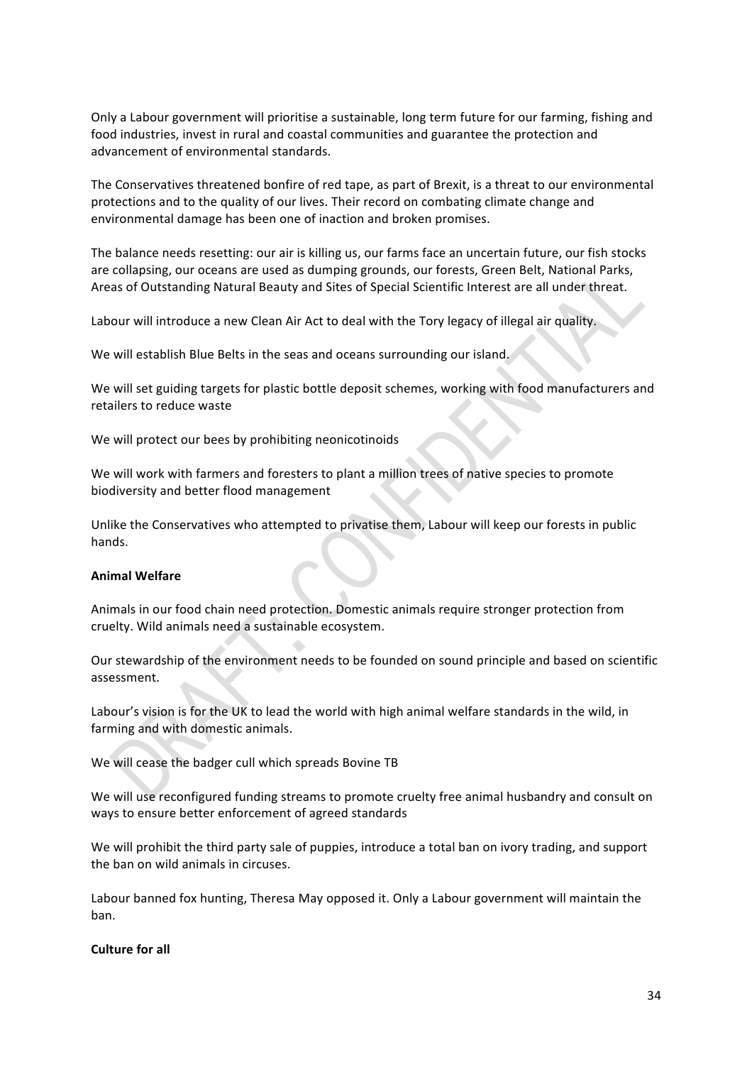Only a Labour government will prioritise a sustainable, long term future for our farming, fishing and food industries, invest in rural and coastal communities and guarantee the protection and advancement of environmental standards.

The Conservatives threatened bonfire of red tape, as part of Brexit, is a threat to our environmental protections and to the quality of our lives. Their record on combating climate change and environmental damage has been one of inaction and broken promises.

The balance needs resetting: our air is killing us, our farms face an uncertain future, our fish stocks are collapsing, our oceans are used as dumping grounds, our forests, Green Belt, National Parks, Areas of Outstanding Natural Beauty and Sites of Special Scientific Interest are all under threat.

Labour will introduce a new Clean Air Act to deal with the Tory legacy of illegal air quality.

We will establish Blue Belts in the seas and oceans surrounding our island.

We will set guiding targets for plastic bottle deposit schemes, working with food manufacturers and retailers to reduce waste

We will protect our bees by prohibiting neonicotinoids

We will work with farmers and foresters to plant a million trees of native species to promote biodiversity and better flood management

Unlike the Conservatives who attempted to privatise them, Labour will keep our forests in public hands.

**Animal Welfare**

Animals in our food chain need protection. Domestic animals require stronger protection from cruelty. Wild animals need a sustainable ecosystem.

Our stewardship of the environment needs to be founded on sound principle and based on scientific assessment.

Labour's vision is for the UK to lead the world with high animal welfare standards in the wild, in farming and with domestic animals.

We will cease the badger cull which spreads Bovine TB

We will use reconfigured funding streams to promote cruelty free animal husbandry and consult on ways to ensure better enforcement of agreed standards

We will prohibit the third party sale of puppies, introduce a total ban on ivory trading, and support the ban on wild animals in circuses.

Labour banned fox hunting, Theresa May opposed it. Only a Labour government will maintain the ban.

**Culture for all**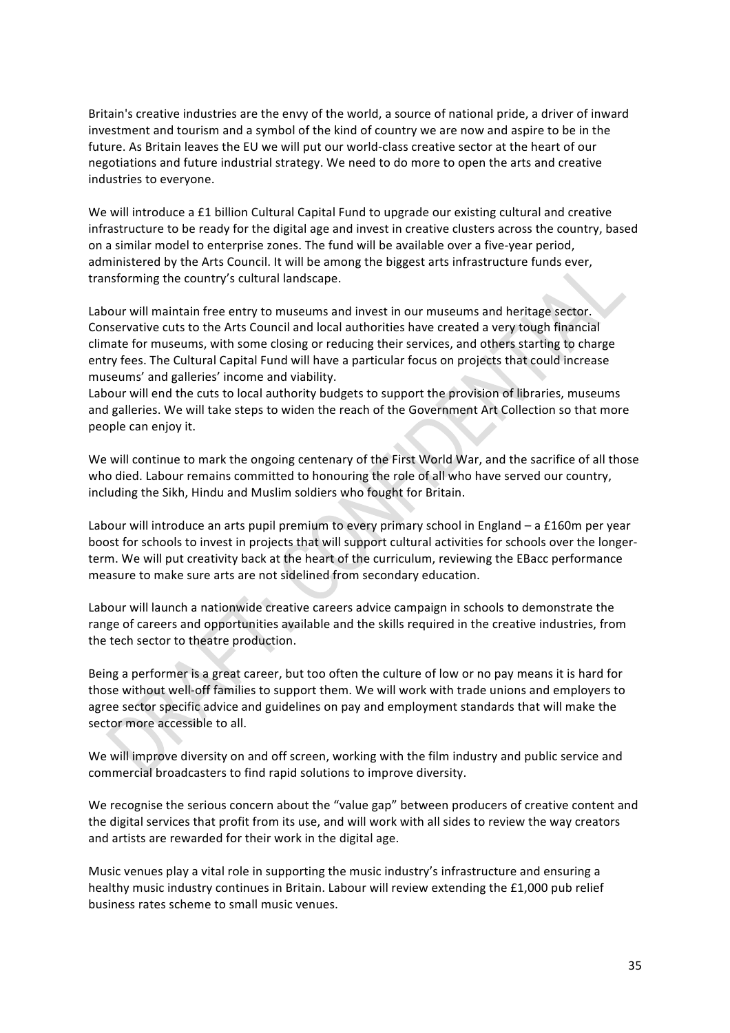Britain's creative industries are the envy of the world, a source of national pride, a driver of inward investment and tourism and a symbol of the kind of country we are now and aspire to be in the future. As Britain leaves the EU we will put our world-class creative sector at the heart of our negotiations and future industrial strategy. We need to do more to open the arts and creative industries to everyone.

We will introduce a £1 billion Cultural Capital Fund to upgrade our existing cultural and creative infrastructure to be ready for the digital age and invest in creative clusters across the country, based on a similar model to enterprise zones. The fund will be available over a five-year period, administered by the Arts Council. It will be among the biggest arts infrastructure funds ever, transforming the country's cultural landscape.

Labour will maintain free entry to museums and invest in our museums and heritage sector. Conservative cuts to the Arts Council and local authorities have created a very tough financial climate for museums, with some closing or reducing their services, and others starting to charge entry fees. The Cultural Capital Fund will have a particular focus on projects that could increase museums' and galleries' income and viability.
Labour will end the cuts to local authority budgets to support the provision of libraries, museums and galleries. We will take steps to widen the reach of the Government Art Collection so that more people can enjoy it.

We will continue to mark the ongoing centenary of the First World War, and the sacrifice of all those who died. Labour remains committed to honouring the role of all who have served our country, including the Sikh, Hindu and Muslim soldiers who fought for Britain.

Labour will introduce an arts pupil premium to every primary school in England – a £160m per year boost for schools to invest in projects that will support cultural activities for schools over the longer-term. We will put creativity back at the heart of the curriculum, reviewing the EBacc performance measure to make sure arts are not sidelined from secondary education.

Labour will launch a nationwide creative careers advice campaign in schools to demonstrate the range of careers and opportunities available and the skills required in the creative industries, from the tech sector to theatre production.

Being a performer is a great career, but too often the culture of low or no pay means it is hard for those without well-off families to support them. We will work with trade unions and employers to agree sector specific advice and guidelines on pay and employment standards that will make the sector more accessible to all.

We will improve diversity on and off screen, working with the film industry and public service and commercial broadcasters to find rapid solutions to improve diversity.

We recognise the serious concern about the "value gap" between producers of creative content and the digital services that profit from its use, and will work with all sides to review the way creators and artists are rewarded for their work in the digital age.

Music venues play a vital role in supporting the music industry's infrastructure and ensuring a healthy music industry continues in Britain. Labour will review extending the £1,000 pub relief business rates scheme to small music venues.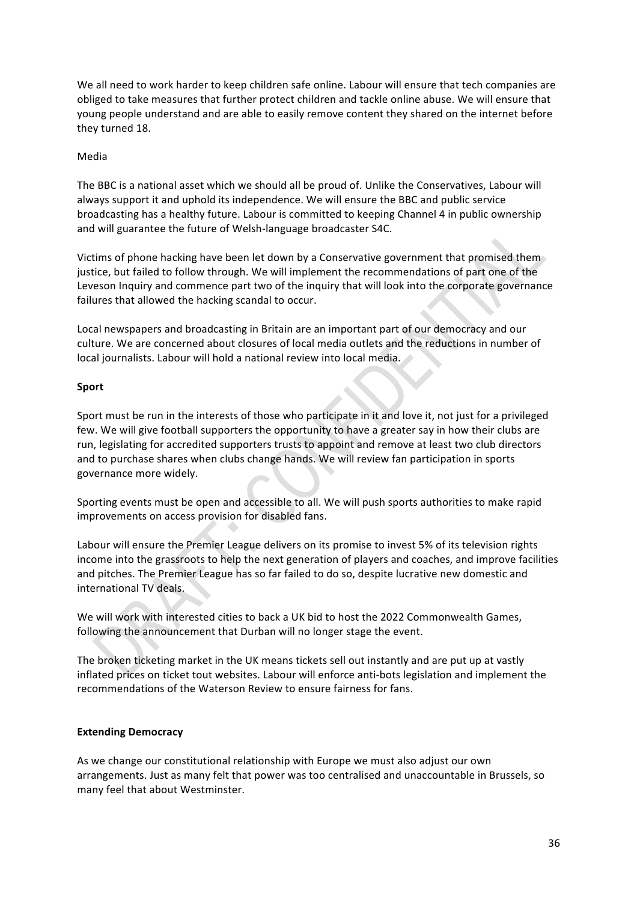We all need to work harder to keep children safe online. Labour will ensure that tech companies are obliged to take measures that further protect children and tackle online abuse. We will ensure that young people understand and are able to easily remove content they shared on the internet before they turned 18.

Media

The BBC is a national asset which we should all be proud of. Unlike the Conservatives, Labour will always support it and uphold its independence. We will ensure the BBC and public service broadcasting has a healthy future. Labour is committed to keeping Channel 4 in public ownership and will guarantee the future of Welsh-language broadcaster S4C.

Victims of phone hacking have been let down by a Conservative government that promised them justice, but failed to follow through. We will implement the recommendations of part one of the Leveson Inquiry and commence part two of the inquiry that will look into the corporate governance failures that allowed the hacking scandal to occur.

Local newspapers and broadcasting in Britain are an important part of our democracy and our culture. We are concerned about closures of local media outlets and the reductions in number of local journalists. Labour will hold a national review into local media.

**Sport**

Sport must be run in the interests of those who participate in it and love it, not just for a privileged few. We will give football supporters the opportunity to have a greater say in how their clubs are run, legislating for accredited supporters trusts to appoint and remove at least two club directors and to purchase shares when clubs change hands. We will review fan participation in sports governance more widely.

Sporting events must be open and accessible to all. We will push sports authorities to make rapid improvements on access provision for disabled fans.

Labour will ensure the Premier League delivers on its promise to invest 5% of its television rights income into the grassroots to help the next generation of players and coaches, and improve facilities and pitches. The Premier League has so far failed to do so, despite lucrative new domestic and international TV deals.

We will work with interested cities to back a UK bid to host the 2022 Commonwealth Games, following the announcement that Durban will no longer stage the event.

The broken ticketing market in the UK means tickets sell out instantly and are put up at vastly inflated prices on ticket tout websites. Labour will enforce anti-bots legislation and implement the recommendations of the Waterson Review to ensure fairness for fans.

**Extending Democracy**

As we change our constitutional relationship with Europe we must also adjust our own arrangements. Just as many felt that power was too centralised and unaccountable in Brussels, so many feel that about Westminster.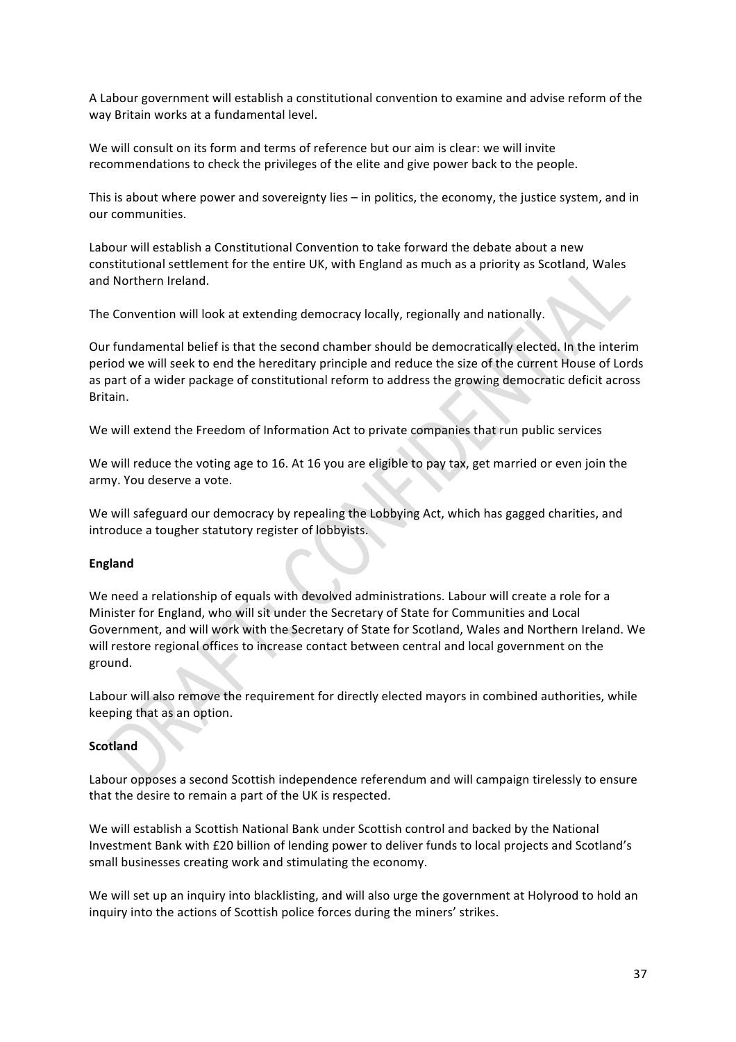A Labour government will establish a constitutional convention to examine and advise reform of the way Britain works at a fundamental level.

We will consult on its form and terms of reference but our aim is clear: we will invite recommendations to check the privileges of the elite and give power back to the people.

This is about where power and sovereignty lies – in politics, the economy, the justice system, and in our communities.

Labour will establish a Constitutional Convention to take forward the debate about a new constitutional settlement for the entire UK, with England as much as a priority as Scotland, Wales and Northern Ireland.

The Convention will look at extending democracy locally, regionally and nationally.

Our fundamental belief is that the second chamber should be democratically elected. In the interim period we will seek to end the hereditary principle and reduce the size of the current House of Lords as part of a wider package of constitutional reform to address the growing democratic deficit across Britain.

We will extend the Freedom of Information Act to private companies that run public services

We will reduce the voting age to 16. At 16 you are eligible to pay tax, get married or even join the army. You deserve a vote.

We will safeguard our democracy by repealing the Lobbying Act, which has gagged charities, and introduce a tougher statutory register of lobbyists.

**England**

We need a relationship of equals with devolved administrations. Labour will create a role for a Minister for England, who will sit under the Secretary of State for Communities and Local Government, and will work with the Secretary of State for Scotland, Wales and Northern Ireland. We will restore regional offices to increase contact between central and local government on the ground.

Labour will also remove the requirement for directly elected mayors in combined authorities, while keeping that as an option.

**Scotland**

Labour opposes a second Scottish independence referendum and will campaign tirelessly to ensure that the desire to remain a part of the UK is respected.

We will establish a Scottish National Bank under Scottish control and backed by the National Investment Bank with £20 billion of lending power to deliver funds to local projects and Scotland's small businesses creating work and stimulating the economy.

We will set up an inquiry into blacklisting, and will also urge the government at Holyrood to hold an inquiry into the actions of Scottish police forces during the miners' strikes.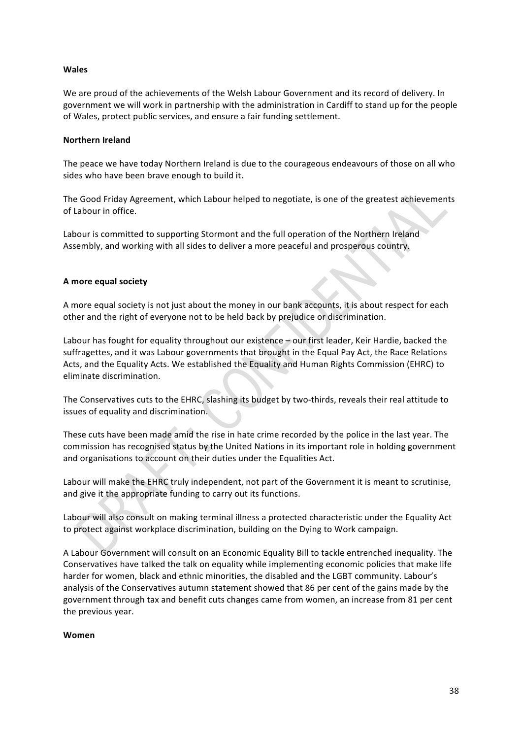**Wales**

We are proud of the achievements of the Welsh Labour Government and its record of delivery. In government we will work in partnership with the administration in Cardiff to stand up for the people of Wales, protect public services, and ensure a fair funding settlement.

**Northern Ireland**

The peace we have today Northern Ireland is due to the courageous endeavours of those on all who sides who have been brave enough to build it.

The Good Friday Agreement, which Labour helped to negotiate, is one of the greatest achievements of Labour in office.

Labour is committed to supporting Stormont and the full operation of the Northern Ireland Assembly, and working with all sides to deliver a more peaceful and prosperous country.

**A more equal society**

A more equal society is not just about the money in our bank accounts, it is about respect for each other and the right of everyone not to be held back by prejudice or discrimination.

Labour has fought for equality throughout our existence – our first leader, Keir Hardie, backed the suffragettes, and it was Labour governments that brought in the Equal Pay Act, the Race Relations Acts, and the Equality Acts. We established the Equality and Human Rights Commission (EHRC) to eliminate discrimination.

The Conservatives cuts to the EHRC, slashing its budget by two-thirds, reveals their real attitude to issues of equality and discrimination.

These cuts have been made amid the rise in hate crime recorded by the police in the last year. The commission has recognised status by the United Nations in its important role in holding government and organisations to account on their duties under the Equalities Act.

Labour will make the EHRC truly independent, not part of the Government it is meant to scrutinise, and give it the appropriate funding to carry out its functions.

Labour will also consult on making terminal illness a protected characteristic under the Equality Act to protect against workplace discrimination, building on the Dying to Work campaign.

A Labour Government will consult on an Economic Equality Bill to tackle entrenched inequality. The Conservatives have talked the talk on equality while implementing economic policies that make life harder for women, black and ethnic minorities, the disabled and the LGBT community. Labour's analysis of the Conservatives autumn statement showed that 86 per cent of the gains made by the government through tax and benefit cuts changes came from women, an increase from 81 per cent the previous year.

**Women**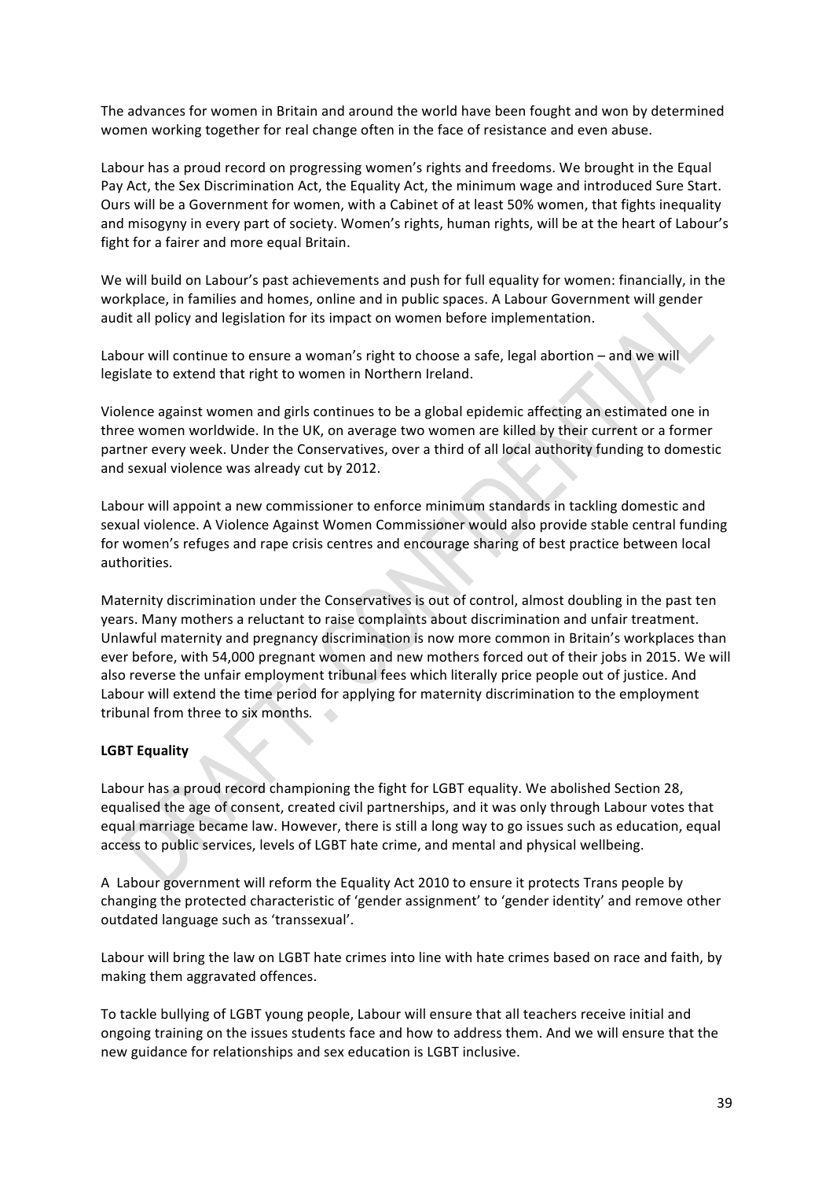The advances for women in Britain and around the world have been fought and won by determined women working together for real change often in the face of resistance and even abuse.

Labour has a proud record on progressing women's rights and freedoms. We brought in the Equal Pay Act, the Sex Discrimination Act, the Equality Act, the minimum wage and introduced Sure Start. Ours will be a Government for women, with a Cabinet of at least 50% women, that fights inequality and misogyny in every part of society. Women's rights, human rights, will be at the heart of Labour's fight for a fairer and more equal Britain.

We will build on Labour's past achievements and push for full equality for women: financially, in the workplace, in families and homes, online and in public spaces. A Labour Government will gender audit all policy and legislation for its impact on women before implementation.

Labour will continue to ensure a woman's right to choose a safe, legal abortion – and we will legislate to extend that right to women in Northern Ireland.

Violence against women and girls continues to be a global epidemic affecting an estimated one in three women worldwide. In the UK, on average two women are killed by their current or a former partner every week. Under the Conservatives, over a third of all local authority funding to domestic and sexual violence was already cut by 2012.

Labour will appoint a new commissioner to enforce minimum standards in tackling domestic and sexual violence. A Violence Against Women Commissioner would also provide stable central funding for women's refuges and rape crisis centres and encourage sharing of best practice between local authorities.

Maternity discrimination under the Conservatives is out of control, almost doubling in the past ten years. Many mothers a reluctant to raise complaints about discrimination and unfair treatment. Unlawful maternity and pregnancy discrimination is now more common in Britain's workplaces than ever before, with 54,000 pregnant women and new mothers forced out of their jobs in 2015. We will also reverse the unfair employment tribunal fees which literally price people out of justice. And Labour will extend the time period for applying for maternity discrimination to the employment tribunal from three to six months.

**LGBT Equality**

Labour has a proud record championing the fight for LGBT equality. We abolished Section 28, equalised the age of consent, created civil partnerships, and it was only through Labour votes that equal marriage became law. However, there is still a long way to go issues such as education, equal access to public services, levels of LGBT hate crime, and mental and physical wellbeing.

A Labour government will reform the Equality Act 2010 to ensure it protects Trans people by changing the protected characteristic of 'gender assignment' to 'gender identity' and remove other outdated language such as 'transsexual'.

Labour will bring the law on LGBT hate crimes into line with hate crimes based on race and faith, by making them aggravated offences.

To tackle bullying of LGBT young people, Labour will ensure that all teachers receive initial and ongoing training on the issues students face and how to address them. And we will ensure that the new guidance for relationships and sex education is LGBT inclusive.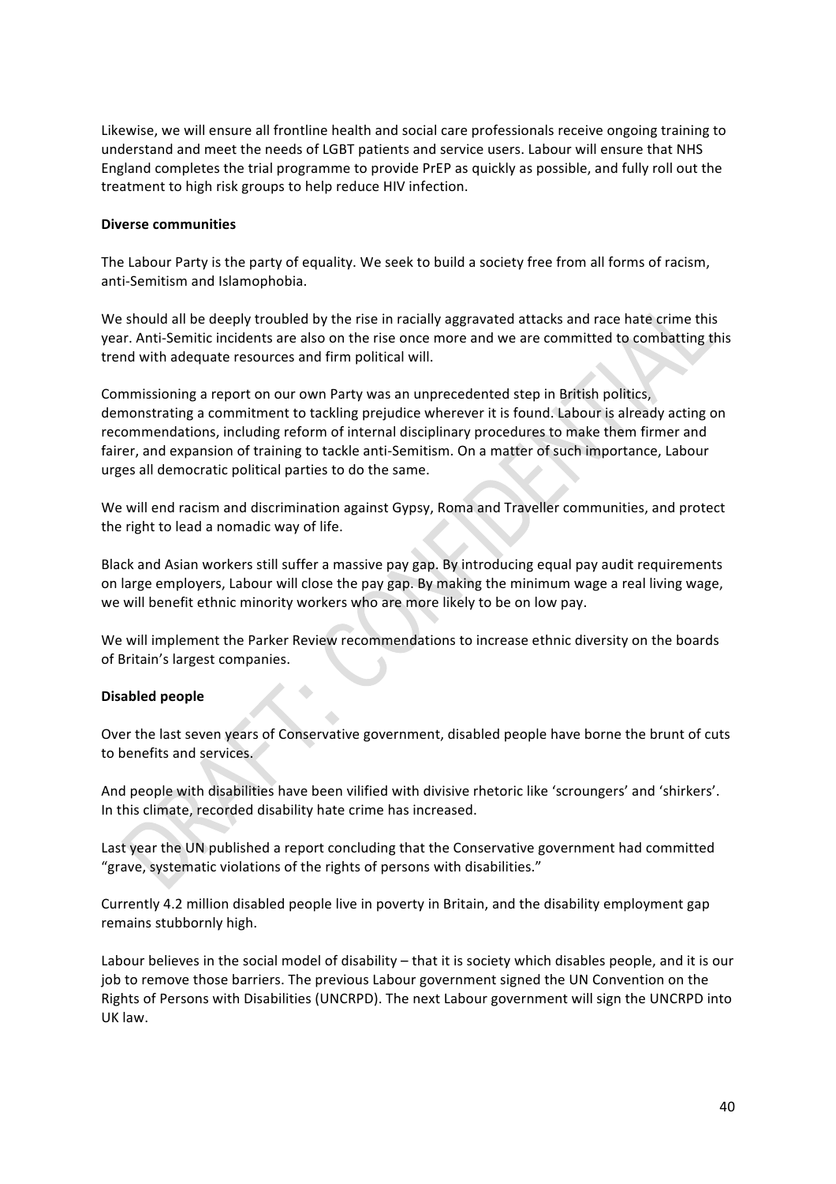Likewise, we will ensure all frontline health and social care professionals receive ongoing training to understand and meet the needs of LGBT patients and service users. Labour will ensure that NHS England completes the trial programme to provide PrEP as quickly as possible, and fully roll out the treatment to high risk groups to help reduce HIV infection.

**Diverse communities**

The Labour Party is the party of equality. We seek to build a society free from all forms of racism, anti-Semitism and Islamophobia.

We should all be deeply troubled by the rise in racially aggravated attacks and race hate crime this year. Anti-Semitic incidents are also on the rise once more and we are committed to combatting this trend with adequate resources and firm political will.

Commissioning a report on our own Party was an unprecedented step in British politics, demonstrating a commitment to tackling prejudice wherever it is found. Labour is already acting on recommendations, including reform of internal disciplinary procedures to make them firmer and fairer, and expansion of training to tackle anti-Semitism. On a matter of such importance, Labour urges all democratic political parties to do the same.

We will end racism and discrimination against Gypsy, Roma and Traveller communities, and protect the right to lead a nomadic way of life.

Black and Asian workers still suffer a massive pay gap. By introducing equal pay audit requirements on large employers, Labour will close the pay gap. By making the minimum wage a real living wage, we will benefit ethnic minority workers who are more likely to be on low pay.

We will implement the Parker Review recommendations to increase ethnic diversity on the boards of Britain's largest companies.

**Disabled people**

Over the last seven years of Conservative government, disabled people have borne the brunt of cuts to benefits and services.

And people with disabilities have been vilified with divisive rhetoric like 'scroungers' and 'shirkers'. In this climate, recorded disability hate crime has increased.

Last year the UN published a report concluding that the Conservative government had committed "grave, systematic violations of the rights of persons with disabilities."

Currently 4.2 million disabled people live in poverty in Britain, and the disability employment gap remains stubbornly high.

Labour believes in the social model of disability – that it is society which disables people, and it is our job to remove those barriers. The previous Labour government signed the UN Convention on the Rights of Persons with Disabilities (UNCRPD). The next Labour government will sign the UNCRPD into UK law.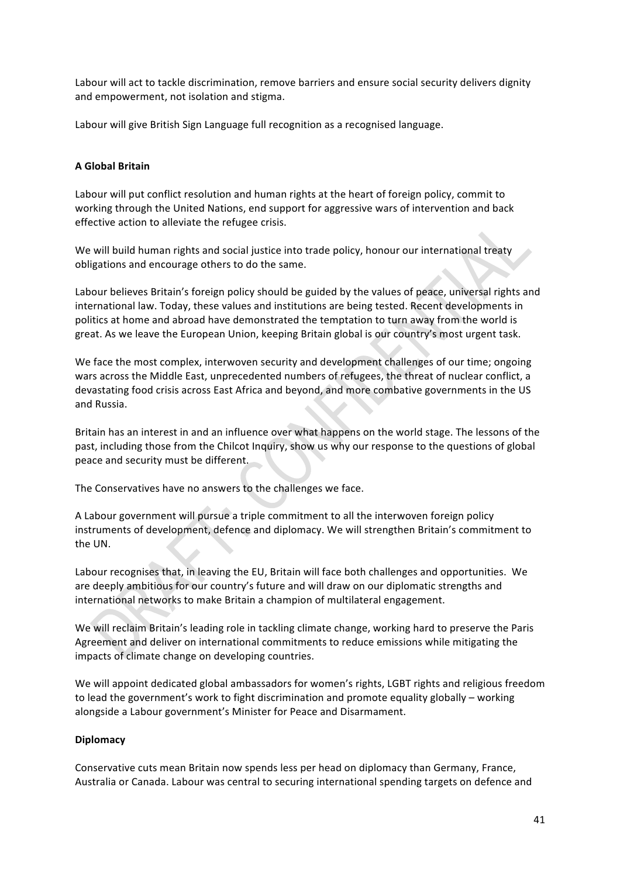Labour will act to tackle discrimination, remove barriers and ensure social security delivers dignity and empowerment, not isolation and stigma.

Labour will give British Sign Language full recognition as a recognised language.

**A Global Britain**

Labour will put conflict resolution and human rights at the heart of foreign policy, commit to working through the United Nations, end support for aggressive wars of intervention and back effective action to alleviate the refugee crisis.

We will build human rights and social justice into trade policy, honour our international treaty obligations and encourage others to do the same.

Labour believes Britain's foreign policy should be guided by the values of peace, universal rights and international law. Today, these values and institutions are being tested. Recent developments in politics at home and abroad have demonstrated the temptation to turn away from the world is great. As we leave the European Union, keeping Britain global is our country's most urgent task.

We face the most complex, interwoven security and development challenges of our time; ongoing wars across the Middle East, unprecedented numbers of refugees, the threat of nuclear conflict, a devastating food crisis across East Africa and beyond, and more combative governments in the US and Russia.

Britain has an interest in and an influence over what happens on the world stage. The lessons of the past, including those from the Chilcot Inquiry, show us why our response to the questions of global peace and security must be different.

The Conservatives have no answers to the challenges we face.

A Labour government will pursue a triple commitment to all the interwoven foreign policy instruments of development, defence and diplomacy. We will strengthen Britain's commitment to the UN.

Labour recognises that, in leaving the EU, Britain will face both challenges and opportunities. We are deeply ambitious for our country's future and will draw on our diplomatic strengths and international networks to make Britain a champion of multilateral engagement.

We will reclaim Britain's leading role in tackling climate change, working hard to preserve the Paris Agreement and deliver on international commitments to reduce emissions while mitigating the impacts of climate change on developing countries.

We will appoint dedicated global ambassadors for women's rights, LGBT rights and religious freedom to lead the government's work to fight discrimination and promote equality globally – working alongside a Labour government's Minister for Peace and Disarmament.

**Diplomacy**

Conservative cuts mean Britain now spends less per head on diplomacy than Germany, France, Australia or Canada. Labour was central to securing international spending targets on defence and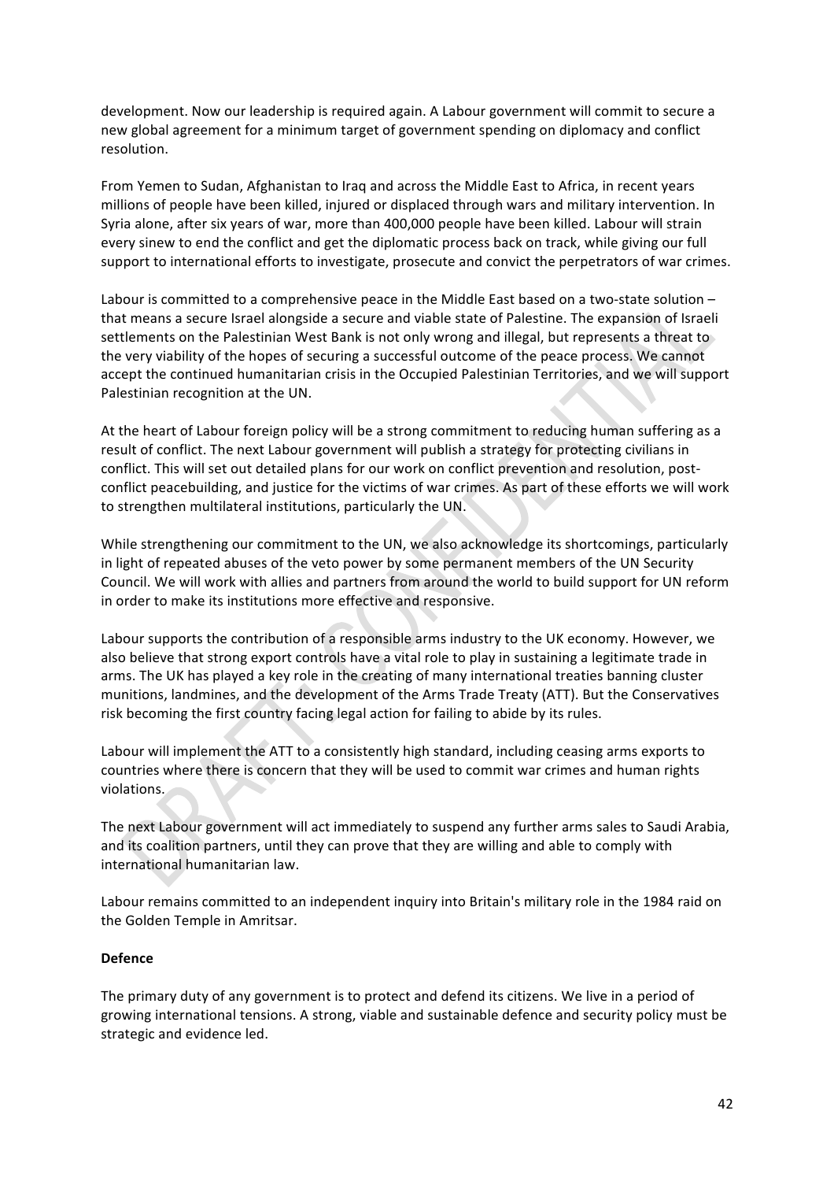development. Now our leadership is required again. A Labour government will commit to secure a new global agreement for a minimum target of government spending on diplomacy and conflict resolution.

From Yemen to Sudan, Afghanistan to Iraq and across the Middle East to Africa, in recent years millions of people have been killed, injured or displaced through wars and military intervention. In Syria alone, after six years of war, more than 400,000 people have been killed. Labour will strain every sinew to end the conflict and get the diplomatic process back on track, while giving our full support to international efforts to investigate, prosecute and convict the perpetrators of war crimes.

Labour is committed to a comprehensive peace in the Middle East based on a two-state solution – that means a secure Israel alongside a secure and viable state of Palestine. The expansion of Israeli settlements on the Palestinian West Bank is not only wrong and illegal, but represents a threat to the very viability of the hopes of securing a successful outcome of the peace process. We cannot accept the continued humanitarian crisis in the Occupied Palestinian Territories, and we will support Palestinian recognition at the UN.

At the heart of Labour foreign policy will be a strong commitment to reducing human suffering as a result of conflict. The next Labour government will publish a strategy for protecting civilians in conflict. This will set out detailed plans for our work on conflict prevention and resolution, post-conflict peacebuilding, and justice for the victims of war crimes. As part of these efforts we will work to strengthen multilateral institutions, particularly the UN.

While strengthening our commitment to the UN, we also acknowledge its shortcomings, particularly in light of repeated abuses of the veto power by some permanent members of the UN Security Council. We will work with allies and partners from around the world to build support for UN reform in order to make its institutions more effective and responsive.

Labour supports the contribution of a responsible arms industry to the UK economy. However, we also believe that strong export controls have a vital role to play in sustaining a legitimate trade in arms. The UK has played a key role in the creating of many international treaties banning cluster munitions, landmines, and the development of the Arms Trade Treaty (ATT). But the Conservatives risk becoming the first country facing legal action for failing to abide by its rules.

Labour will implement the ATT to a consistently high standard, including ceasing arms exports to countries where there is concern that they will be used to commit war crimes and human rights violations.

The next Labour government will act immediately to suspend any further arms sales to Saudi Arabia, and its coalition partners, until they can prove that they are willing and able to comply with international humanitarian law.

Labour remains committed to an independent inquiry into Britain's military role in the 1984 raid on the Golden Temple in Amritsar.

**Defence**

The primary duty of any government is to protect and defend its citizens. We live in a period of growing international tensions. A strong, viable and sustainable defence and security policy must be strategic and evidence led.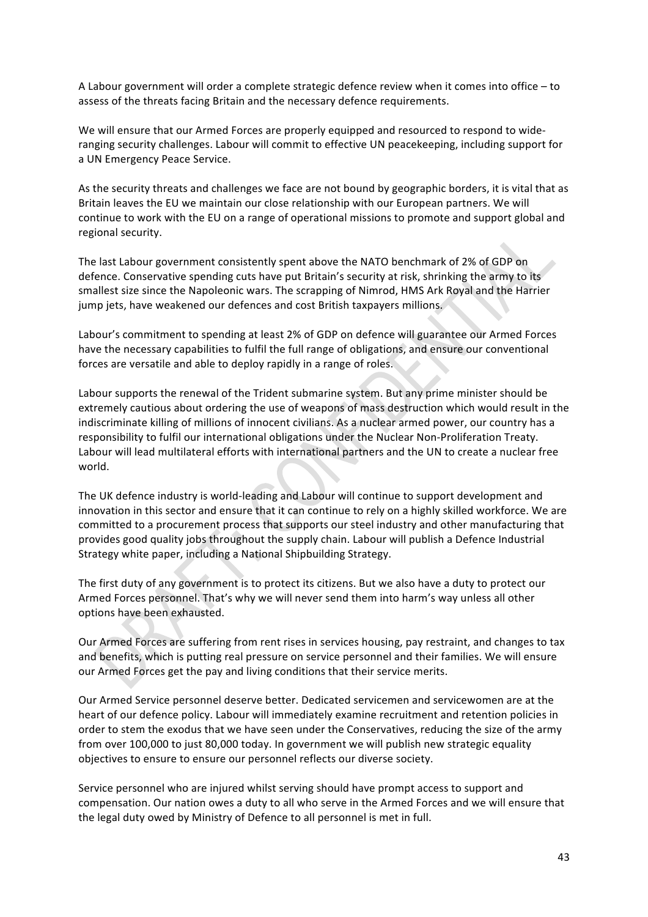A Labour government will order a complete strategic defence review when it comes into office – to assess of the threats facing Britain and the necessary defence requirements.

We will ensure that our Armed Forces are properly equipped and resourced to respond to wide-ranging security challenges. Labour will commit to effective UN peacekeeping, including support for a UN Emergency Peace Service.

As the security threats and challenges we face are not bound by geographic borders, it is vital that as Britain leaves the EU we maintain our close relationship with our European partners. We will continue to work with the EU on a range of operational missions to promote and support global and regional security.

The last Labour government consistently spent above the NATO benchmark of 2% of GDP on defence. Conservative spending cuts have put Britain's security at risk, shrinking the army to its smallest size since the Napoleonic wars. The scrapping of Nimrod, HMS Ark Royal and the Harrier jump jets, have weakened our defences and cost British taxpayers millions.

Labour's commitment to spending at least 2% of GDP on defence will guarantee our Armed Forces have the necessary capabilities to fulfil the full range of obligations, and ensure our conventional forces are versatile and able to deploy rapidly in a range of roles.

Labour supports the renewal of the Trident submarine system. But any prime minister should be extremely cautious about ordering the use of weapons of mass destruction which would result in the indiscriminate killing of millions of innocent civilians. As a nuclear armed power, our country has a responsibility to fulfil our international obligations under the Nuclear Non-Proliferation Treaty. Labour will lead multilateral efforts with international partners and the UN to create a nuclear free world.

The UK defence industry is world-leading and Labour will continue to support development and innovation in this sector and ensure that it can continue to rely on a highly skilled workforce. We are committed to a procurement process that supports our steel industry and other manufacturing that provides good quality jobs throughout the supply chain. Labour will publish a Defence Industrial Strategy white paper, including a National Shipbuilding Strategy.

The first duty of any government is to protect its citizens. But we also have a duty to protect our Armed Forces personnel. That's why we will never send them into harm's way unless all other options have been exhausted.

Our Armed Forces are suffering from rent rises in services housing, pay restraint, and changes to tax and benefits, which is putting real pressure on service personnel and their families. We will ensure our Armed Forces get the pay and living conditions that their service merits.

Our Armed Service personnel deserve better. Dedicated servicemen and servicewomen are at the heart of our defence policy. Labour will immediately examine recruitment and retention policies in order to stem the exodus that we have seen under the Conservatives, reducing the size of the army from over 100,000 to just 80,000 today. In government we will publish new strategic equality objectives to ensure to ensure our personnel reflects our diverse society.

Service personnel who are injured whilst serving should have prompt access to support and compensation. Our nation owes a duty to all who serve in the Armed Forces and we will ensure that the legal duty owed by Ministry of Defence to all personnel is met in full.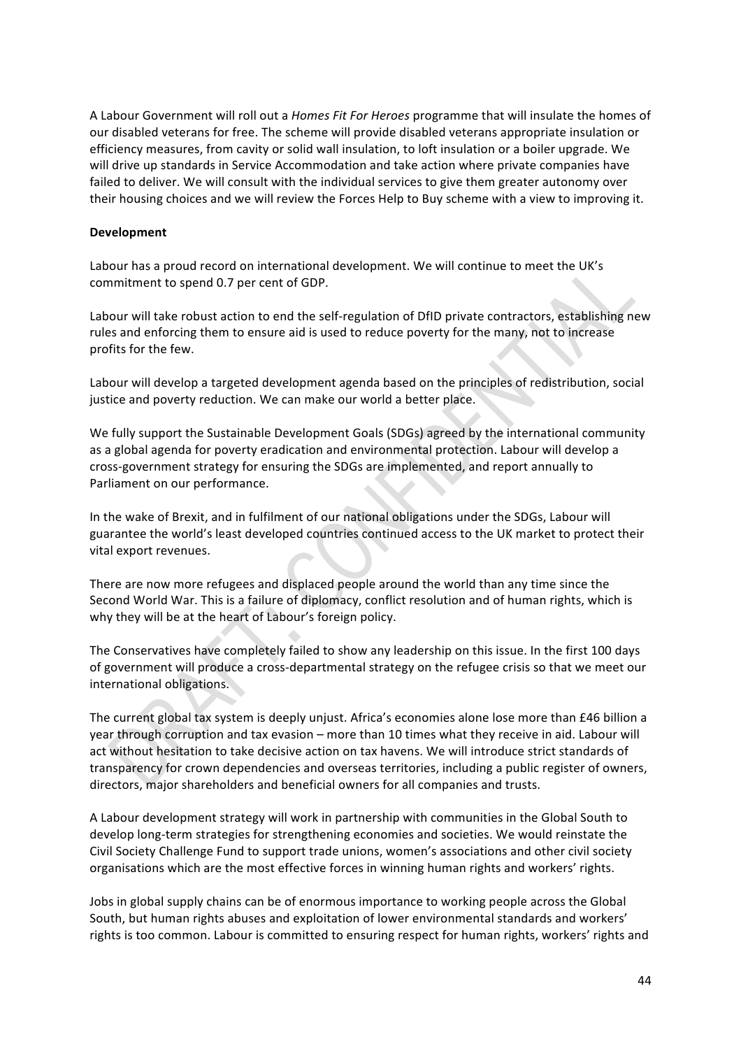A Labour Government will roll out a *Homes Fit For Heroes* programme that will insulate the homes of our disabled veterans for free. The scheme will provide disabled veterans appropriate insulation or efficiency measures, from cavity or solid wall insulation, to loft insulation or a boiler upgrade. We will drive up standards in Service Accommodation and take action where private companies have failed to deliver. We will consult with the individual services to give them greater autonomy over their housing choices and we will review the Forces Help to Buy scheme with a view to improving it.

**Development**

Labour has a proud record on international development. We will continue to meet the UK's commitment to spend 0.7 per cent of GDP.

Labour will take robust action to end the self-regulation of DfID private contractors, establishing new rules and enforcing them to ensure aid is used to reduce poverty for the many, not to increase profits for the few.

Labour will develop a targeted development agenda based on the principles of redistribution, social justice and poverty reduction. We can make our world a better place.

We fully support the Sustainable Development Goals (SDGs) agreed by the international community as a global agenda for poverty eradication and environmental protection. Labour will develop a cross-government strategy for ensuring the SDGs are implemented, and report annually to Parliament on our performance.

In the wake of Brexit, and in fulfilment of our national obligations under the SDGs, Labour will guarantee the world's least developed countries continued access to the UK market to protect their vital export revenues.

There are now more refugees and displaced people around the world than any time since the Second World War. This is a failure of diplomacy, conflict resolution and of human rights, which is why they will be at the heart of Labour's foreign policy.

The Conservatives have completely failed to show any leadership on this issue. In the first 100 days of government will produce a cross-departmental strategy on the refugee crisis so that we meet our international obligations.

The current global tax system is deeply unjust. Africa's economies alone lose more than £46 billion a year through corruption and tax evasion – more than 10 times what they receive in aid. Labour will act without hesitation to take decisive action on tax havens. We will introduce strict standards of transparency for crown dependencies and overseas territories, including a public register of owners, directors, major shareholders and beneficial owners for all companies and trusts.

A Labour development strategy will work in partnership with communities in the Global South to develop long-term strategies for strengthening economies and societies. We would reinstate the Civil Society Challenge Fund to support trade unions, women's associations and other civil society organisations which are the most effective forces in winning human rights and workers' rights.

Jobs in global supply chains can be of enormous importance to working people across the Global South, but human rights abuses and exploitation of lower environmental standards and workers' rights is too common. Labour is committed to ensuring respect for human rights, workers' rights and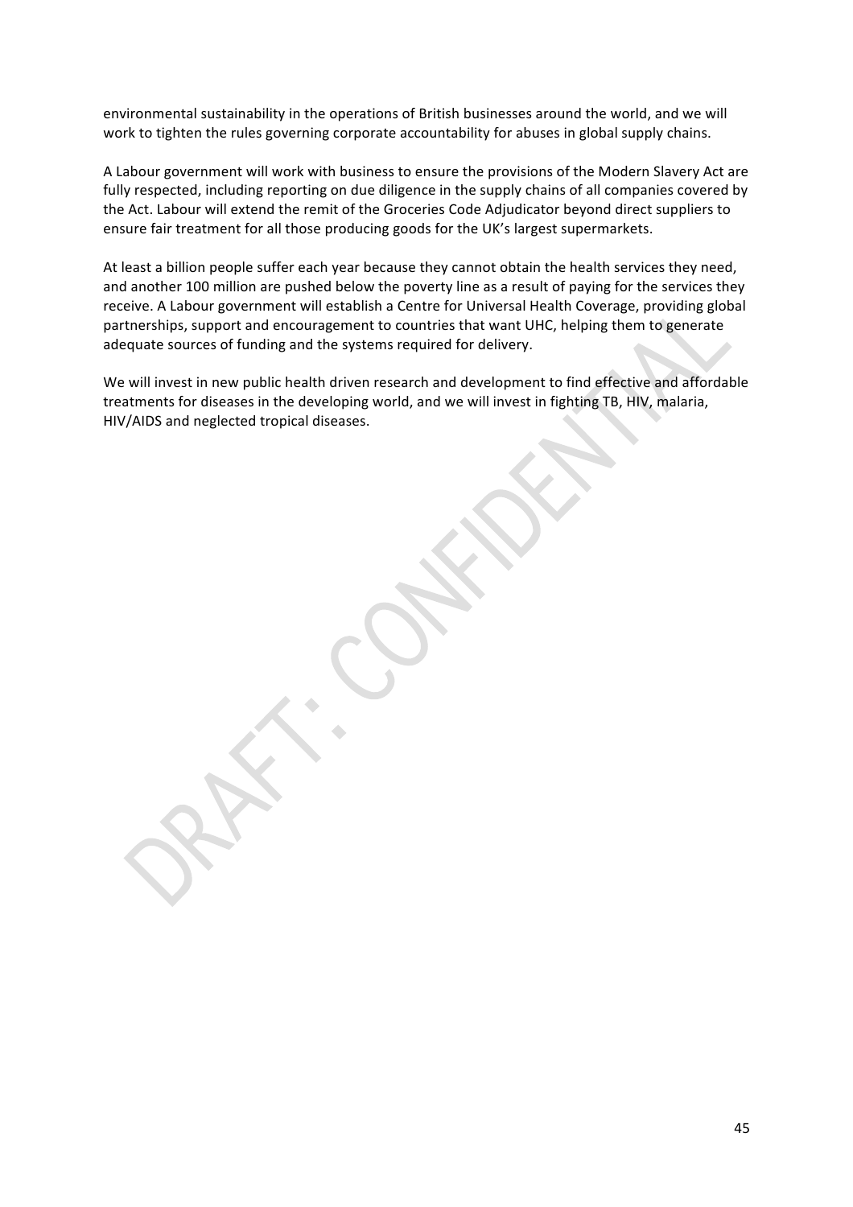environmental sustainability in the operations of British businesses around the world, and we will work to tighten the rules governing corporate accountability for abuses in global supply chains.

A Labour government will work with business to ensure the provisions of the Modern Slavery Act are fully respected, including reporting on due diligence in the supply chains of all companies covered by the Act. Labour will extend the remit of the Groceries Code Adjudicator beyond direct suppliers to ensure fair treatment for all those producing goods for the UK's largest supermarkets.

At least a billion people suffer each year because they cannot obtain the health services they need, and another 100 million are pushed below the poverty line as a result of paying for the services they receive. A Labour government will establish a Centre for Universal Health Coverage, providing global partnerships, support and encouragement to countries that want UHC, helping them to generate adequate sources of funding and the systems required for delivery.

We will invest in new public health driven research and development to find effective and affordable treatments for diseases in the developing world, and we will invest in fighting TB, HIV, malaria, HIV/AIDS and neglected tropical diseases.